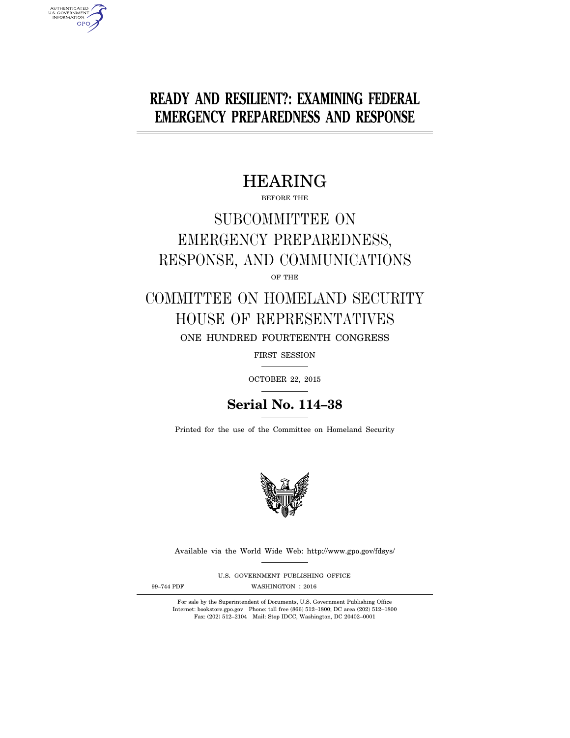# READY AND RESILIENT?: EXAMINING FEDERAL EMERGENCY PREPAREDNESS AND RESPONSE

## HEARING

BEFORE THE

## SUBCOMMITTEE ON EMERGENCY PREPAREDNESS, RESPONSE, AND COMMUNICATIONS

OF THE

## COMMITTEE ON HOMELAND SECURITY HOUSE OF REPRESENTATIVES

ONE HUNDRED FOURTEENTH CONGRESS

FIRST SESSION

OCTOBER 22, 2015

**Serial No. 114–38**

Printed for the use of the Committee on Homeland Security

Available via the World Wide Web: http://www.gpo.gov/fdsys/

U.S. GOVERNMENT PUBLISHING OFFICE

99–744 PDF WASHINGTON : 2016

For sale by the Superintendent of Documents, U.S. Government Publishing Office
Internet: bookstore.gpo.gov Phone: toll free (866) 512–1800; DC area (202) 512–1800
Fax: (202) 512–2104 Mail: Stop IDCC, Washington, DC 20402–0001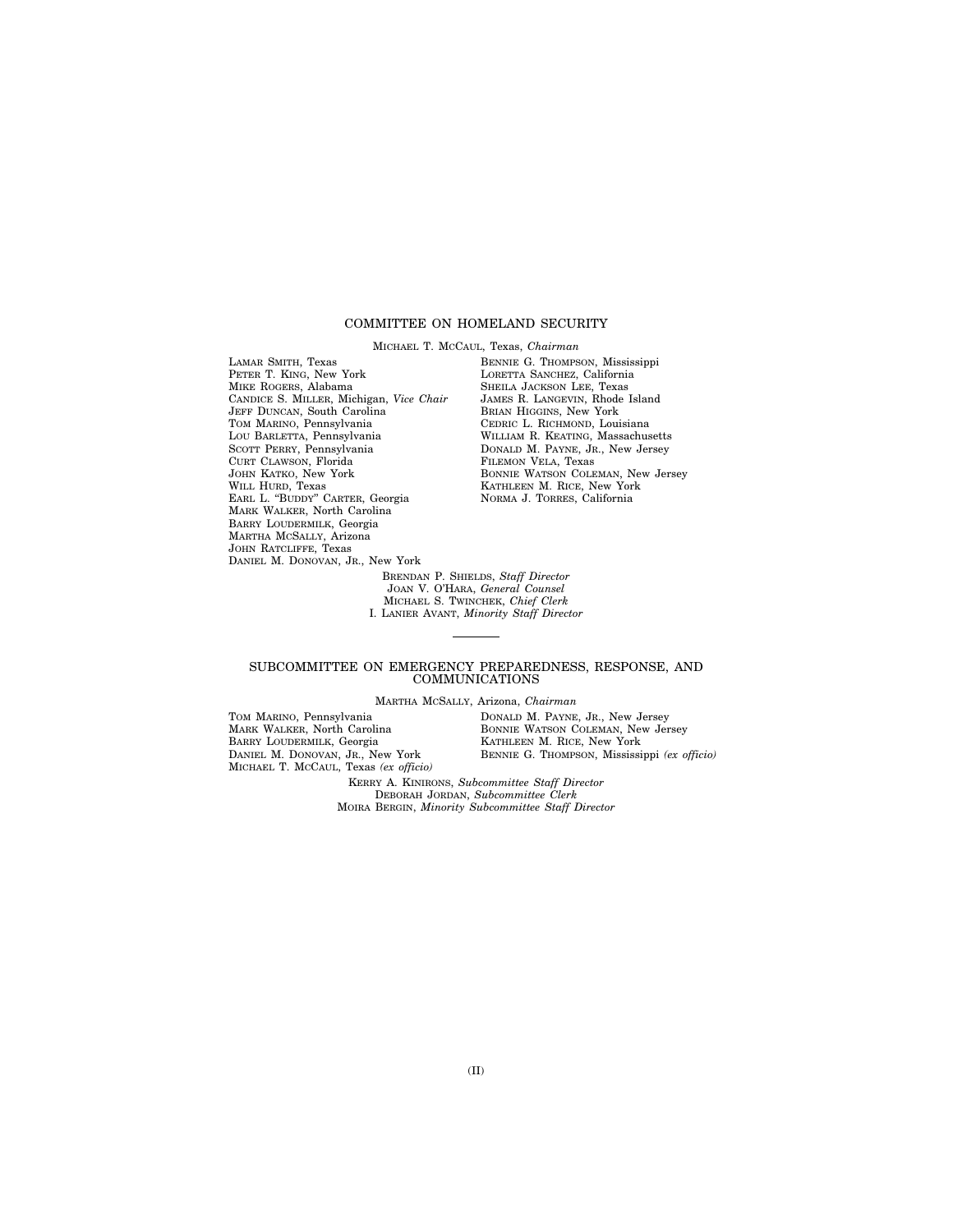## COMMITTEE ON HOMELAND SECURITY

MICHAEL T. MCCAUL, Texas, *Chairman*

LAMAR SMITH, Texas
PETER T. KING, New York
MIKE ROGERS, Alabama
CANDICE S. MILLER, Michigan, *Vice Chair*
JEFF DUNCAN, South Carolina
TOM MARINO, Pennsylvania
LOU BARLETTA, Pennsylvania
SCOTT PERRY, Pennsylvania
CURT CLAWSON, Florida
JOHN KATKO, New York
WILL HURD, Texas
EARL L. "BUDDY" CARTER, Georgia
MARK WALKER, North Carolina
BARRY LOUDERMILK, Georgia
MARTHA MCSALLY, Arizona
JOHN RATCLIFFE, Texas
DANIEL M. DONOVAN, JR., New York

BENNIE G. THOMPSON, Mississippi
LORETTA SANCHEZ, California
SHEILA JACKSON LEE, Texas
JAMES R. LANGEVIN, Rhode Island
BRIAN HIGGINS, New York
CEDRIC L. RICHMOND, Louisiana
WILLIAM R. KEATING, Massachusetts
DONALD M. PAYNE, JR., New Jersey
FILEMON VELA, Texas
BONNIE WATSON COLEMAN, New Jersey
KATHLEEN M. RICE, New York
NORMA J. TORRES, California

BRENDAN P. SHIELDS, *Staff Director*
JOAN V. O'HARA, *General Counsel*
MICHAEL S. TWINCHEK, *Chief Clerk*
I. LANIER AVANT, *Minority Staff Director*

---

## SUBCOMMITTEE ON EMERGENCY PREPAREDNESS, RESPONSE, AND COMMUNICATIONS

MARTHA MCSALLY, Arizona, *Chairman*

TOM MARINO, Pennsylvania
MARK WALKER, North Carolina
BARRY LOUDERMILK, Georgia
DANIEL M. DONOVAN, JR., New York
MICHAEL T. MCCAUL, Texas *(ex officio)*

DONALD M. PAYNE, JR., New Jersey
BONNIE WATSON COLEMAN, New Jersey
KATHLEEN M. RICE, New York
BENNIE G. THOMPSON, Mississippi *(ex officio)*

KERRY A. KINIRONS, *Subcommittee Staff Director*
DEBORAH JORDAN, *Subcommittee Clerk*
MOIRA BERGIN, *Minority Subcommittee Staff Director*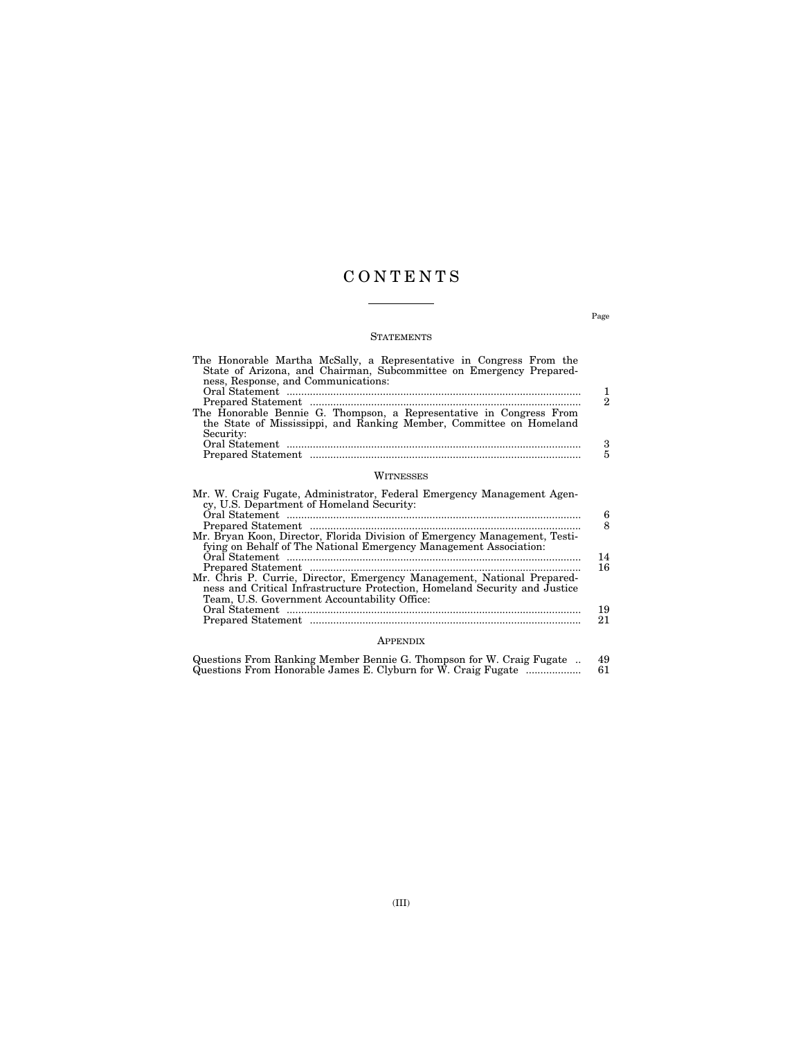# CONTENTS

| | Page |
|---|---|
| **STATEMENTS** | |
| The Honorable Martha McSally, a Representative in Congress From the State of Arizona, and Chairman, Subcommittee on Emergency Preparedness, Response, and Communications: | |
| Oral Statement | 1 |
| Prepared Statement | 2 |
| The Honorable Bennie G. Thompson, a Representative in Congress From the State of Mississippi, and Ranking Member, Committee on Homeland Security: | |
| Oral Statement | 3 |
| Prepared Statement | 5 |
| **WITNESSES** | |
| Mr. W. Craig Fugate, Administrator, Federal Emergency Management Agency, U.S. Department of Homeland Security: | |
| Oral Statement | 6 |
| Prepared Statement | 8 |
| Mr. Bryan Koon, Director, Florida Division of Emergency Management, Testifying on Behalf of The National Emergency Management Association: | |
| Oral Statement | 14 |
| Prepared Statement | 16 |
| Mr. Chris P. Currie, Director, Emergency Management, National Preparedness and Critical Infrastructure Protection, Homeland Security and Justice Team, U.S. Government Accountability Office: | |
| Oral Statement | 19 |
| Prepared Statement | 21 |
| **APPENDIX** | |
| Questions From Ranking Member Bennie G. Thompson for W. Craig Fugate | 49 |
| Questions From Honorable James E. Clyburn for W. Craig Fugate | 61 |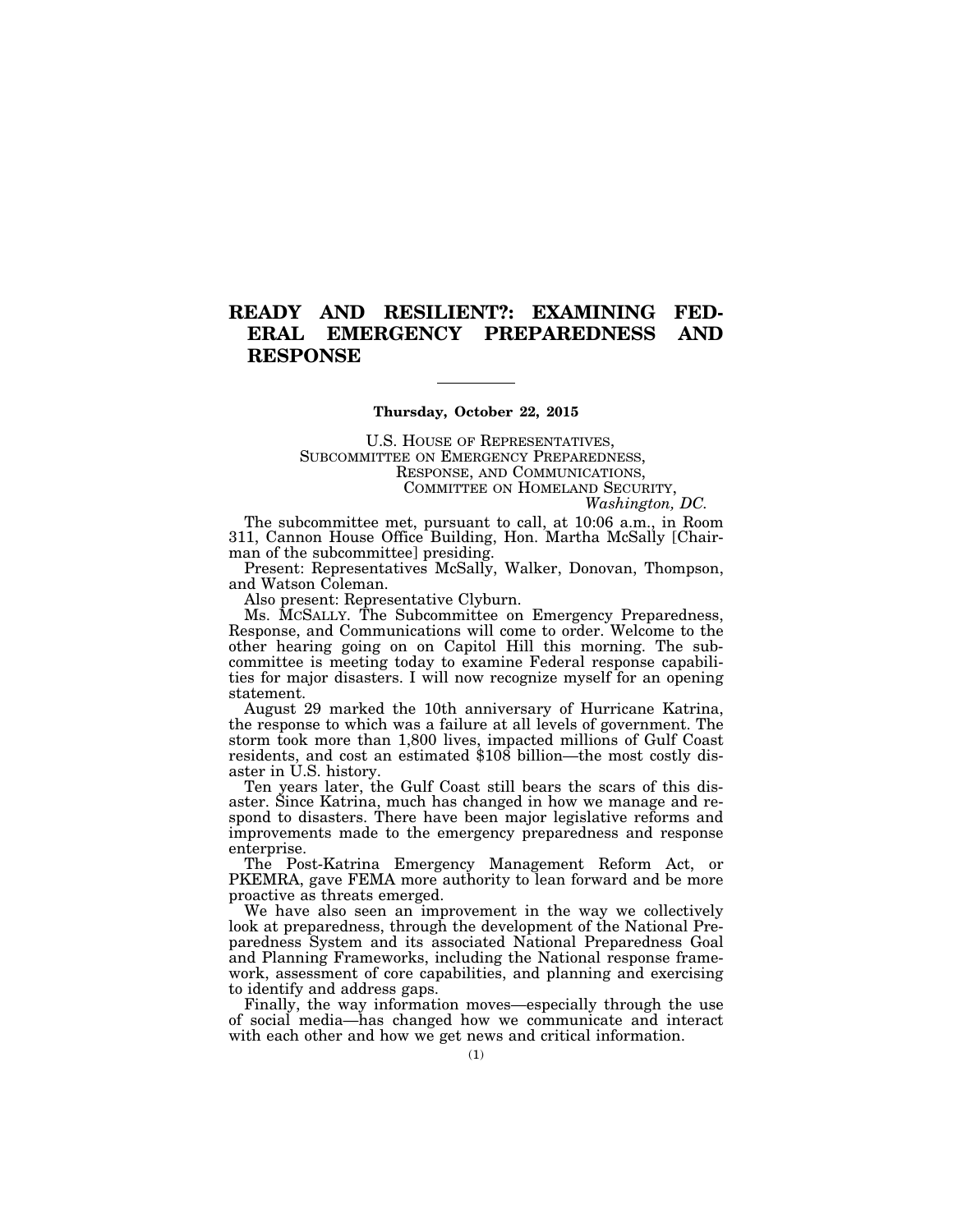# READY AND RESILIENT?: EXAMINING FEDERAL EMERGENCY PREPAREDNESS AND RESPONSE

---

**Thursday, October 22, 2015**

U.S. HOUSE OF REPRESENTATIVES,
SUBCOMMITTEE ON EMERGENCY PREPAREDNESS,
RESPONSE, AND COMMUNICATIONS,
COMMITTEE ON HOMELAND SECURITY,
*Washington, DC.*

The subcommittee met, pursuant to call, at 10:06 a.m., in Room 311, Cannon House Office Building, Hon. Martha McSally [Chairman of the subcommittee] presiding.

Present: Representatives McSally, Walker, Donovan, Thompson, and Watson Coleman.

Also present: Representative Clyburn.

Ms. MCSALLY. The Subcommittee on Emergency Preparedness, Response, and Communications will come to order. Welcome to the other hearing going on on Capitol Hill this morning. The subcommittee is meeting today to examine Federal response capabilities for major disasters. I will now recognize myself for an opening statement.

August 29 marked the 10th anniversary of Hurricane Katrina, the response to which was a failure at all levels of government. The storm took more than 1,800 lives, impacted millions of Gulf Coast residents, and cost an estimated $108 billion—the most costly disaster in U.S. history.

Ten years later, the Gulf Coast still bears the scars of this disaster. Since Katrina, much has changed in how we manage and respond to disasters. There have been major legislative reforms and improvements made to the emergency preparedness and response enterprise.

The Post-Katrina Emergency Management Reform Act, or PKEMRA, gave FEMA more authority to lean forward and be more proactive as threats emerged.

We have also seen an improvement in the way we collectively look at preparedness, through the development of the National Preparedness System and its associated National Preparedness Goal and Planning Frameworks, including the National response framework, assessment of core capabilities, and planning and exercising to identify and address gaps.

Finally, the way information moves—especially through the use of social media—has changed how we communicate and interact with each other and how we get news and critical information.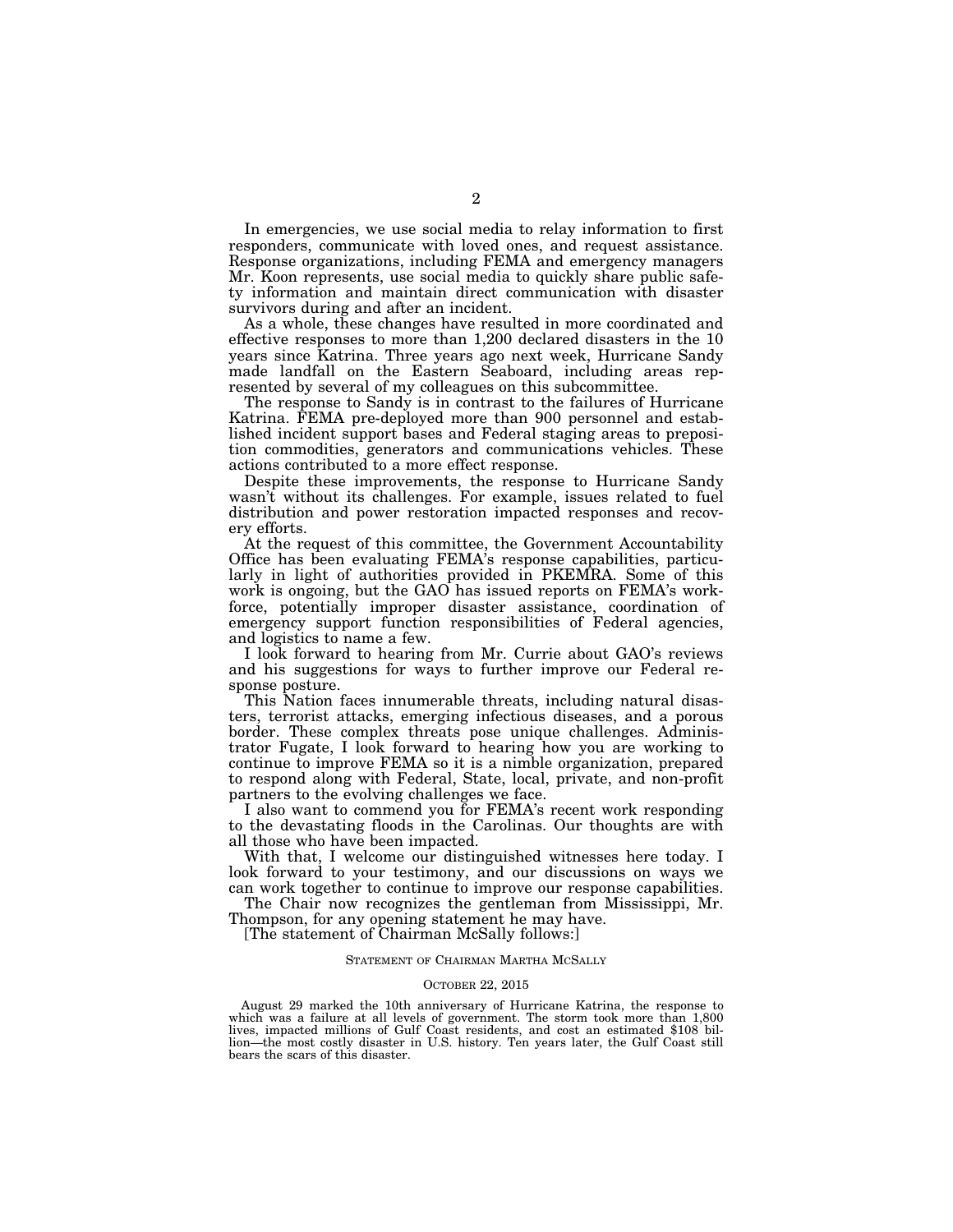In emergencies, we use social media to relay information to first responders, communicate with loved ones, and request assistance. Response organizations, including FEMA and emergency managers Mr. Koon represents, use social media to quickly share public safety information and maintain direct communication with disaster survivors during and after an incident.

As a whole, these changes have resulted in more coordinated and effective responses to more than 1,200 declared disasters in the 10 years since Katrina. Three years ago next week, Hurricane Sandy made landfall on the Eastern Seaboard, including areas represented by several of my colleagues on this subcommittee.

The response to Sandy is in contrast to the failures of Hurricane Katrina. FEMA pre-deployed more than 900 personnel and established incident support bases and Federal staging areas to preposition commodities, generators and communications vehicles. These actions contributed to a more effect response.

Despite these improvements, the response to Hurricane Sandy wasn't without its challenges. For example, issues related to fuel distribution and power restoration impacted responses and recovery efforts.

At the request of this committee, the Government Accountability Office has been evaluating FEMA's response capabilities, particularly in light of authorities provided in PKEMRA. Some of this work is ongoing, but the GAO has issued reports on FEMA's workforce, potentially improper disaster assistance, coordination of emergency support function responsibilities of Federal agencies, and logistics to name a few.

I look forward to hearing from Mr. Currie about GAO's reviews and his suggestions for ways to further improve our Federal response posture.

This Nation faces innumerable threats, including natural disasters, terrorist attacks, emerging infectious diseases, and a porous border. These complex threats pose unique challenges. Administrator Fugate, I look forward to hearing how you are working to continue to improve FEMA so it is a nimble organization, prepared to respond along with Federal, State, local, private, and non-profit partners to the evolving challenges we face.

I also want to commend you for FEMA's recent work responding to the devastating floods in the Carolinas. Our thoughts are with all those who have been impacted.

With that, I welcome our distinguished witnesses here today. I look forward to your testimony, and our discussions on ways we can work together to continue to improve our response capabilities.

The Chair now recognizes the gentleman from Mississippi, Mr. Thompson, for any opening statement he may have.

[The statement of Chairman McSally follows:]

STATEMENT OF CHAIRMAN MARTHA MCSALLY

OCTOBER 22, 2015

August 29 marked the 10th anniversary of Hurricane Katrina, the response to which was a failure at all levels of government. The storm took more than 1,800 lives, impacted millions of Gulf Coast residents, and cost an estimated $108 billion—the most costly disaster in U.S. history. Ten years later, the Gulf Coast still bears the scars of this disaster.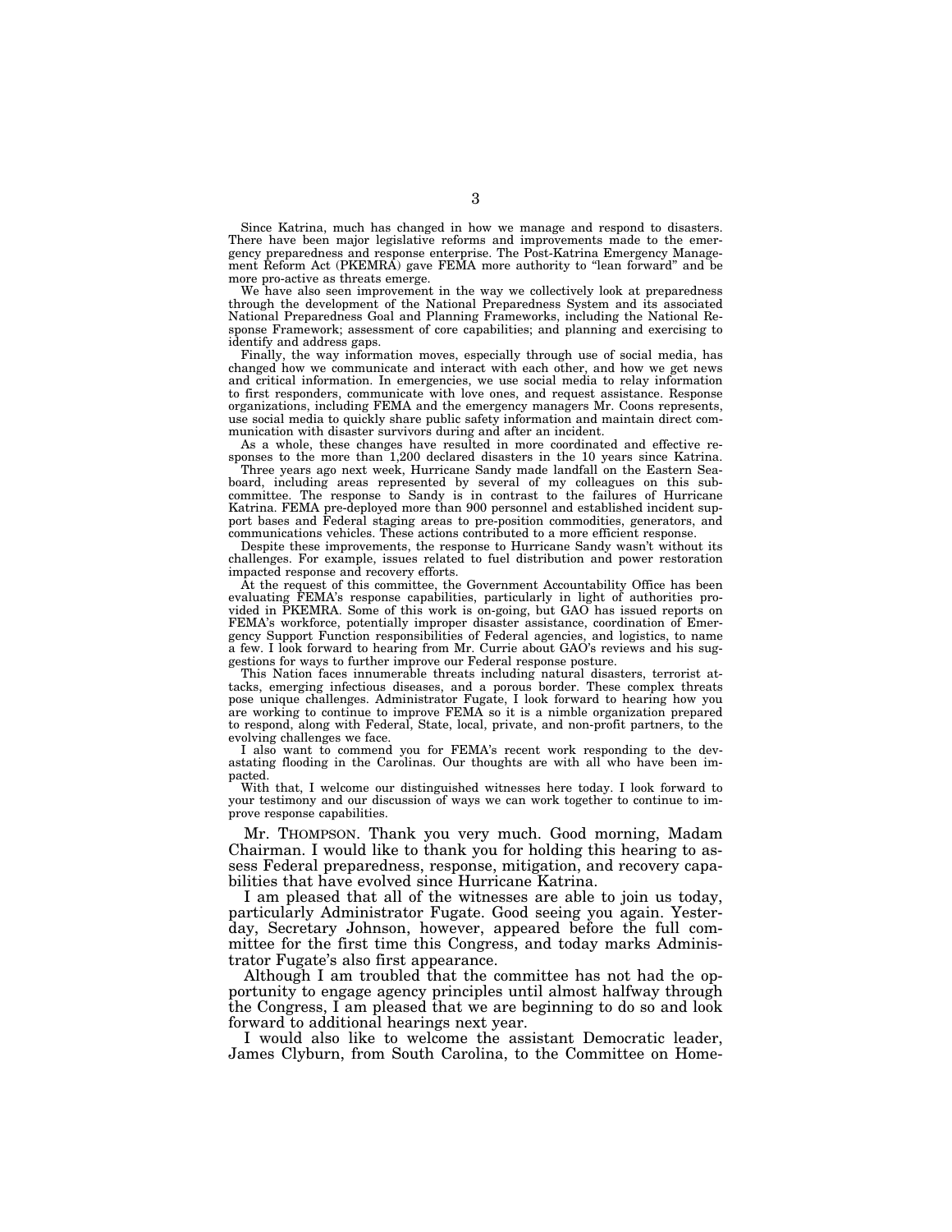Since Katrina, much has changed in how we manage and respond to disasters. There have been major legislative reforms and improvements made to the emergency preparedness and response enterprise. The Post-Katrina Emergency Management Reform Act (PKEMRA) gave FEMA more authority to "lean forward" and be more pro-active as threats emerge.

We have also seen improvement in the way we collectively look at preparedness through the development of the National Preparedness System and its associated National Preparedness Goal and Planning Frameworks, including the National Response Framework; assessment of core capabilities; and planning and exercising to identify and address gaps.

Finally, the way information moves, especially through use of social media, has changed how we communicate and interact with each other, and how we get news and critical information. In emergencies, we use social media to relay information to first responders, communicate with love ones, and request assistance. Response organizations, including FEMA and the emergency managers Mr. Coons represents, use social media to quickly share public safety information and maintain direct communication with disaster survivors during and after an incident.

As a whole, these changes have resulted in more coordinated and effective responses to the more than 1,200 declared disasters in the 10 years since Katrina.

Three years ago next week, Hurricane Sandy made landfall on the Eastern Seaboard, including areas represented by several of my colleagues on this subcommittee. The response to Sandy is in contrast to the failures of Hurricane Katrina. FEMA pre-deployed more than 900 personnel and established incident support bases and Federal staging areas to pre-position commodities, generators, and communications vehicles. These actions contributed to a more efficient response.

Despite these improvements, the response to Hurricane Sandy wasn't without its challenges. For example, issues related to fuel distribution and power restoration impacted response and recovery efforts.

At the request of this committee, the Government Accountability Office has been evaluating FEMA's response capabilities, particularly in light of authorities provided in PKEMRA. Some of this work is on-going, but GAO has issued reports on FEMA's workforce, potentially improper disaster assistance, coordination of Emergency Support Function responsibilities of Federal agencies, and logistics, to name a few. I look forward to hearing from Mr. Currie about GAO's reviews and his suggestions for ways to further improve our Federal response posture.

This Nation faces innumerable threats including natural disasters, terrorist attacks, emerging infectious diseases, and a porous border. These complex threats pose unique challenges. Administrator Fugate, I look forward to hearing how you are working to continue to improve FEMA so it is a nimble organization prepared to respond, along with Federal, State, local, private, and non-profit partners, to the evolving challenges we face.

I also want to commend you for FEMA's recent work responding to the devastating flooding in the Carolinas. Our thoughts are with all who have been impacted.

With that, I welcome our distinguished witnesses here today. I look forward to your testimony and our discussion of ways we can work together to continue to improve response capabilities.

Mr. THOMPSON. Thank you very much. Good morning, Madam Chairman. I would like to thank you for holding this hearing to assess Federal preparedness, response, mitigation, and recovery capabilities that have evolved since Hurricane Katrina.

I am pleased that all of the witnesses are able to join us today, particularly Administrator Fugate. Good seeing you again. Yesterday, Secretary Johnson, however, appeared before the full committee for the first time this Congress, and today marks Administrator Fugate's also first appearance.

Although I am troubled that the committee has not had the opportunity to engage agency principles until almost halfway through the Congress, I am pleased that we are beginning to do so and look forward to additional hearings next year.

I would also like to welcome the assistant Democratic leader, James Clyburn, from South Carolina, to the Committee on Home-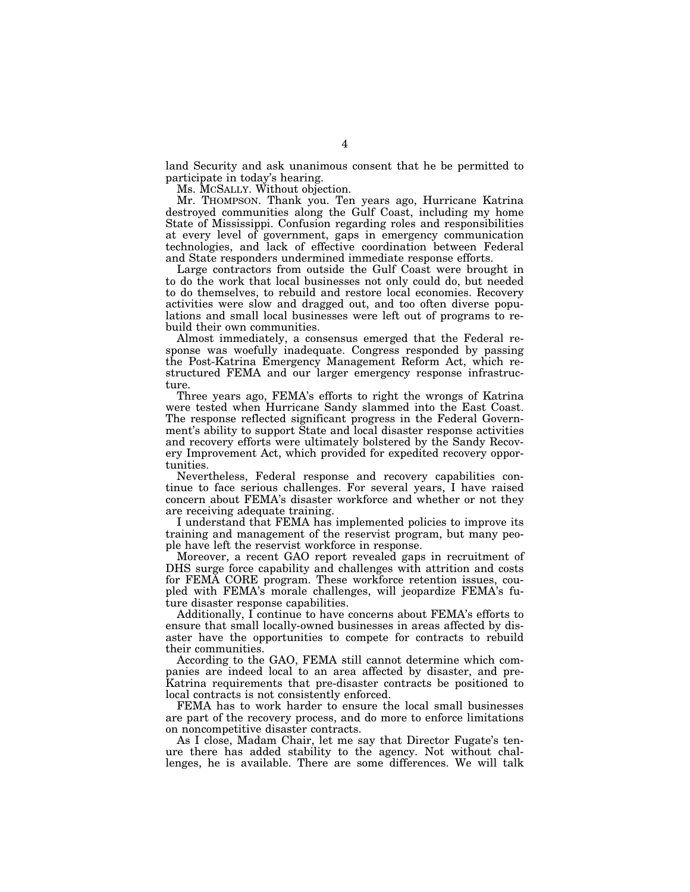land Security and ask unanimous consent that he be permitted to participate in today's hearing.

Ms. MCSALLY. Without objection.

Mr. THOMPSON. Thank you. Ten years ago, Hurricane Katrina destroyed communities along the Gulf Coast, including my home State of Mississippi. Confusion regarding roles and responsibilities at every level of government, gaps in emergency communication technologies, and lack of effective coordination between Federal and State responders undermined immediate response efforts.

Large contractors from outside the Gulf Coast were brought in to do the work that local businesses not only could do, but needed to do themselves, to rebuild and restore local economies. Recovery activities were slow and dragged out, and too often diverse populations and small local businesses were left out of programs to rebuild their own communities.

Almost immediately, a consensus emerged that the Federal response was woefully inadequate. Congress responded by passing the Post-Katrina Emergency Management Reform Act, which restructured FEMA and our larger emergency response infrastructure.

Three years ago, FEMA's efforts to right the wrongs of Katrina were tested when Hurricane Sandy slammed into the East Coast. The response reflected significant progress in the Federal Government's ability to support State and local disaster response activities and recovery efforts were ultimately bolstered by the Sandy Recovery Improvement Act, which provided for expedited recovery opportunities.

Nevertheless, Federal response and recovery capabilities continue to face serious challenges. For several years, I have raised concern about FEMA's disaster workforce and whether or not they are receiving adequate training.

I understand that FEMA has implemented policies to improve its training and management of the reservist program, but many people have left the reservist workforce in response.

Moreover, a recent GAO report revealed gaps in recruitment of DHS surge force capability and challenges with attrition and costs for FEMA CORE program. These workforce retention issues, coupled with FEMA's morale challenges, will jeopardize FEMA's future disaster response capabilities.

Additionally, I continue to have concerns about FEMA's efforts to ensure that small locally-owned businesses in areas affected by disaster have the opportunities to compete for contracts to rebuild their communities.

According to the GAO, FEMA still cannot determine which companies are indeed local to an area affected by disaster, and pre-Katrina requirements that pre-disaster contracts be positioned to local contracts is not consistently enforced.

FEMA has to work harder to ensure the local small businesses are part of the recovery process, and do more to enforce limitations on noncompetitive disaster contracts.

As I close, Madam Chair, let me say that Director Fugate's tenure there has added stability to the agency. Not without challenges, he is available. There are some differences. We will talk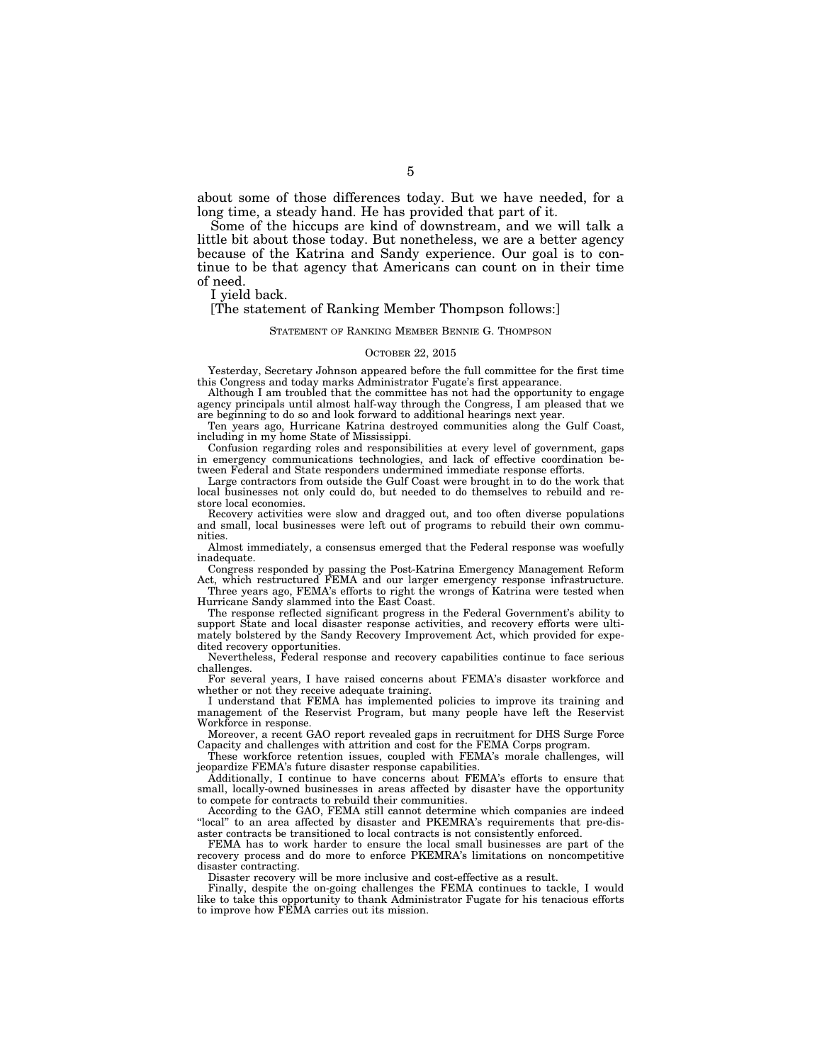about some of those differences today. But we have needed, for a long time, a steady hand. He has provided that part of it.

Some of the hiccups are kind of downstream, and we will talk a little bit about those today. But nonetheless, we are a better agency because of the Katrina and Sandy experience. Our goal is to continue to be that agency that Americans can count on in their time of need.

I yield back.

[The statement of Ranking Member Thompson follows:]

STATEMENT OF RANKING MEMBER BENNIE G. THOMPSON

OCTOBER 22, 2015

Yesterday, Secretary Johnson appeared before the full committee for the first time this Congress and today marks Administrator Fugate's first appearance.

Although I am troubled that the committee has not had the opportunity to engage agency principals until almost half-way through the Congress, I am pleased that we are beginning to do so and look forward to additional hearings next year.

Ten years ago, Hurricane Katrina destroyed communities along the Gulf Coast, including in my home State of Mississippi.

Confusion regarding roles and responsibilities at every level of government, gaps in emergency communications technologies, and lack of effective coordination between Federal and State responders undermined immediate response efforts.

Large contractors from outside the Gulf Coast were brought in to do the work that local businesses not only could do, but needed to do themselves to rebuild and restore local economies.

Recovery activities were slow and dragged out, and too often diverse populations and small, local businesses were left out of programs to rebuild their own communities.

Almost immediately, a consensus emerged that the Federal response was woefully inadequate.

Congress responded by passing the Post-Katrina Emergency Management Reform Act, which restructured FEMA and our larger emergency response infrastructure.

Three years ago, FEMA's efforts to right the wrongs of Katrina were tested when Hurricane Sandy slammed into the East Coast.

The response reflected significant progress in the Federal Government's ability to support State and local disaster response activities, and recovery efforts were ultimately bolstered by the Sandy Recovery Improvement Act, which provided for expedited recovery opportunities.

Nevertheless, Federal response and recovery capabilities continue to face serious challenges.

For several years, I have raised concerns about FEMA's disaster workforce and whether or not they receive adequate training.

I understand that FEMA has implemented policies to improve its training and management of the Reservist Program, but many people have left the Reservist Workforce in response.

Moreover, a recent GAO report revealed gaps in recruitment for DHS Surge Force Capacity and challenges with attrition and cost for the FEMA Corps program.

These workforce retention issues, coupled with FEMA's morale challenges, will jeopardize FEMA's future disaster response capabilities.

Additionally, I continue to have concerns about FEMA's efforts to ensure that small, locally-owned businesses in areas affected by disaster have the opportunity to compete for contracts to rebuild their communities.

According to the GAO, FEMA still cannot determine which companies are indeed "local" to an area affected by disaster and PKEMRA's requirements that pre-disaster contracts be transitioned to local contracts is not consistently enforced.

FEMA has to work harder to ensure the local small businesses are part of the recovery process and do more to enforce PKEMRA's limitations on noncompetitive disaster contracting.

Disaster recovery will be more inclusive and cost-effective as a result.

Finally, despite the on-going challenges the FEMA continues to tackle, I would like to take this opportunity to thank Administrator Fugate for his tenacious efforts to improve how FEMA carries out its mission.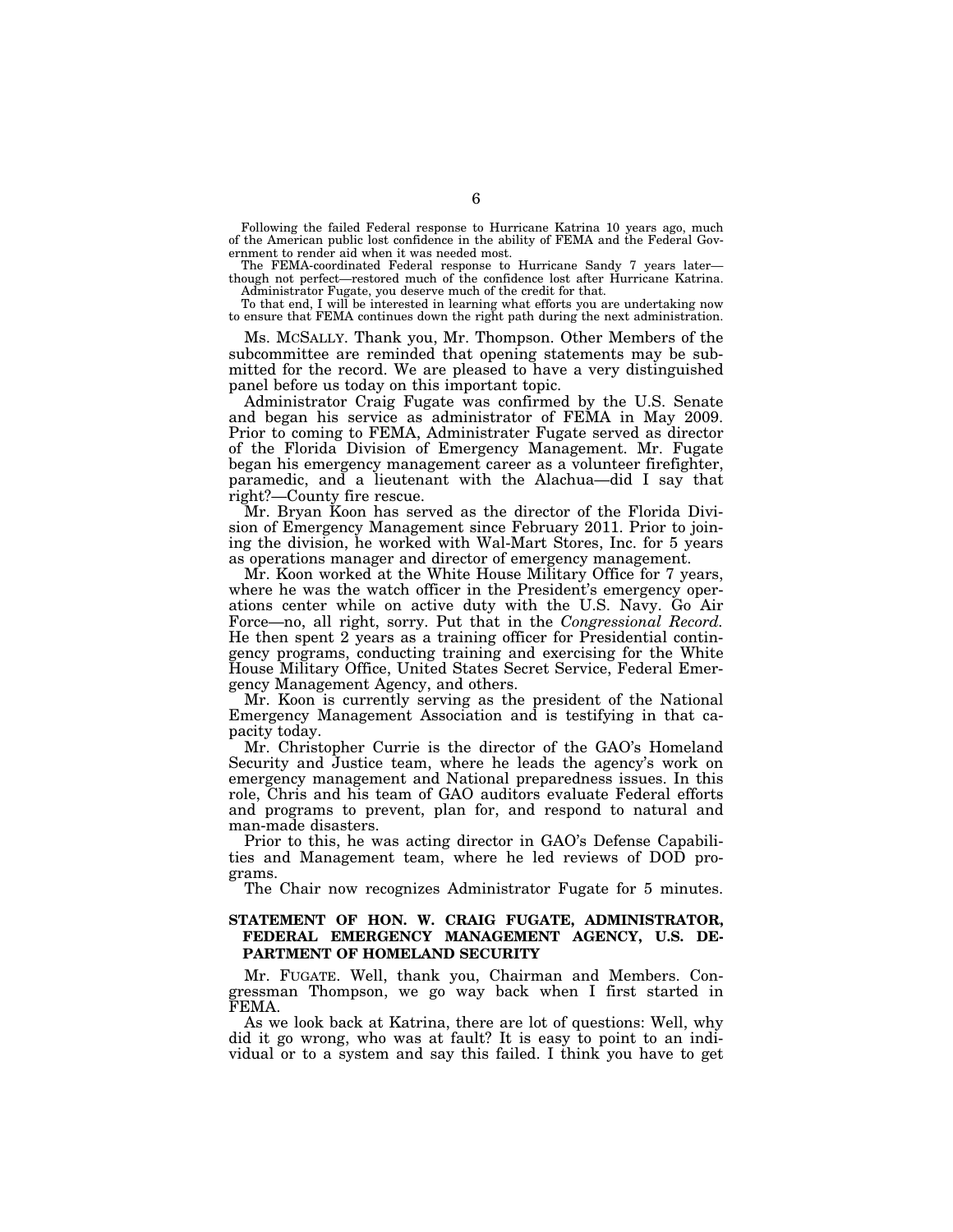Following the failed Federal response to Hurricane Katrina 10 years ago, much of the American public lost confidence in the ability of FEMA and the Federal Government to render aid when it was needed most.

The FEMA-coordinated Federal response to Hurricane Sandy 7 years later—though not perfect—restored much of the confidence lost after Hurricane Katrina.

Administrator Fugate, you deserve much of the credit for that.

To that end, I will be interested in learning what efforts you are undertaking now to ensure that FEMA continues down the right path during the next administration.

Ms. McSALLY. Thank you, Mr. Thompson. Other Members of the subcommittee are reminded that opening statements may be submitted for the record. We are pleased to have a very distinguished panel before us today on this important topic.

Administrator Craig Fugate was confirmed by the U.S. Senate and began his service as administrator of FEMA in May 2009. Prior to coming to FEMA, Administrater Fugate served as director of the Florida Division of Emergency Management. Mr. Fugate began his emergency management career as a volunteer firefighter, paramedic, and a lieutenant with the Alachua—did I say that right?—County fire rescue.

Mr. Bryan Koon has served as the director of the Florida Division of Emergency Management since February 2011. Prior to joining the division, he worked with Wal-Mart Stores, Inc. for 5 years as operations manager and director of emergency management.

Mr. Koon worked at the White House Military Office for 7 years, where he was the watch officer in the President's emergency operations center while on active duty with the U.S. Navy. Go Air Force—no, all right, sorry. Put that in the *Congressional Record.* He then spent 2 years as a training officer for Presidential contingency programs, conducting training and exercising for the White House Military Office, United States Secret Service, Federal Emergency Management Agency, and others.

Mr. Koon is currently serving as the president of the National Emergency Management Association and is testifying in that capacity today.

Mr. Christopher Currie is the director of the GAO's Homeland Security and Justice team, where he leads the agency's work on emergency management and National preparedness issues. In this role, Chris and his team of GAO auditors evaluate Federal efforts and programs to prevent, plan for, and respond to natural and man-made disasters.

Prior to this, he was acting director in GAO's Defense Capabilities and Management team, where he led reviews of DOD programs.

The Chair now recognizes Administrator Fugate for 5 minutes.

## STATEMENT OF HON. W. CRAIG FUGATE, ADMINISTRATOR, FEDERAL EMERGENCY MANAGEMENT AGENCY, U.S. DEPARTMENT OF HOMELAND SECURITY

Mr. FUGATE. Well, thank you, Chairman and Members. Congressman Thompson, we go way back when I first started in FEMA.

As we look back at Katrina, there are lot of questions: Well, why did it go wrong, who was at fault? It is easy to point to an individual or to a system and say this failed. I think you have to get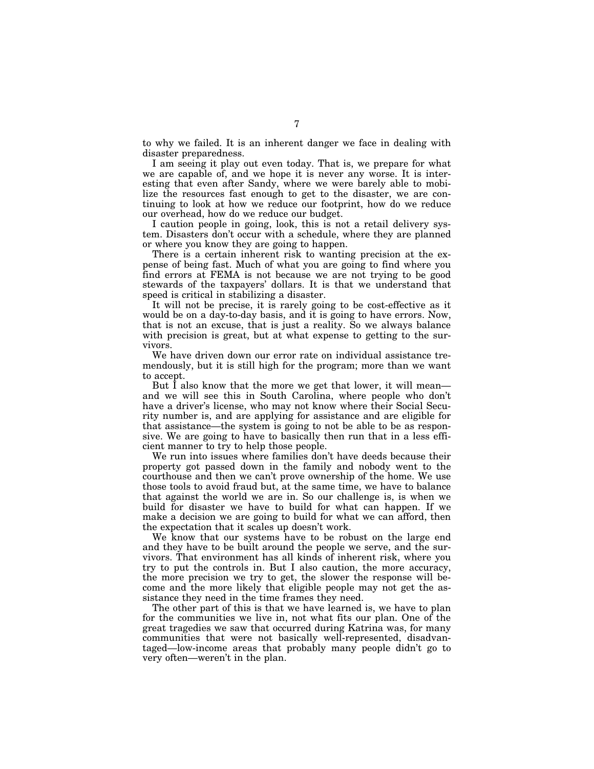to why we failed. It is an inherent danger we face in dealing with disaster preparedness.

I am seeing it play out even today. That is, we prepare for what we are capable of, and we hope it is never any worse. It is interesting that even after Sandy, where we were barely able to mobilize the resources fast enough to get to the disaster, we are continuing to look at how we reduce our footprint, how do we reduce our overhead, how do we reduce our budget.

I caution people in going, look, this is not a retail delivery system. Disasters don't occur with a schedule, where they are planned or where you know they are going to happen.

There is a certain inherent risk to wanting precision at the expense of being fast. Much of what you are going to find where you find errors at FEMA is not because we are not trying to be good stewards of the taxpayers' dollars. It is that we understand that speed is critical in stabilizing a disaster.

It will not be precise, it is rarely going to be cost-effective as it would be on a day-to-day basis, and it is going to have errors. Now, that is not an excuse, that is just a reality. So we always balance with precision is great, but at what expense to getting to the survivors.

We have driven down our error rate on individual assistance tremendously, but it is still high for the program; more than we want to accept.

But I also know that the more we get that lower, it will mean—and we will see this in South Carolina, where people who don't have a driver's license, who may not know where their Social Security number is, and are applying for assistance and are eligible for that assistance—the system is going to not be able to be as responsive. We are going to have to basically then run that in a less efficient manner to try to help those people.

We run into issues where families don't have deeds because their property got passed down in the family and nobody went to the courthouse and then we can't prove ownership of the home. We use those tools to avoid fraud but, at the same time, we have to balance that against the world we are in. So our challenge is, is when we build for disaster we have to build for what can happen. If we make a decision we are going to build for what we can afford, then the expectation that it scales up doesn't work.

We know that our systems have to be robust on the large end and they have to be built around the people we serve, and the survivors. That environment has all kinds of inherent risk, where you try to put the controls in. But I also caution, the more accuracy, the more precision we try to get, the slower the response will become and the more likely that eligible people may not get the assistance they need in the time frames they need.

The other part of this is that we have learned is, we have to plan for the communities we live in, not what fits our plan. One of the great tragedies we saw that occurred during Katrina was, for many communities that were not basically well-represented, disadvantaged—low-income areas that probably many people didn't go to very often—weren't in the plan.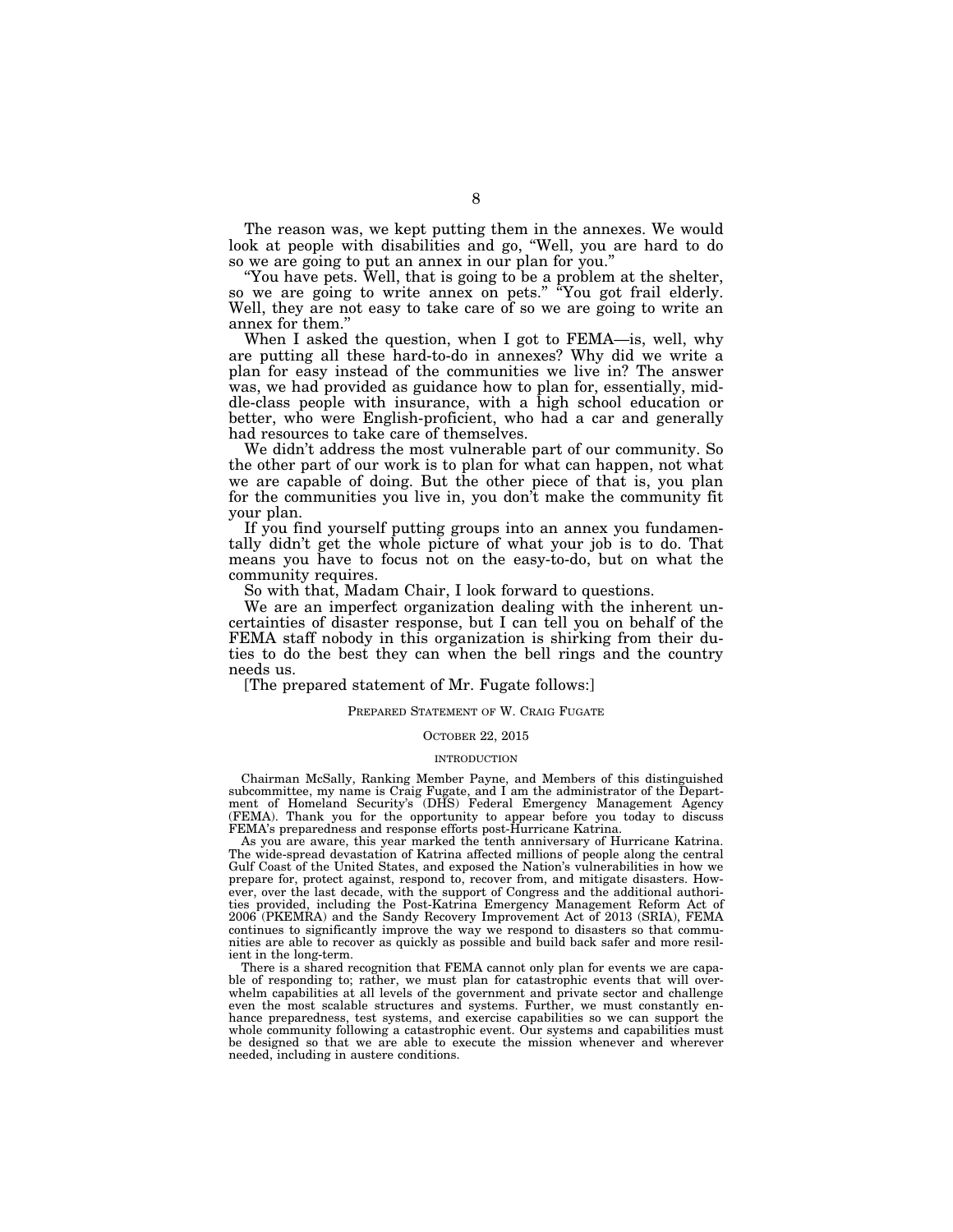The reason was, we kept putting them in the annexes. We would look at people with disabilities and go, "Well, you are hard to do so we are going to put an annex in our plan for you."

"You have pets. Well, that is going to be a problem at the shelter, so we are going to write annex on pets." "You got frail elderly. Well, they are not easy to take care of so we are going to write an annex for them."

When I asked the question, when I got to FEMA—is, well, why are putting all these hard-to-do in annexes? Why did we write a plan for easy instead of the communities we live in? The answer was, we had provided as guidance how to plan for, essentially, middle-class people with insurance, with a high school education or better, who were English-proficient, who had a car and generally had resources to take care of themselves.

We didn't address the most vulnerable part of our community. So the other part of our work is to plan for what can happen, not what we are capable of doing. But the other piece of that is, you plan for the communities you live in, you don't make the community fit your plan.

If you find yourself putting groups into an annex you fundamentally didn't get the whole picture of what your job is to do. That means you have to focus not on the easy-to-do, but on what the community requires.

So with that, Madam Chair, I look forward to questions.

We are an imperfect organization dealing with the inherent uncertainties of disaster response, but I can tell you on behalf of the FEMA staff nobody in this organization is shirking from their duties to do the best they can when the bell rings and the country needs us.

[The prepared statement of Mr. Fugate follows:]

PREPARED STATEMENT OF W. CRAIG FUGATE

OCTOBER 22, 2015

INTRODUCTION

Chairman McSally, Ranking Member Payne, and Members of this distinguished subcommittee, my name is Craig Fugate, and I am the administrator of the Department of Homeland Security's (DHS) Federal Emergency Management Agency (FEMA). Thank you for the opportunity to appear before you today to discuss FEMA's preparedness and response efforts post-Hurricane Katrina.

As you are aware, this year marked the tenth anniversary of Hurricane Katrina. The wide-spread devastation of Katrina affected millions of people along the central Gulf Coast of the United States, and exposed the Nation's vulnerabilities in how we prepare for, protect against, respond to, recover from, and mitigate disasters. However, over the last decade, with the support of Congress and the additional authorities provided, including the Post-Katrina Emergency Management Reform Act of 2006 (PKEMRA) and the Sandy Recovery Improvement Act of 2013 (SRIA), FEMA continues to significantly improve the way we respond to disasters so that communities are able to recover as quickly as possible and build back safer and more resilient in the long-term.

There is a shared recognition that FEMA cannot only plan for events we are capable of responding to; rather, we must plan for catastrophic events that will overwhelm capabilities at all levels of the government and private sector and challenge even the most scalable structures and systems. Further, we must constantly enhance preparedness, test systems, and exercise capabilities so we can support the whole community following a catastrophic event. Our systems and capabilities must be designed so that we are able to execute the mission whenever and wherever needed, including in austere conditions.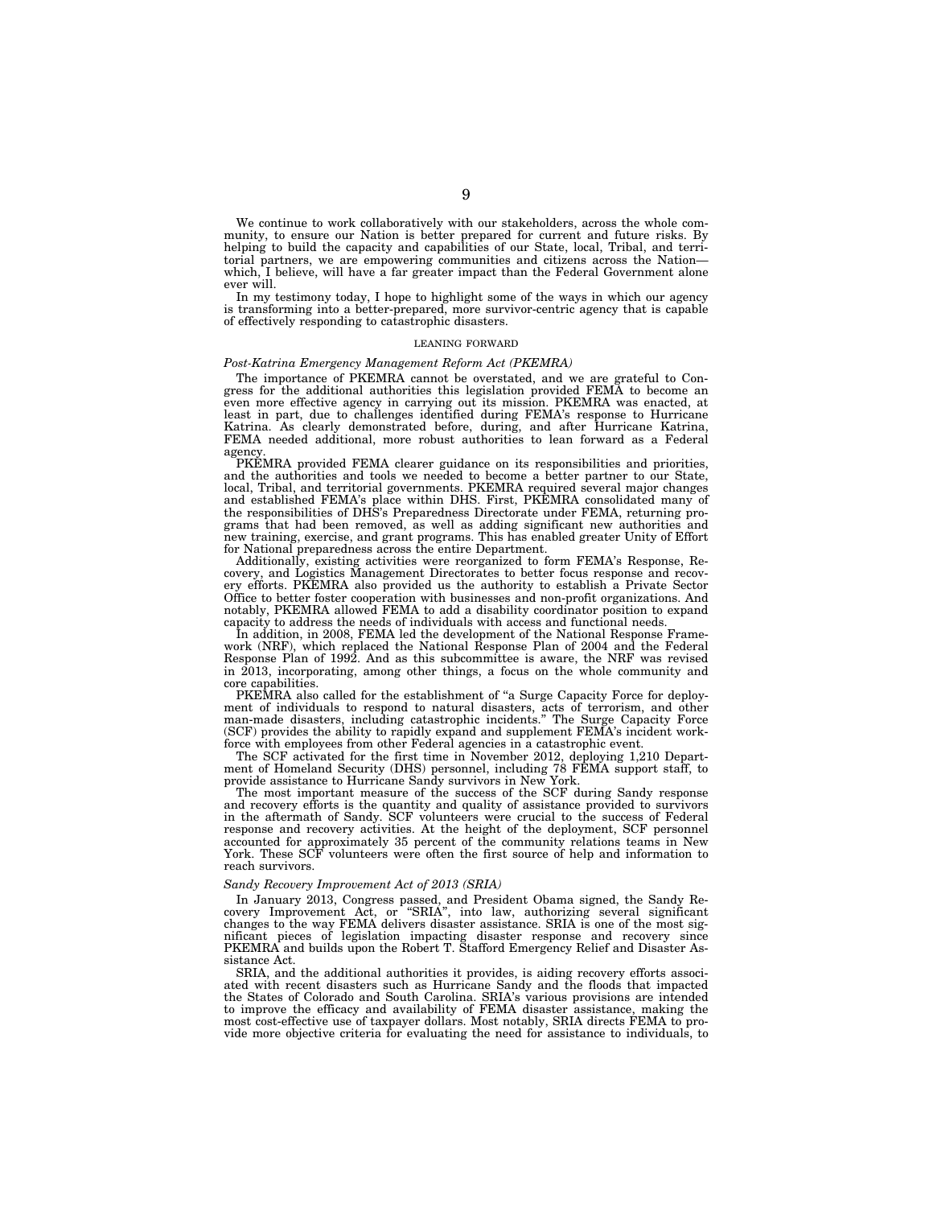We continue to work collaboratively with our stakeholders, across the whole community, to ensure our Nation is better prepared for current and future risks. By helping to build the capacity and capabilities of our State, local, Tribal, and territorial partners, we are empowering communities and citizens across the Nation—which, I believe, will have a far greater impact than the Federal Government alone ever will.

In my testimony today, I hope to highlight some of the ways in which our agency is transforming into a better-prepared, more survivor-centric agency that is capable of effectively responding to catastrophic disasters.

## LEANING FORWARD

### *Post-Katrina Emergency Management Reform Act (PKEMRA)*

The importance of PKEMRA cannot be overstated, and we are grateful to Congress for the additional authorities this legislation provided FEMA to become an even more effective agency in carrying out its mission. PKEMRA was enacted, at least in part, due to challenges identified during FEMA's response to Hurricane Katrina. As clearly demonstrated before, during, and after Hurricane Katrina, FEMA needed additional, more robust authorities to lean forward as a Federal agency.

PKEMRA provided FEMA clearer guidance on its responsibilities and priorities, and the authorities and tools we needed to become a better partner to our State, local, Tribal, and territorial governments. PKEMRA required several major changes and established FEMA's place within DHS. First, PKEMRA consolidated many of the responsibilities of DHS's Preparedness Directorate under FEMA, returning programs that had been removed, as well as adding significant new authorities and new training, exercise, and grant programs. This has enabled greater Unity of Effort for National preparedness across the entire Department.

Additionally, existing activities were reorganized to form FEMA's Response, Recovery, and Logistics Management Directorates to better focus response and recovery efforts. PKEMRA also provided us the authority to establish a Private Sector Office to better foster cooperation with businesses and non-profit organizations. And notably, PKEMRA allowed FEMA to add a disability coordinator position to expand capacity to address the needs of individuals with access and functional needs.

In addition, in 2008, FEMA led the development of the National Response Framework (NRF), which replaced the National Response Plan of 2004 and the Federal Response Plan of 1992. And as this subcommittee is aware, the NRF was revised in 2013, incorporating, among other things, a focus on the whole community and core capabilities.

PKEMRA also called for the establishment of "a Surge Capacity Force for deployment of individuals to respond to natural disasters, acts of terrorism, and other man-made disasters, including catastrophic incidents." The Surge Capacity Force (SCF) provides the ability to rapidly expand and supplement FEMA's incident workforce with employees from other Federal agencies in a catastrophic event.

The SCF activated for the first time in November 2012, deploying 1,210 Department of Homeland Security (DHS) personnel, including 78 FEMA support staff, to provide assistance to Hurricane Sandy survivors in New York.

The most important measure of the success of the SCF during Sandy response and recovery efforts is the quantity and quality of assistance provided to survivors in the aftermath of Sandy. SCF volunteers were crucial to the success of Federal response and recovery activities. At the height of the deployment, SCF personnel accounted for approximately 35 percent of the community relations teams in New York. These SCF volunteers were often the first source of help and information to reach survivors.

### *Sandy Recovery Improvement Act of 2013 (SRIA)*

In January 2013, Congress passed, and President Obama signed, the Sandy Recovery Improvement Act, or "SRIA", into law, authorizing several significant changes to the way FEMA delivers disaster assistance. SRIA is one of the most significant pieces of legislation impacting disaster response and recovery since PKEMRA and builds upon the Robert T. Stafford Emergency Relief and Disaster Assistance Act.

SRIA, and the additional authorities it provides, is aiding recovery efforts associated with recent disasters such as Hurricane Sandy and the floods that impacted the States of Colorado and South Carolina. SRIA's various provisions are intended to improve the efficacy and availability of FEMA disaster assistance, making the most cost-effective use of taxpayer dollars. Most notably, SRIA directs FEMA to provide more objective criteria for evaluating the need for assistance to individuals, to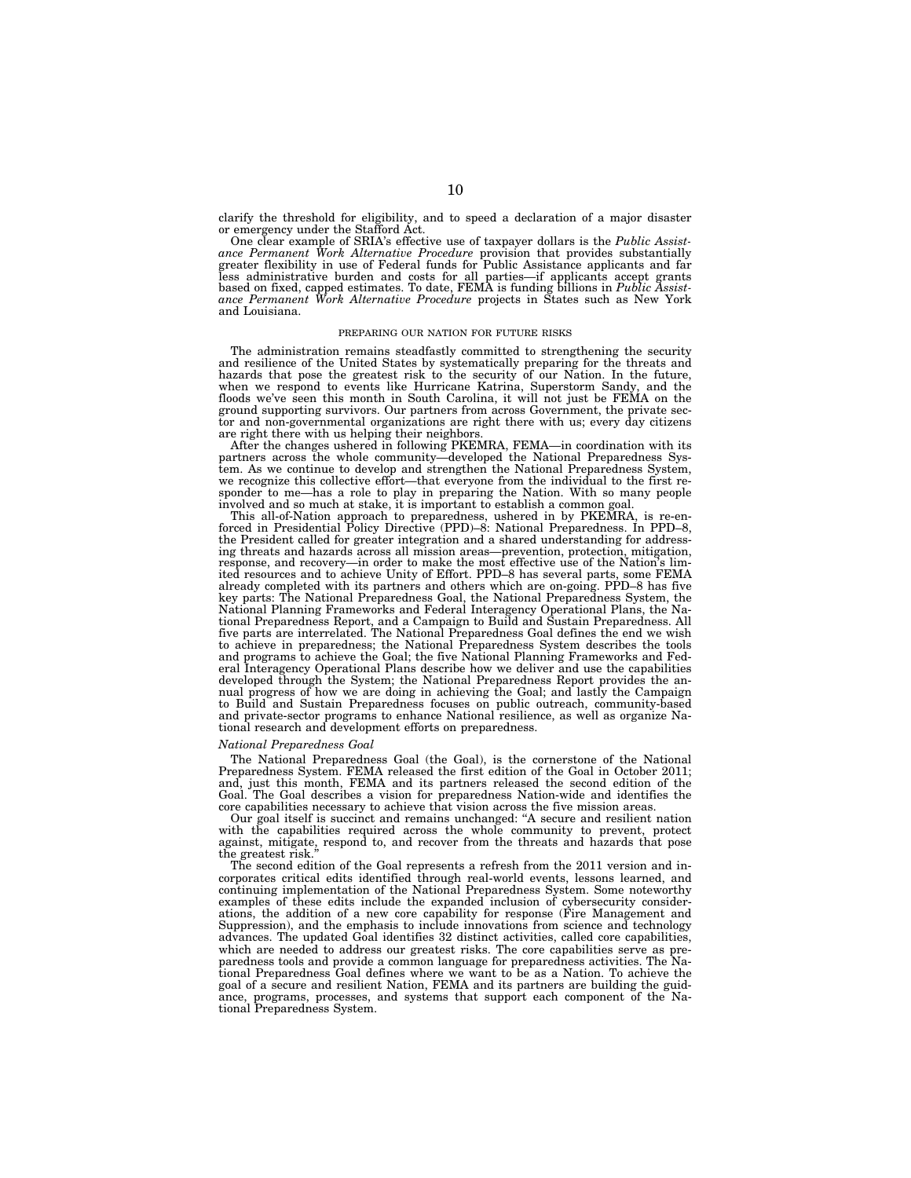clarify the threshold for eligibility, and to speed a declaration of a major disaster or emergency under the Stafford Act.

One clear example of SRIA's effective use of taxpayer dollars is the *Public Assistance Permanent Work Alternative Procedure* provision that provides substantially greater flexibility in use of Federal funds for Public Assistance applicants and far less administrative burden and costs for all parties—if applicants accept grants based on fixed, capped estimates. To date, FEMA is funding billions in *Public Assistance Permanent Work Alternative Procedure* projects in States such as New York and Louisiana.

## PREPARING OUR NATION FOR FUTURE RISKS

The administration remains steadfastly committed to strengthening the security and resilience of the United States by systematically preparing for the threats and hazards that pose the greatest risk to the security of our Nation. In the future, when we respond to events like Hurricane Katrina, Superstorm Sandy, and the floods we've seen this month in South Carolina, it will not just be FEMA on the ground supporting survivors. Our partners from across Government, the private sector and non-governmental organizations are right there with us; every day citizens are right there with us helping their neighbors.

After the changes ushered in following PKEMRA, FEMA—in coordination with its partners across the whole community—developed the National Preparedness System. As we continue to develop and strengthen the National Preparedness System, we recognize this collective effort—that everyone from the individual to the first responder to me—has a role to play in preparing the Nation. With so many people involved and so much at stake, it is important to establish a common goal.

This all-of-Nation approach to preparedness, ushered in by PKEMRA, is re-enforced in Presidential Policy Directive (PPD)–8: National Preparedness. In PPD–8, the President called for greater integration and a shared understanding for addressing threats and hazards across all mission areas—prevention, protection, mitigation, response, and recovery—in order to make the most effective use of the Nation's limited resources and to achieve Unity of Effort. PPD–8 has several parts, some FEMA already completed with its partners and others which are on-going. PPD–8 has five key parts: The National Preparedness Goal, the National Preparedness System, the National Planning Frameworks and Federal Interagency Operational Plans, the National Preparedness Report, and a Campaign to Build and Sustain Preparedness. All five parts are interrelated. The National Preparedness Goal defines the end we wish to achieve in preparedness; the National Preparedness System describes the tools and programs to achieve the Goal; the five National Planning Frameworks and Federal Interagency Operational Plans describe how we deliver and use the capabilities developed through the System; the National Preparedness Report provides the annual progress of how we are doing in achieving the Goal; and lastly the Campaign to Build and Sustain Preparedness focuses on public outreach, community-based and private-sector programs to enhance National resilience, as well as organize National research and development efforts on preparedness.

### *National Preparedness Goal*

The National Preparedness Goal (the Goal), is the cornerstone of the National Preparedness System. FEMA released the first edition of the Goal in October 2011; and, just this month, FEMA and its partners released the second edition of the Goal. The Goal describes a vision for preparedness Nation-wide and identifies the core capabilities necessary to achieve that vision across the five mission areas.

Our goal itself is succinct and remains unchanged: "A secure and resilient nation with the capabilities required across the whole community to prevent, protect against, mitigate, respond to, and recover from the threats and hazards that pose the greatest risk."

The second edition of the Goal represents a refresh from the 2011 version and incorporates critical edits identified through real-world events, lessons learned, and continuing implementation of the National Preparedness System. Some noteworthy examples of these edits include the expanded inclusion of cybersecurity considerations, the addition of a new core capability for response (Fire Management and Suppression), and the emphasis to include innovations from science and technology advances. The updated Goal identifies 32 distinct activities, called core capabilities, which are needed to address our greatest risks. The core capabilities serve as preparedness tools and provide a common language for preparedness activities. The National Preparedness Goal defines where we want to be as a Nation. To achieve the goal of a secure and resilient Nation, FEMA and its partners are building the guidance, programs, processes, and systems that support each component of the National Preparedness System.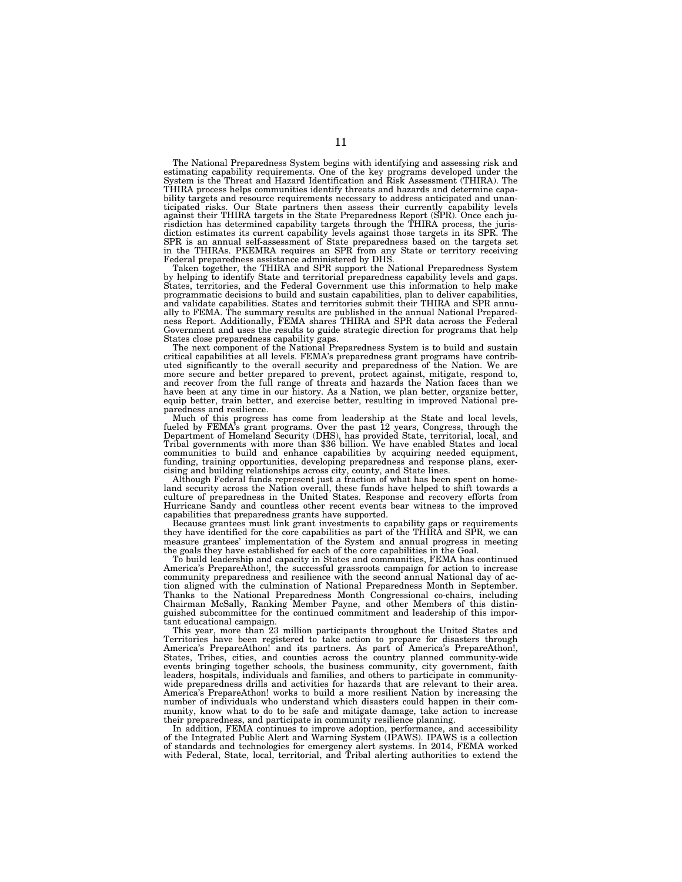The National Preparedness System begins with identifying and assessing risk and estimating capability requirements. One of the key programs developed under the System is the Threat and Hazard Identification and Risk Assessment (THIRA). The THIRA process helps communities identify threats and hazards and determine capability targets and resource requirements necessary to address anticipated and unanticipated risks. Our State partners then assess their currently capability levels against their THIRA targets in the State Preparedness Report (SPR). Once each jurisdiction has determined capability targets through the THIRA process, the jurisdiction estimates its current capability levels against those targets in its SPR. The SPR is an annual self-assessment of State preparedness based on the targets set in the THIRAs. PKEMRA requires an SPR from any State or territory receiving Federal preparedness assistance administered by DHS.

Taken together, the THIRA and SPR support the National Preparedness System by helping to identify State and territorial preparedness capability levels and gaps. States, territories, and the Federal Government use this information to help make programmatic decisions to build and sustain capabilities, plan to deliver capabilities, and validate capabilities. States and territories submit their THIRA and SPR annually to FEMA. The summary results are published in the annual National Preparedness Report. Additionally, FEMA shares THIRA and SPR data across the Federal Government and uses the results to guide strategic direction for programs that help States close preparedness capability gaps.

The next component of the National Preparedness System is to build and sustain critical capabilities at all levels. FEMA's preparedness grant programs have contributed significantly to the overall security and preparedness of the Nation. We are more secure and better prepared to prevent, protect against, mitigate, respond to, and recover from the full range of threats and hazards the Nation faces than we have been at any time in our history. As a Nation, we plan better, organize better, equip better, train better, and exercise better, resulting in improved National preparedness and resilience.

Much of this progress has come from leadership at the State and local levels, fueled by FEMA's grant programs. Over the past 12 years, Congress, through the Department of Homeland Security (DHS), has provided State, territorial, local, and Tribal governments with more than $36 billion. We have enabled States and local communities to build and enhance capabilities by acquiring needed equipment, funding, training opportunities, developing preparedness and response plans, exercising and building relationships across city, county, and State lines.

Although Federal funds represent just a fraction of what has been spent on homeland security across the Nation overall, these funds have helped to shift towards a culture of preparedness in the United States. Response and recovery efforts from Hurricane Sandy and countless other recent events bear witness to the improved capabilities that preparedness grants have supported.

Because grantees must link grant investments to capability gaps or requirements they have identified for the core capabilities as part of the THIRA and SPR, we can measure grantees' implementation of the System and annual progress in meeting the goals they have established for each of the core capabilities in the Goal.

To build leadership and capacity in States and communities, FEMA has continued America's PrepareAthon!, the successful grassroots campaign for action to increase community preparedness and resilience with the second annual National day of action aligned with the culmination of National Preparedness Month in September. Thanks to the National Preparedness Month Congressional co-chairs, including Chairman McSally, Ranking Member Payne, and other Members of this distinguished subcommittee for the continued commitment and leadership of this important educational campaign.

This year, more than 23 million participants throughout the United States and Territories have been registered to take action to prepare for disasters through America's PrepareAthon! and its partners. As part of America's PrepareAthon!, States, Tribes, cities, and counties across the country planned community-wide events bringing together schools, the business community, city government, faith leaders, hospitals, individuals and families, and others to participate in community-wide preparedness drills and activities for hazards that are relevant to their area. America's PrepareAthon! works to build a more resilient Nation by increasing the number of individuals who understand which disasters could happen in their community, know what to do to be safe and mitigate damage, take action to increase their preparedness, and participate in community resilience planning.

In addition, FEMA continues to improve adoption, performance, and accessibility of the Integrated Public Alert and Warning System (IPAWS). IPAWS is a collection of standards and technologies for emergency alert systems. In 2014, FEMA worked with Federal, State, local, territorial, and Tribal alerting authorities to extend the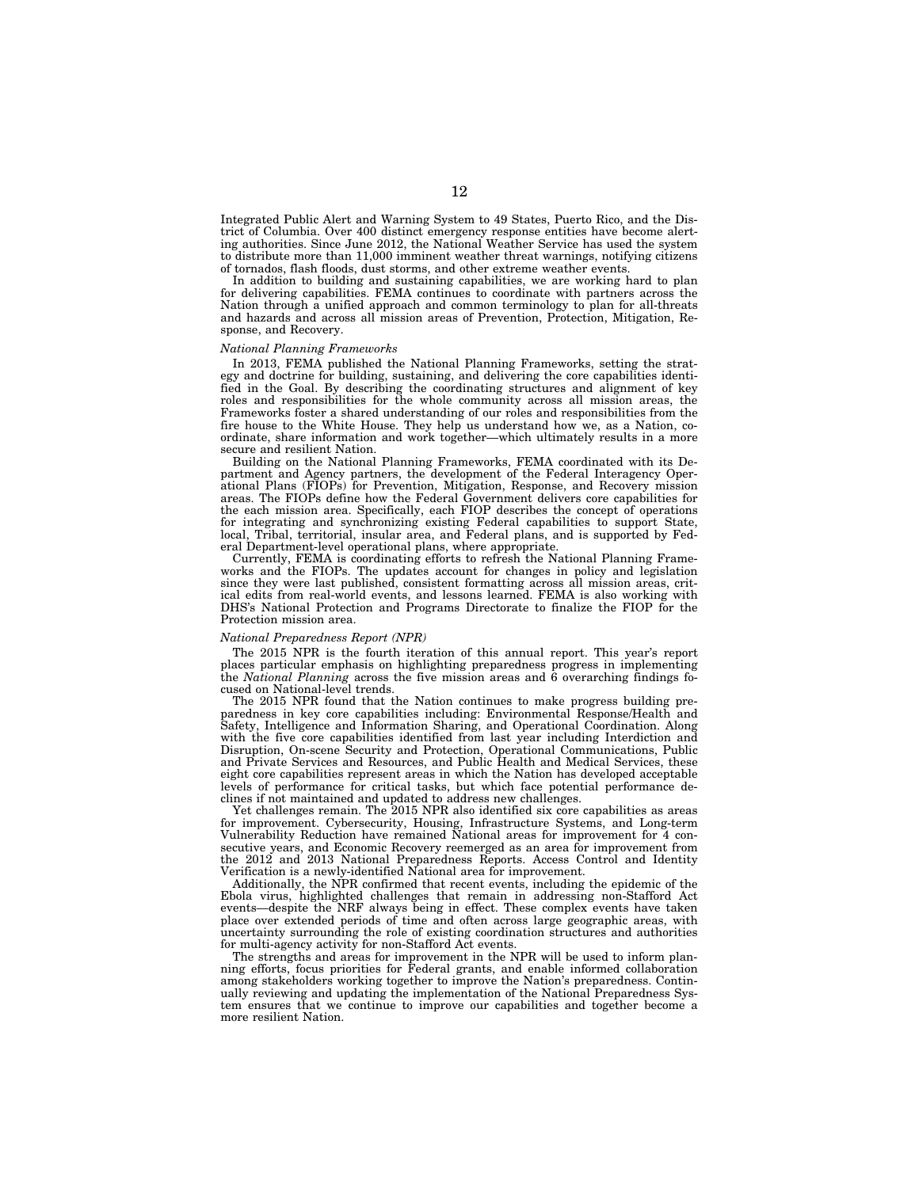Integrated Public Alert and Warning System to 49 States, Puerto Rico, and the District of Columbia. Over 400 distinct emergency response entities have become alerting authorities. Since June 2012, the National Weather Service has used the system to distribute more than 11,000 imminent weather threat warnings, notifying citizens of tornados, flash floods, dust storms, and other extreme weather events.

In addition to building and sustaining capabilities, we are working hard to plan for delivering capabilities. FEMA continues to coordinate with partners across the Nation through a unified approach and common terminology to plan for all-threats and hazards and across all mission areas of Prevention, Protection, Mitigation, Response, and Recovery.

*National Planning Frameworks*

In 2013, FEMA published the National Planning Frameworks, setting the strategy and doctrine for building, sustaining, and delivering the core capabilities identified in the Goal. By describing the coordinating structures and alignment of key roles and responsibilities for the whole community across all mission areas, the Frameworks foster a shared understanding of our roles and responsibilities from the fire house to the White House. They help us understand how we, as a Nation, coordinate, share information and work together—which ultimately results in a more secure and resilient Nation.

Building on the National Planning Frameworks, FEMA coordinated with its Department and Agency partners, the development of the Federal Interagency Operational Plans (FIOPs) for Prevention, Mitigation, Response, and Recovery mission areas. The FIOPs define how the Federal Government delivers core capabilities for the each mission area. Specifically, each FIOP describes the concept of operations for integrating and synchronizing existing Federal capabilities to support State, local, Tribal, territorial, insular area, and Federal plans, and is supported by Federal Department-level operational plans, where appropriate.

Currently, FEMA is coordinating efforts to refresh the National Planning Frameworks and the FIOPs. The updates account for changes in policy and legislation since they were last published, consistent formatting across all mission areas, critical edits from real-world events, and lessons learned. FEMA is also working with DHS's National Protection and Programs Directorate to finalize the FIOP for the Protection mission area.

*National Preparedness Report (NPR)*

The 2015 NPR is the fourth iteration of this annual report. This year's report places particular emphasis on highlighting preparedness progress in implementing the *National Planning* across the five mission areas and 6 overarching findings focused on National-level trends.

The 2015 NPR found that the Nation continues to make progress building preparedness in key core capabilities including: Environmental Response/Health and Safety, Intelligence and Information Sharing, and Operational Coordination. Along with the five core capabilities identified from last year including Interdiction and Disruption, On-scene Security and Protection, Operational Communications, Public and Private Services and Resources, and Public Health and Medical Services, these eight core capabilities represent areas in which the Nation has developed acceptable levels of performance for critical tasks, but which face potential performance declines if not maintained and updated to address new challenges.

Yet challenges remain. The 2015 NPR also identified six core capabilities as areas for improvement. Cybersecurity, Housing, Infrastructure Systems, and Long-term Vulnerability Reduction have remained National areas for improvement for 4 consecutive years, and Economic Recovery reemerged as an area for improvement from the 2012 and 2013 National Preparedness Reports. Access Control and Identity Verification is a newly-identified National area for improvement.

Additionally, the NPR confirmed that recent events, including the epidemic of the Ebola virus, highlighted challenges that remain in addressing non-Stafford Act events—despite the NRF always being in effect. These complex events have taken place over extended periods of time and often across large geographic areas, with uncertainty surrounding the role of existing coordination structures and authorities for multi-agency activity for non-Stafford Act events.

The strengths and areas for improvement in the NPR will be used to inform planning efforts, focus priorities for Federal grants, and enable informed collaboration among stakeholders working together to improve the Nation's preparedness. Continually reviewing and updating the implementation of the National Preparedness System ensures that we continue to improve our capabilities and together become a more resilient Nation.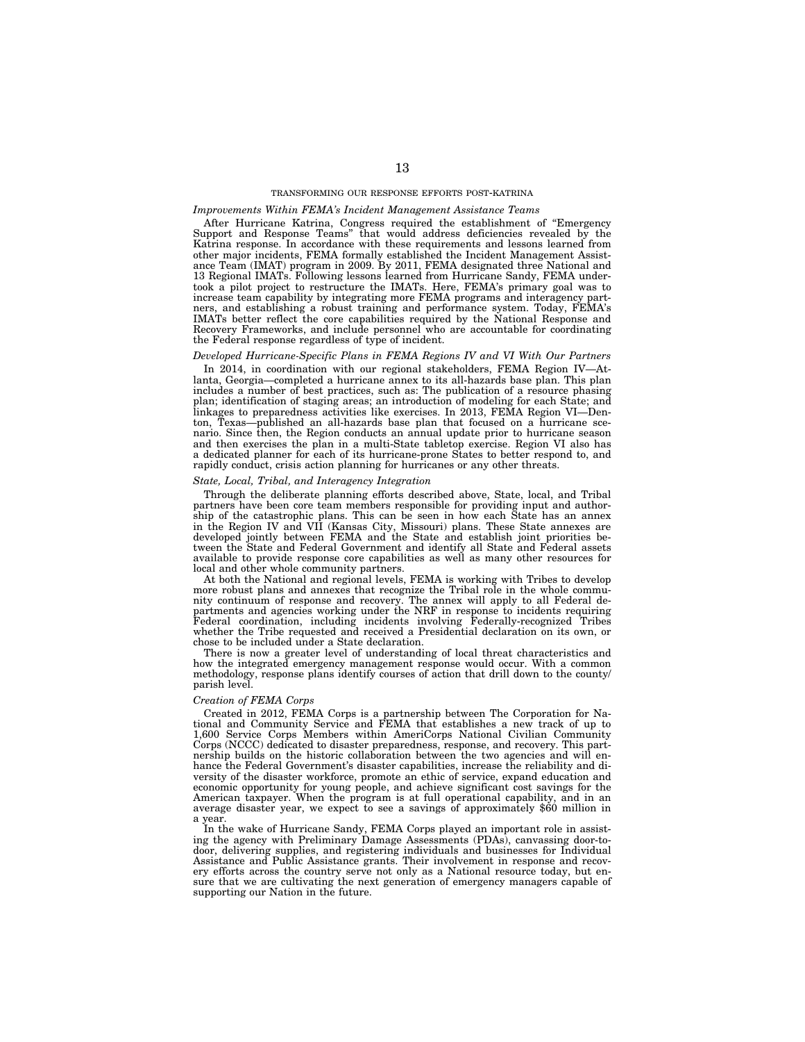## TRANSFORMING OUR RESPONSE EFFORTS POST-KATRINA

### *Improvements Within FEMA's Incident Management Assistance Teams*

After Hurricane Katrina, Congress required the establishment of "Emergency Support and Response Teams" that would address deficiencies revealed by the Katrina response. In accordance with these requirements and lessons learned from other major incidents, FEMA formally established the Incident Management Assistance Team (IMAT) program in 2009. By 2011, FEMA designated three National and 13 Regional IMATs. Following lessons learned from Hurricane Sandy, FEMA undertook a pilot project to restructure the IMATs. Here, FEMA's primary goal was to increase team capability by integrating more FEMA programs and interagency partners, and establishing a robust training and performance system. Today, FEMA's IMATs better reflect the core capabilities required by the National Response and Recovery Frameworks, and include personnel who are accountable for coordinating the Federal response regardless of type of incident.

### *Developed Hurricane-Specific Plans in FEMA Regions IV and VI With Our Partners*

In 2014, in coordination with our regional stakeholders, FEMA Region IV—Atlanta, Georgia—completed a hurricane annex to its all-hazards base plan. This plan includes a number of best practices, such as: The publication of a resource phasing plan; identification of staging areas; an introduction of modeling for each State; and linkages to preparedness activities like exercises. In 2013, FEMA Region VI—Denton, Texas—published an all-hazards base plan that focused on a hurricane scenario. Since then, the Region conducts an annual update prior to hurricane season and then exercises the plan in a multi-State tabletop exercise. Region VI also has a dedicated planner for each of its hurricane-prone States to better respond to, and rapidly conduct, crisis action planning for hurricanes or any other threats.

### *State, Local, Tribal, and Interagency Integration*

Through the deliberate planning efforts described above, State, local, and Tribal partners have been core team members responsible for providing input and authorship of the catastrophic plans. This can be seen in how each State has an annex in the Region IV and VII (Kansas City, Missouri) plans. These State annexes are developed jointly between FEMA and the State and establish joint priorities between the State and Federal Government and identify all State and Federal assets available to provide response core capabilities as well as many other resources for local and other whole community partners.

At both the National and regional levels, FEMA is working with Tribes to develop more robust plans and annexes that recognize the Tribal role in the whole community continuum of response and recovery. The annex will apply to all Federal departments and agencies working under the NRF in response to incidents requiring Federal coordination, including incidents involving Federally-recognized Tribes whether the Tribe requested and received a Presidential declaration on its own, or chose to be included under a State declaration.

There is now a greater level of understanding of local threat characteristics and how the integrated emergency management response would occur. With a common methodology, response plans identify courses of action that drill down to the county/parish level.

### *Creation of FEMA Corps*

Created in 2012, FEMA Corps is a partnership between The Corporation for National and Community Service and FEMA that establishes a new track of up to 1,600 Service Corps Members within AmeriCorps National Civilian Community Corps (NCCC) dedicated to disaster preparedness, response, and recovery. This partnership builds on the historic collaboration between the two agencies and will enhance the Federal Government's disaster capabilities, increase the reliability and diversity of the disaster workforce, promote an ethic of service, expand education and economic opportunity for young people, and achieve significant cost savings for the American taxpayer. When the program is at full operational capability, and in an average disaster year, we expect to see a savings of approximately $60 million in a year.

In the wake of Hurricane Sandy, FEMA Corps played an important role in assisting the agency with Preliminary Damage Assessments (PDAs), canvassing door-to-door, delivering supplies, and registering individuals and businesses for Individual Assistance and Public Assistance grants. Their involvement in response and recovery efforts across the country serve not only as a National resource today, but ensure that we are cultivating the next generation of emergency managers capable of supporting our Nation in the future.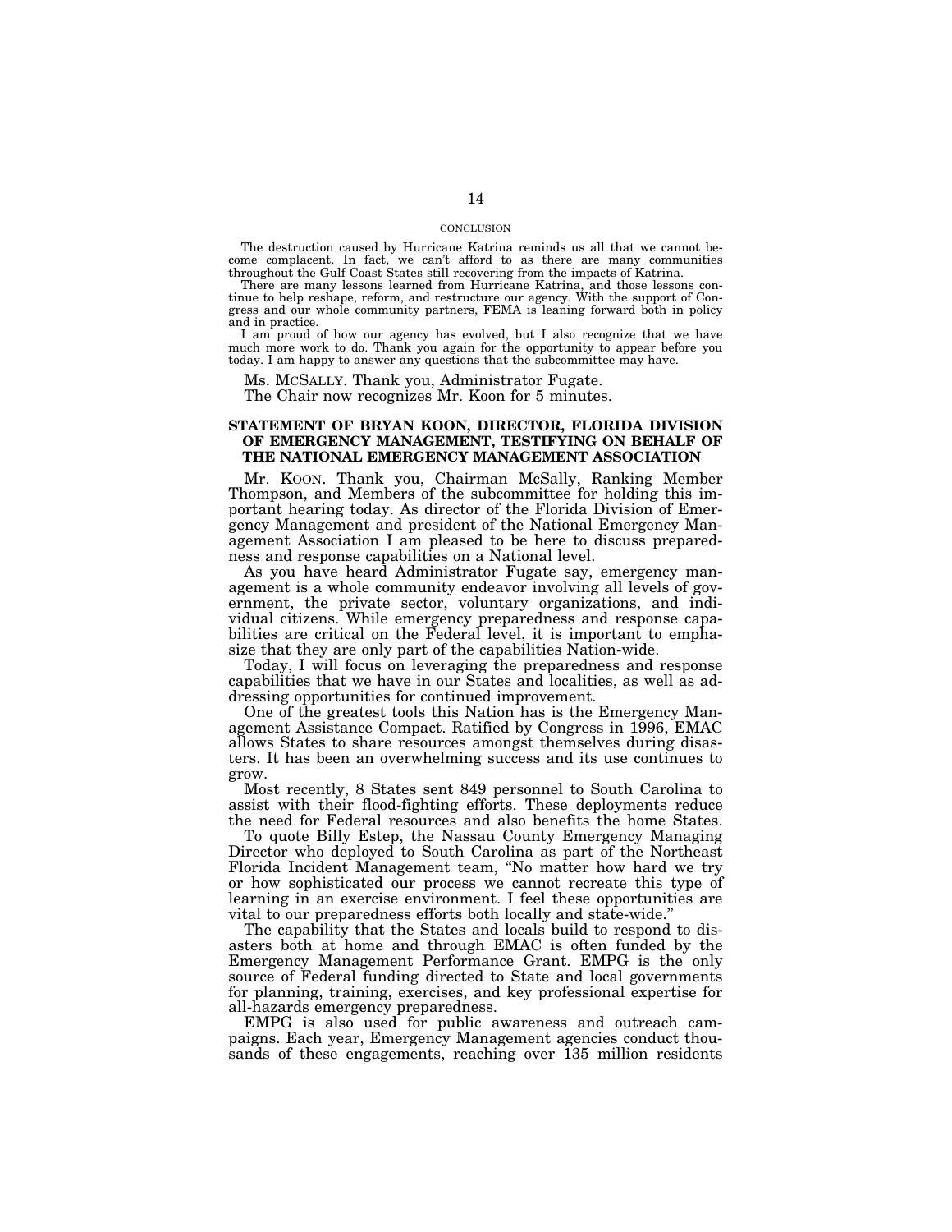### CONCLUSION

The destruction caused by Hurricane Katrina reminds us all that we cannot become complacent. In fact, we can't afford to as there are many communities throughout the Gulf Coast States still recovering from the impacts of Katrina.

There are many lessons learned from Hurricane Katrina, and those lessons continue to help reshape, reform, and restructure our agency. With the support of Congress and our whole community partners, FEMA is leaning forward both in policy and in practice.

I am proud of how our agency has evolved, but I also recognize that we have much more work to do. Thank you again for the opportunity to appear before you today. I am happy to answer any questions that the subcommittee may have.

Ms. McSALLY. Thank you, Administrator Fugate.

The Chair now recognizes Mr. Koon for 5 minutes.

## STATEMENT OF BRYAN KOON, DIRECTOR, FLORIDA DIVISION OF EMERGENCY MANAGEMENT, TESTIFYING ON BEHALF OF THE NATIONAL EMERGENCY MANAGEMENT ASSOCIATION

Mr. KOON. Thank you, Chairman McSally, Ranking Member Thompson, and Members of the subcommittee for holding this important hearing today. As director of the Florida Division of Emergency Management and president of the National Emergency Management Association I am pleased to be here to discuss preparedness and response capabilities on a National level.

As you have heard Administrator Fugate say, emergency management is a whole community endeavor involving all levels of government, the private sector, voluntary organizations, and individual citizens. While emergency preparedness and response capabilities are critical on the Federal level, it is important to emphasize that they are only part of the capabilities Nation-wide.

Today, I will focus on leveraging the preparedness and response capabilities that we have in our States and localities, as well as addressing opportunities for continued improvement.

One of the greatest tools this Nation has is the Emergency Management Assistance Compact. Ratified by Congress in 1996, EMAC allows States to share resources amongst themselves during disasters. It has been an overwhelming success and its use continues to grow.

Most recently, 8 States sent 849 personnel to South Carolina to assist with their flood-fighting efforts. These deployments reduce the need for Federal resources and also benefits the home States.

To quote Billy Estep, the Nassau County Emergency Managing Director who deployed to South Carolina as part of the Northeast Florida Incident Management team, "No matter how hard we try or how sophisticated our process we cannot recreate this type of learning in an exercise environment. I feel these opportunities are vital to our preparedness efforts both locally and state-wide."

The capability that the States and locals build to respond to disasters both at home and through EMAC is often funded by the Emergency Management Performance Grant. EMPG is the only source of Federal funding directed to State and local governments for planning, training, exercises, and key professional expertise for all-hazards emergency preparedness.

EMPG is also used for public awareness and outreach campaigns. Each year, Emergency Management agencies conduct thousands of these engagements, reaching over 135 million residents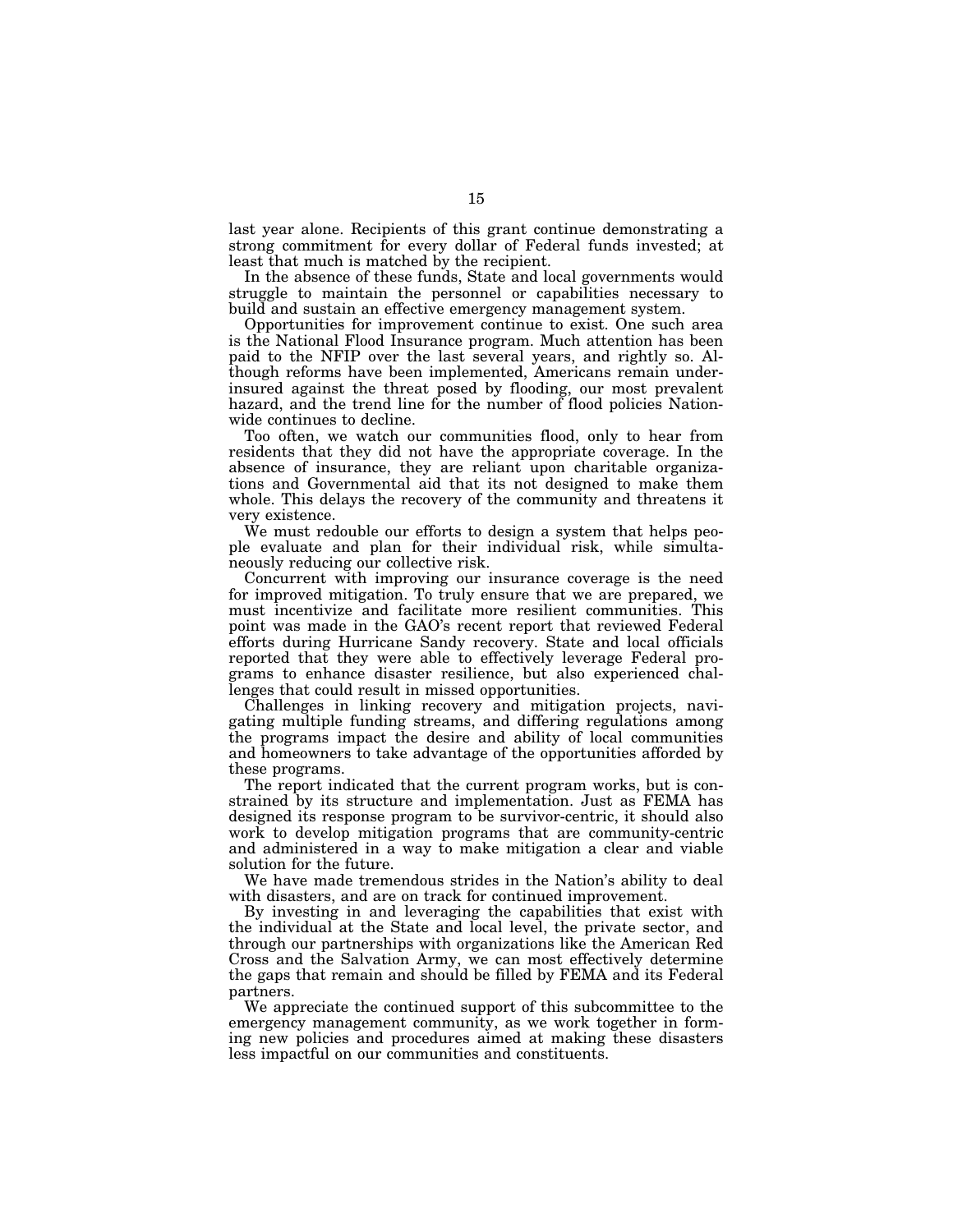last year alone. Recipients of this grant continue demonstrating a strong commitment for every dollar of Federal funds invested; at least that much is matched by the recipient.

In the absence of these funds, State and local governments would struggle to maintain the personnel or capabilities necessary to build and sustain an effective emergency management system.

Opportunities for improvement continue to exist. One such area is the National Flood Insurance program. Much attention has been paid to the NFIP over the last several years, and rightly so. Although reforms have been implemented, Americans remain under-insured against the threat posed by flooding, our most prevalent hazard, and the trend line for the number of flood policies Nationwide continues to decline.

Too often, we watch our communities flood, only to hear from residents that they did not have the appropriate coverage. In the absence of insurance, they are reliant upon charitable organizations and Governmental aid that its not designed to make them whole. This delays the recovery of the community and threatens it very existence.

We must redouble our efforts to design a system that helps people evaluate and plan for their individual risk, while simultaneously reducing our collective risk.

Concurrent with improving our insurance coverage is the need for improved mitigation. To truly ensure that we are prepared, we must incentivize and facilitate more resilient communities. This point was made in the GAO's recent report that reviewed Federal efforts during Hurricane Sandy recovery. State and local officials reported that they were able to effectively leverage Federal programs to enhance disaster resilience, but also experienced challenges that could result in missed opportunities.

Challenges in linking recovery and mitigation projects, navigating multiple funding streams, and differing regulations among the programs impact the desire and ability of local communities and homeowners to take advantage of the opportunities afforded by these programs.

The report indicated that the current program works, but is constrained by its structure and implementation. Just as FEMA has designed its response program to be survivor-centric, it should also work to develop mitigation programs that are community-centric and administered in a way to make mitigation a clear and viable solution for the future.

We have made tremendous strides in the Nation's ability to deal with disasters, and are on track for continued improvement.

By investing in and leveraging the capabilities that exist with the individual at the State and local level, the private sector, and through our partnerships with organizations like the American Red Cross and the Salvation Army, we can most effectively determine the gaps that remain and should be filled by FEMA and its Federal partners.

We appreciate the continued support of this subcommittee to the emergency management community, as we work together in forming new policies and procedures aimed at making these disasters less impactful on our communities and constituents.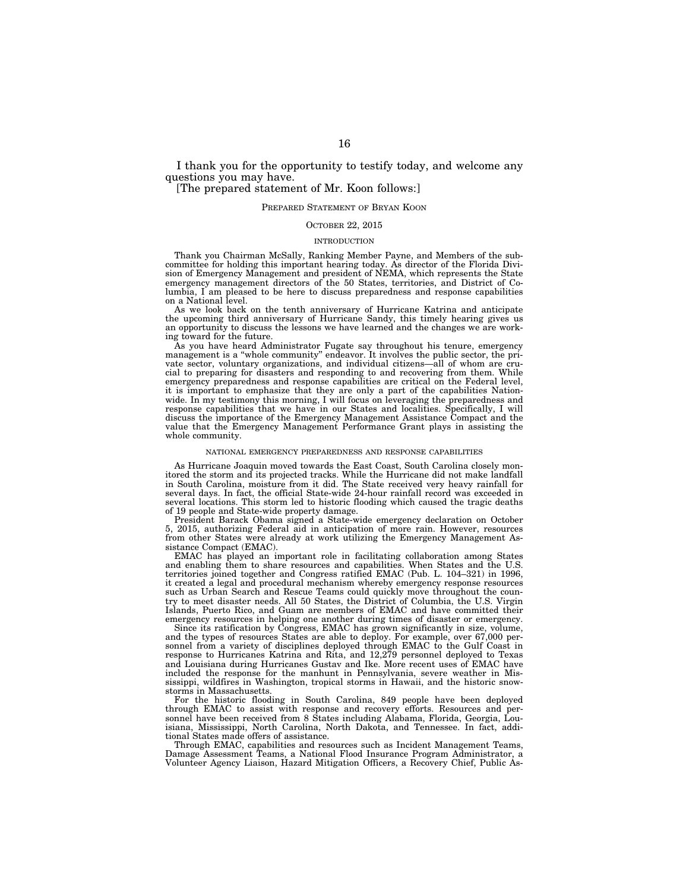I thank you for the opportunity to testify today, and welcome any questions you may have.

[The prepared statement of Mr. Koon follows:]

## PREPARED STATEMENT OF BRYAN KOON

OCTOBER 22, 2015

### INTRODUCTION

Thank you Chairman McSally, Ranking Member Payne, and Members of the subcommittee for holding this important hearing today. As director of the Florida Division of Emergency Management and president of NEMA, which represents the State emergency management directors of the 50 States, territories, and District of Columbia, I am pleased to be here to discuss preparedness and response capabilities on a National level.

As we look back on the tenth anniversary of Hurricane Katrina and anticipate the upcoming third anniversary of Hurricane Sandy, this timely hearing gives us an opportunity to discuss the lessons we have learned and the changes we are working toward for the future.

As you have heard Administrator Fugate say throughout his tenure, emergency management is a "whole community" endeavor. It involves the public sector, the private sector, voluntary organizations, and individual citizens—all of whom are crucial to preparing for disasters and responding to and recovering from them. While emergency preparedness and response capabilities are critical on the Federal level, it is important to emphasize that they are only a part of the capabilities Nationwide. In my testimony this morning, I will focus on leveraging the preparedness and response capabilities that we have in our States and localities. Specifically, I will discuss the importance of the Emergency Management Assistance Compact and the value that the Emergency Management Performance Grant plays in assisting the whole community.

### NATIONAL EMERGENCY PREPAREDNESS AND RESPONSE CAPABILITIES

As Hurricane Joaquin moved towards the East Coast, South Carolina closely monitored the storm and its projected tracks. While the Hurricane did not make landfall in South Carolina, moisture from it did. The State received very heavy rainfall for several days. In fact, the official State-wide 24-hour rainfall record was exceeded in several locations. This storm led to historic flooding which caused the tragic deaths of 19 people and State-wide property damage.

President Barack Obama signed a State-wide emergency declaration on October 5, 2015, authorizing Federal aid in anticipation of more rain. However, resources from other States were already at work utilizing the Emergency Management Assistance Compact (EMAC).

EMAC has played an important role in facilitating collaboration among States and enabling them to share resources and capabilities. When States and the U.S. territories joined together and Congress ratified EMAC (Pub. L. 104–321) in 1996, it created a legal and procedural mechanism whereby emergency response resources such as Urban Search and Rescue Teams could quickly move throughout the country to meet disaster needs. All 50 States, the District of Columbia, the U.S. Virgin Islands, Puerto Rico, and Guam are members of EMAC and have committed their emergency resources in helping one another during times of disaster or emergency.

Since its ratification by Congress, EMAC has grown significantly in size, volume, and the types of resources States are able to deploy. For example, over 67,000 personnel from a variety of disciplines deployed through EMAC to the Gulf Coast in response to Hurricanes Katrina and Rita, and 12,279 personnel deployed to Texas and Louisiana during Hurricanes Gustav and Ike. More recent uses of EMAC have included the response for the manhunt in Pennsylvania, severe weather in Mississippi, wildfires in Washington, tropical storms in Hawaii, and the historic snowstorms in Massachusetts.

For the historic flooding in South Carolina, 849 people have been deployed through EMAC to assist with response and recovery efforts. Resources and personnel have been received from 8 States including Alabama, Florida, Georgia, Louisiana, Mississippi, North Carolina, North Dakota, and Tennessee. In fact, additional States made offers of assistance.

Through EMAC, capabilities and resources such as Incident Management Teams, Damage Assessment Teams, a National Flood Insurance Program Administrator, a Volunteer Agency Liaison, Hazard Mitigation Officers, a Recovery Chief, Public As-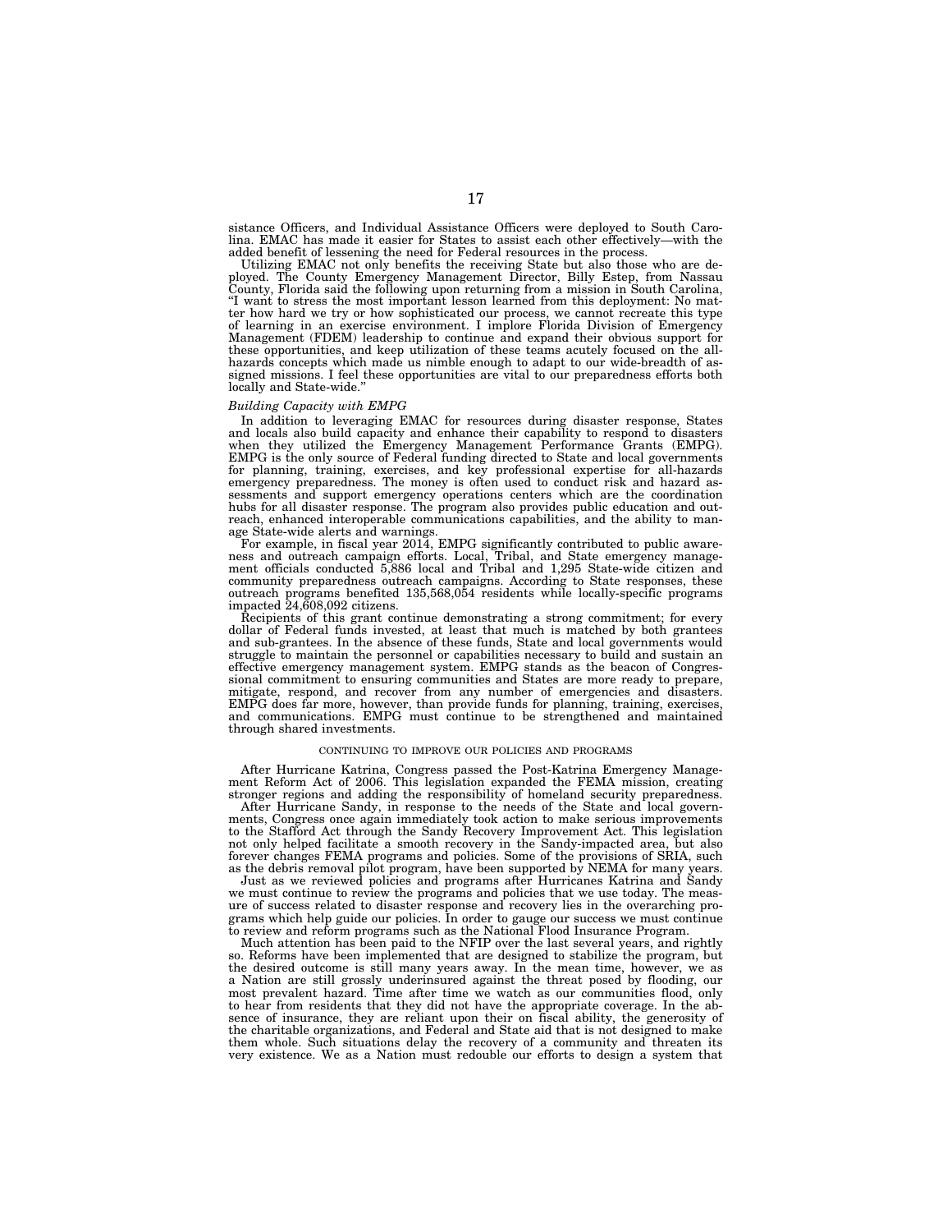sistance Officers, and Individual Assistance Officers were deployed to South Carolina. EMAC has made it easier for States to assist each other effectively—with the added benefit of lessening the need for Federal resources in the process.

Utilizing EMAC not only benefits the receiving State but also those who are deployed. The County Emergency Management Director, Billy Estep, from Nassau County, Florida said the following upon returning from a mission in South Carolina, "I want to stress the most important lesson learned from this deployment: No matter how hard we try or how sophisticated our process, we cannot recreate this type of learning in an exercise environment. I implore Florida Division of Emergency Management (FDEM) leadership to continue and expand their obvious support for these opportunities, and keep utilization of these teams acutely focused on the all-hazards concepts which made us nimble enough to adapt to our wide-breadth of assigned missions. I feel these opportunities are vital to our preparedness efforts both locally and State-wide."

*Building Capacity with EMPG*

In addition to leveraging EMAC for resources during disaster response, States and locals also build capacity and enhance their capability to respond to disasters when they utilized the Emergency Management Performance Grants (EMPG). EMPG is the only source of Federal funding directed to State and local governments for planning, training, exercises, and key professional expertise for all-hazards emergency preparedness. The money is often used to conduct risk and hazard assessments and support emergency operations centers which are the coordination hubs for all disaster response. The program also provides public education and outreach, enhanced interoperable communications capabilities, and the ability to manage State-wide alerts and warnings.

For example, in fiscal year 2014, EMPG significantly contributed to public awareness and outreach campaign efforts. Local, Tribal, and State emergency management officials conducted 5,886 local and Tribal and 1,295 State-wide citizen and community preparedness outreach campaigns. According to State responses, these outreach programs benefited 135,568,054 residents while locally-specific programs impacted 24,608,092 citizens.

Recipients of this grant continue demonstrating a strong commitment; for every dollar of Federal funds invested, at least that much is matched by both grantees and sub-grantees. In the absence of these funds, State and local governments would struggle to maintain the personnel or capabilities necessary to build and sustain an effective emergency management system. EMPG stands as the beacon of Congressional commitment to ensuring communities and States are more ready to prepare, mitigate, respond, and recover from any number of emergencies and disasters. EMPG does far more, however, than provide funds for planning, training, exercises, and communications. EMPG must continue to be strengthened and maintained through shared investments.

## CONTINUING TO IMPROVE OUR POLICIES AND PROGRAMS

After Hurricane Katrina, Congress passed the Post-Katrina Emergency Management Reform Act of 2006. This legislation expanded the FEMA mission, creating stronger regions and adding the responsibility of homeland security preparedness.

After Hurricane Sandy, in response to the needs of the State and local governments, Congress once again immediately took action to make serious improvements to the Stafford Act through the Sandy Recovery Improvement Act. This legislation not only helped facilitate a smooth recovery in the Sandy-impacted area, but also forever changes FEMA programs and policies. Some of the provisions of SRIA, such as the debris removal pilot program, have been supported by NEMA for many years.

Just as we reviewed policies and programs after Hurricanes Katrina and Sandy we must continue to review the programs and policies that we use today. The measure of success related to disaster response and recovery lies in the overarching programs which help guide our policies. In order to gauge our success we must continue to review and reform programs such as the National Flood Insurance Program.

Much attention has been paid to the NFIP over the last several years, and rightly so. Reforms have been implemented that are designed to stabilize the program, but the desired outcome is still many years away. In the mean time, however, we as a Nation are still grossly underinsured against the threat posed by flooding, our most prevalent hazard. Time after time we watch as our communities flood, only to hear from residents that they did not have the appropriate coverage. In the absence of insurance, they are reliant upon their on fiscal ability, the generosity of the charitable organizations, and Federal and State aid that is not designed to make them whole. Such situations delay the recovery of a community and threaten its very existence. We as a Nation must redouble our efforts to design a system that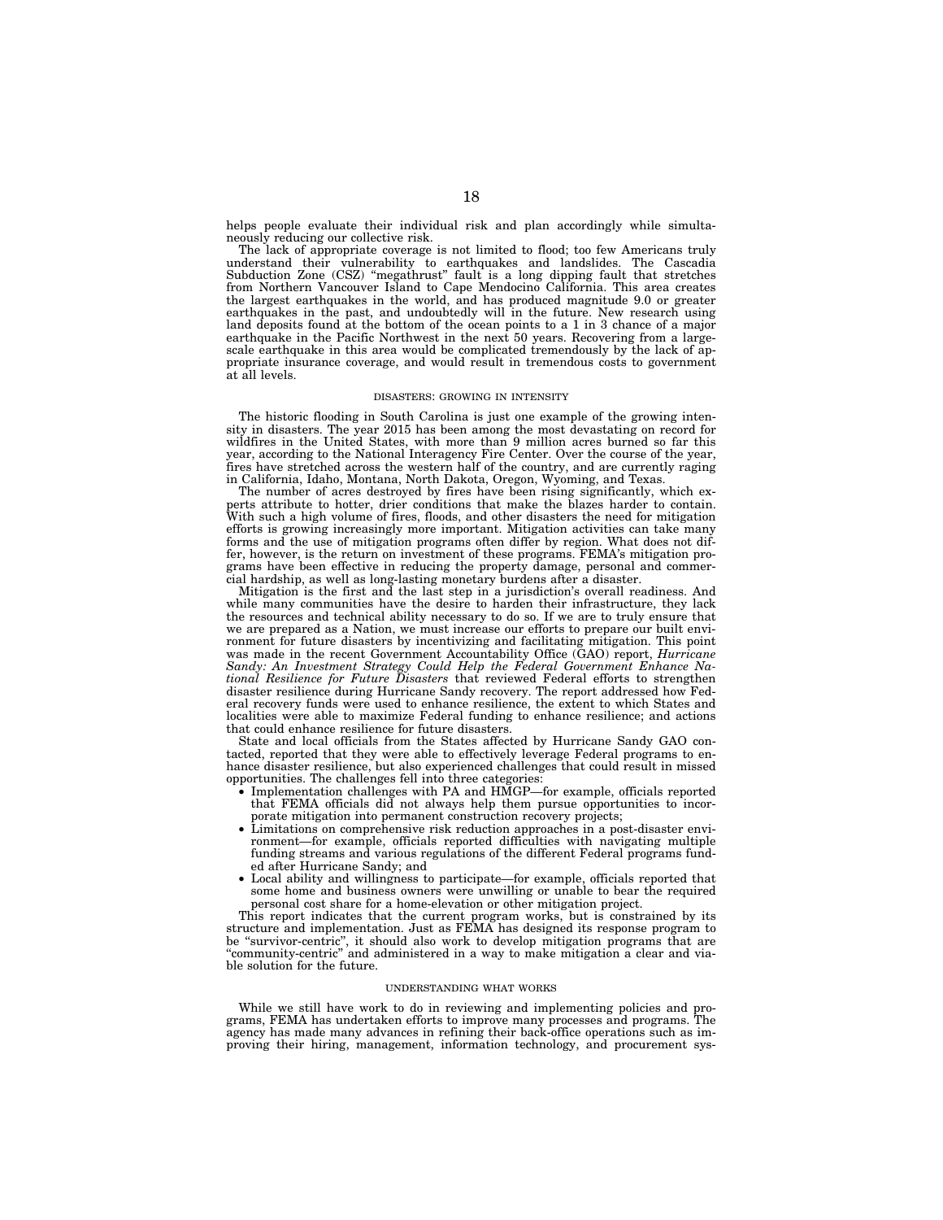helps people evaluate their individual risk and plan accordingly while simultaneously reducing our collective risk.

The lack of appropriate coverage is not limited to flood; too few Americans truly understand their vulnerability to earthquakes and landslides. The Cascadia Subduction Zone (CSZ) "megathrust" fault is a long dipping fault that stretches from Northern Vancouver Island to Cape Mendocino California. This area creates the largest earthquakes in the world, and has produced magnitude 9.0 or greater earthquakes in the past, and undoubtedly will in the future. New research using land deposits found at the bottom of the ocean points to a 1 in 3 chance of a major earthquake in the Pacific Northwest in the next 50 years. Recovering from a large-scale earthquake in this area would be complicated tremendously by the lack of appropriate insurance coverage, and would result in tremendous costs to government at all levels.

### DISASTERS: GROWING IN INTENSITY

The historic flooding in South Carolina is just one example of the growing intensity in disasters. The year 2015 has been among the most devastating on record for wildfires in the United States, with more than 9 million acres burned so far this year, according to the National Interagency Fire Center. Over the course of the year, fires have stretched across the western half of the country, and are currently raging in California, Idaho, Montana, North Dakota, Oregon, Wyoming, and Texas.

The number of acres destroyed by fires have been rising significantly, which experts attribute to hotter, drier conditions that make the blazes harder to contain. With such a high volume of fires, floods, and other disasters the need for mitigation efforts is growing increasingly more important. Mitigation activities can take many forms and the use of mitigation programs often differ by region. What does not differ, however, is the return on investment of these programs. FEMA's mitigation programs have been effective in reducing the property damage, personal and commercial hardship, as well as long-lasting monetary burdens after a disaster.

Mitigation is the first and the last step in a jurisdiction's overall readiness. And while many communities have the desire to harden their infrastructure, they lack the resources and technical ability necessary to do so. If we are to truly ensure that we are prepared as a Nation, we must increase our efforts to prepare our built environment for future disasters by incentivizing and facilitating mitigation. This point was made in the recent Government Accountability Office (GAO) report, *Hurricane Sandy: An Investment Strategy Could Help the Federal Government Enhance National Resilience for Future Disasters* that reviewed Federal efforts to strengthen disaster resilience during Hurricane Sandy recovery. The report addressed how Federal recovery funds were used to enhance resilience, the extent to which States and localities were able to maximize Federal funding to enhance resilience; and actions that could enhance resilience for future disasters.

State and local officials from the States affected by Hurricane Sandy GAO contacted, reported that they were able to effectively leverage Federal programs to enhance disaster resilience, but also experienced challenges that could result in missed opportunities. The challenges fell into three categories:

- Implementation challenges with PA and HMGP—for example, officials reported that FEMA officials did not always help them pursue opportunities to incorporate mitigation into permanent construction recovery projects;
- Limitations on comprehensive risk reduction approaches in a post-disaster environment—for example, officials reported difficulties with navigating multiple funding streams and various regulations of the different Federal programs funded after Hurricane Sandy; and
- Local ability and willingness to participate—for example, officials reported that some home and business owners were unwilling or unable to bear the required personal cost share for a home-elevation or other mitigation project.

This report indicates that the current program works, but is constrained by its structure and implementation. Just as FEMA has designed its response program to be "survivor-centric", it should also work to develop mitigation programs that are "community-centric" and administered in a way to make mitigation a clear and viable solution for the future.

### UNDERSTANDING WHAT WORKS

While we still have work to do in reviewing and implementing policies and programs, FEMA has undertaken efforts to improve many processes and programs. The agency has made many advances in refining their back-office operations such as improving their hiring, management, information technology, and procurement sys-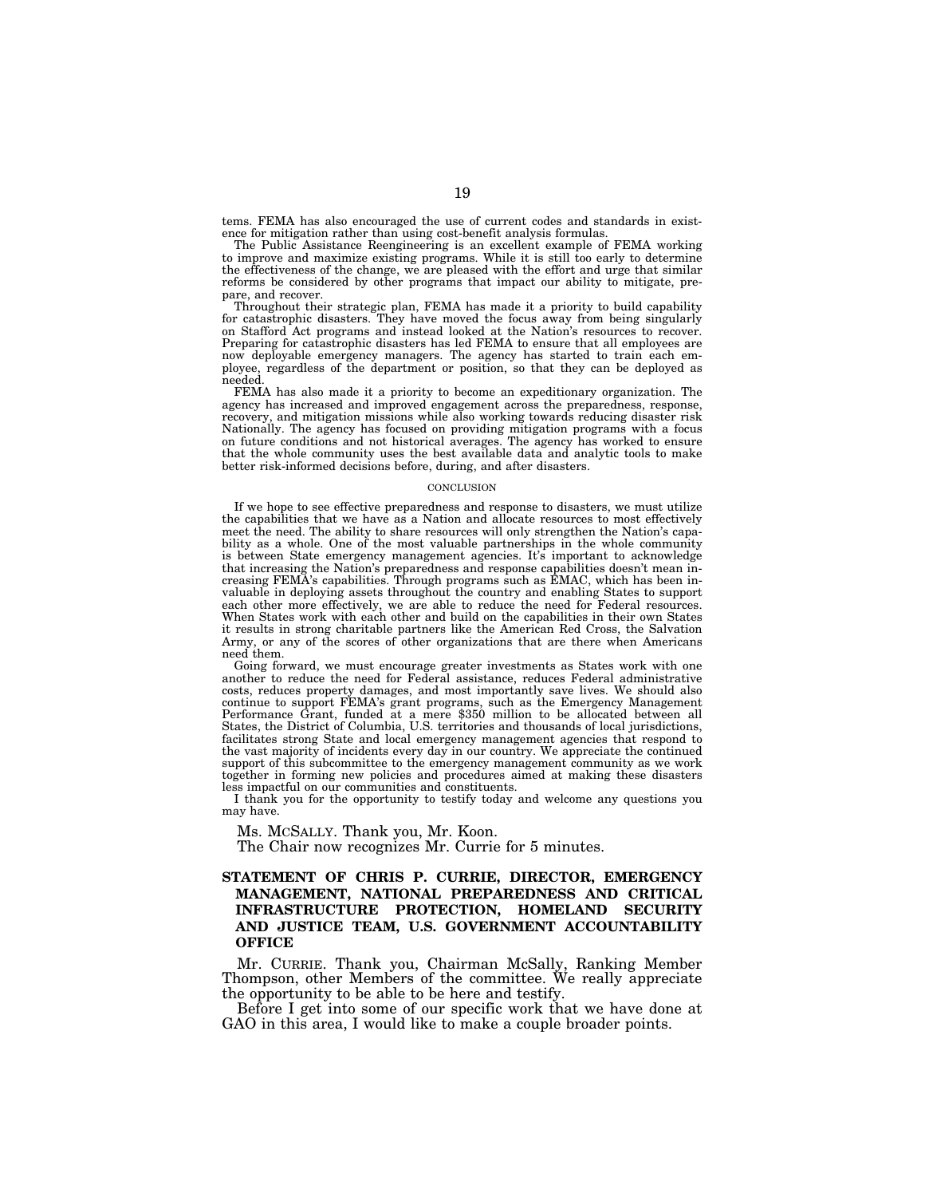tems. FEMA has also encouraged the use of current codes and standards in existence for mitigation rather than using cost-benefit analysis formulas.

The Public Assistance Reengineering is an excellent example of FEMA working to improve and maximize existing programs. While it is still too early to determine the effectiveness of the change, we are pleased with the effort and urge that similar reforms be considered by other programs that impact our ability to mitigate, prepare, and recover.

Throughout their strategic plan, FEMA has made it a priority to build capability for catastrophic disasters. They have moved the focus away from being singularly on Stafford Act programs and instead looked at the Nation's resources to recover. Preparing for catastrophic disasters has led FEMA to ensure that all employees are now deployable emergency managers. The agency has started to train each employee, regardless of the department or position, so that they can be deployed as needed.

FEMA has also made it a priority to become an expeditionary organization. The agency has increased and improved engagement across the preparedness, response, recovery, and mitigation missions while also working towards reducing disaster risk Nationally. The agency has focused on providing mitigation programs with a focus on future conditions and not historical averages. The agency has worked to ensure that the whole community uses the best available data and analytic tools to make better risk-informed decisions before, during, and after disasters.

CONCLUSION

If we hope to see effective preparedness and response to disasters, we must utilize the capabilities that we have as a Nation and allocate resources to most effectively meet the need. The ability to share resources will only strengthen the Nation's capability as a whole. One of the most valuable partnerships in the whole community is between State emergency management agencies. It's important to acknowledge that increasing the Nation's preparedness and response capabilities doesn't mean increasing FEMA's capabilities. Through programs such as EMAC, which has been invaluable in deploying assets throughout the country and enabling States to support each other more effectively, we are able to reduce the need for Federal resources. When States work with each other and build on the capabilities in their own States it results in strong charitable partners like the American Red Cross, the Salvation Army, or any of the scores of other organizations that are there when Americans need them.

Going forward, we must encourage greater investments as States work with one another to reduce the need for Federal assistance, reduces Federal administrative costs, reduces property damages, and most importantly save lives. We should also continue to support FEMA's grant programs, such as the Emergency Management Performance Grant, funded at a mere $350 million to be allocated between all States, the District of Columbia, U.S. territories and thousands of local jurisdictions, facilitates strong State and local emergency management agencies that respond to the vast majority of incidents every day in our country. We appreciate the continued support of this subcommittee to the emergency management community as we work together in forming new policies and procedures aimed at making these disasters less impactful on our communities and constituents.

I thank you for the opportunity to testify today and welcome any questions you may have.

Ms. McSally. Thank you, Mr. Koon.

The Chair now recognizes Mr. Currie for 5 minutes.

## STATEMENT OF CHRIS P. CURRIE, DIRECTOR, EMERGENCY MANAGEMENT, NATIONAL PREPAREDNESS AND CRITICAL INFRASTRUCTURE PROTECTION, HOMELAND SECURITY AND JUSTICE TEAM, U.S. GOVERNMENT ACCOUNTABILITY OFFICE

Mr. Currie. Thank you, Chairman McSally, Ranking Member Thompson, other Members of the committee. We really appreciate the opportunity to be able to be here and testify.

Before I get into some of our specific work that we have done at GAO in this area, I would like to make a couple broader points.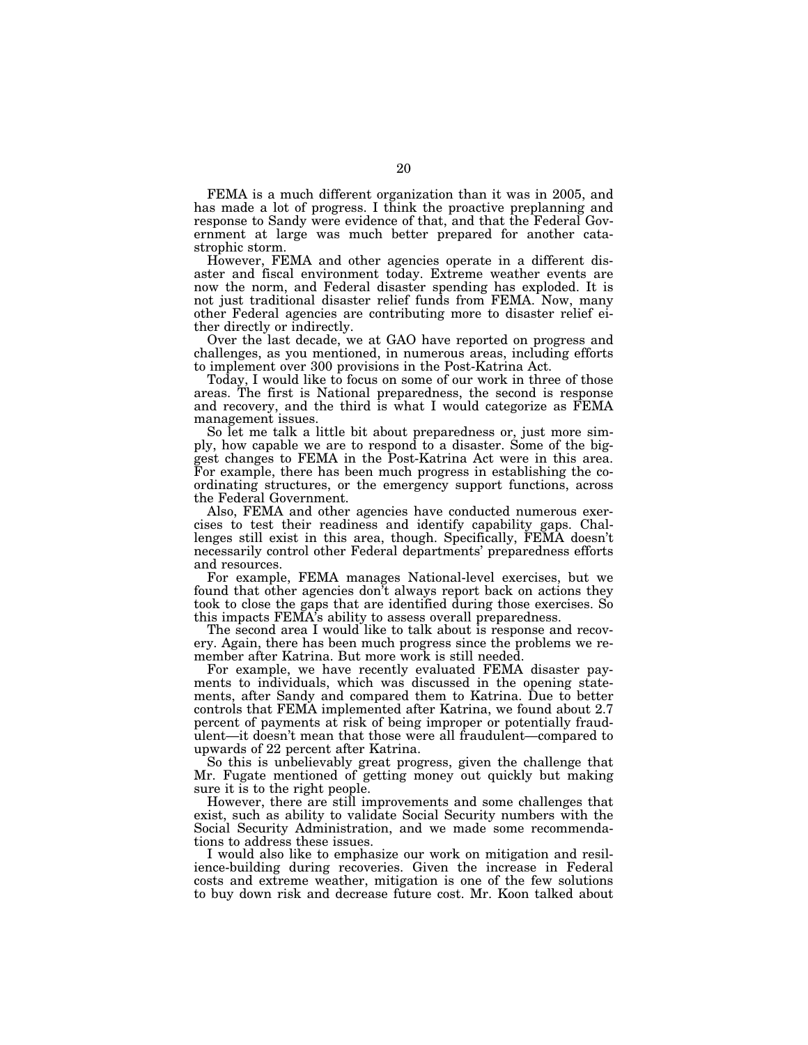FEMA is a much different organization than it was in 2005, and has made a lot of progress. I think the proactive preplanning and response to Sandy were evidence of that, and that the Federal Government at large was much better prepared for another catastrophic storm.

However, FEMA and other agencies operate in a different disaster and fiscal environment today. Extreme weather events are now the norm, and Federal disaster spending has exploded. It is not just traditional disaster relief funds from FEMA. Now, many other Federal agencies are contributing more to disaster relief either directly or indirectly.

Over the last decade, we at GAO have reported on progress and challenges, as you mentioned, in numerous areas, including efforts to implement over 300 provisions in the Post-Katrina Act.

Today, I would like to focus on some of our work in three of those areas. The first is National preparedness, the second is response and recovery, and the third is what I would categorize as FEMA management issues.

So let me talk a little bit about preparedness or, just more simply, how capable we are to respond to a disaster. Some of the biggest changes to FEMA in the Post-Katrina Act were in this area. For example, there has been much progress in establishing the coordinating structures, or the emergency support functions, across the Federal Government.

Also, FEMA and other agencies have conducted numerous exercises to test their readiness and identify capability gaps. Challenges still exist in this area, though. Specifically, FEMA doesn't necessarily control other Federal departments' preparedness efforts and resources.

For example, FEMA manages National-level exercises, but we found that other agencies don't always report back on actions they took to close the gaps that are identified during those exercises. So this impacts FEMA's ability to assess overall preparedness.

The second area I would like to talk about is response and recovery. Again, there has been much progress since the problems we remember after Katrina. But more work is still needed.

For example, we have recently evaluated FEMA disaster payments to individuals, which was discussed in the opening statements, after Sandy and compared them to Katrina. Due to better controls that FEMA implemented after Katrina, we found about 2.7 percent of payments at risk of being improper or potentially fraudulent—it doesn't mean that those were all fraudulent—compared to upwards of 22 percent after Katrina.

So this is unbelievably great progress, given the challenge that Mr. Fugate mentioned of getting money out quickly but making sure it is to the right people.

However, there are still improvements and some challenges that exist, such as ability to validate Social Security numbers with the Social Security Administration, and we made some recommendations to address these issues.

I would also like to emphasize our work on mitigation and resilience-building during recoveries. Given the increase in Federal costs and extreme weather, mitigation is one of the few solutions to buy down risk and decrease future cost. Mr. Koon talked about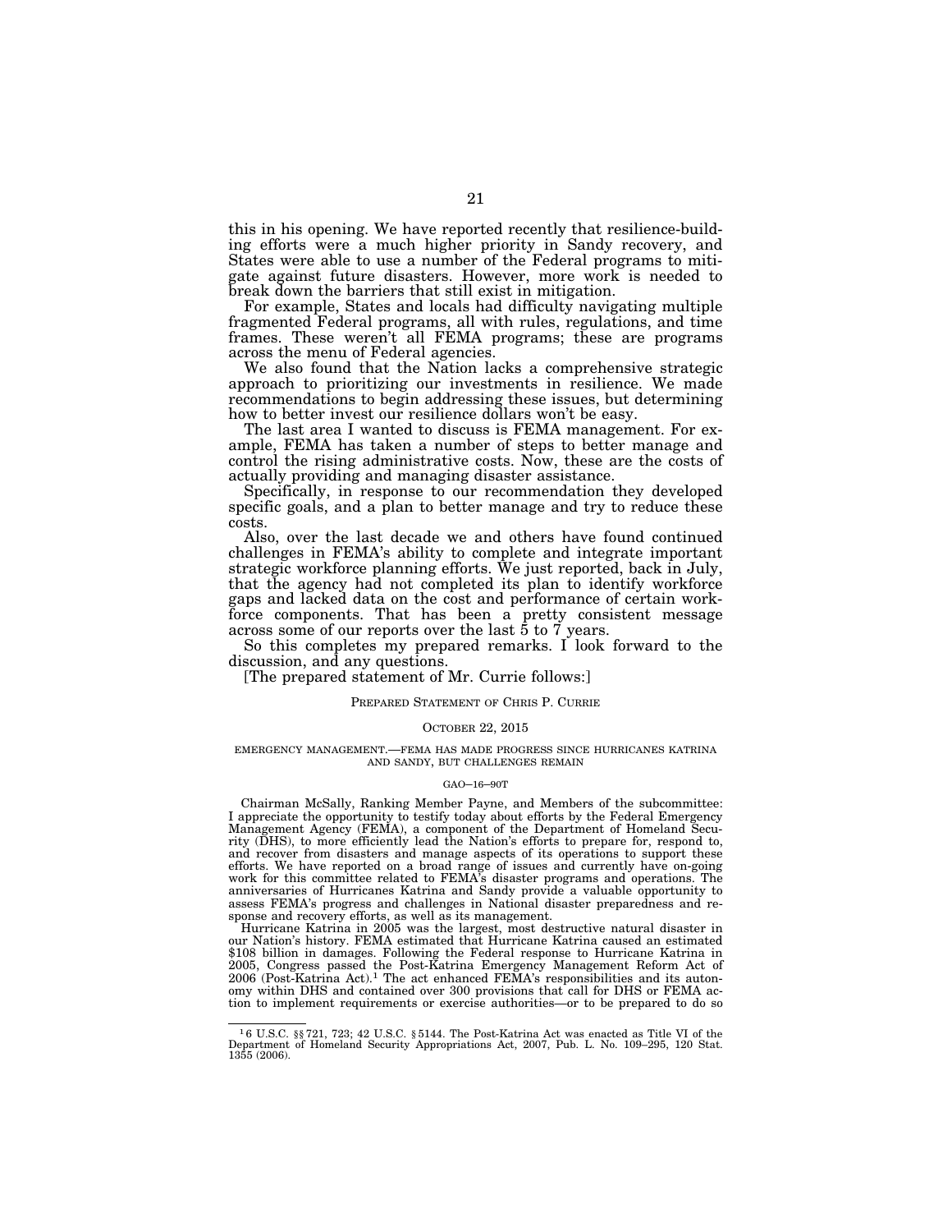this in his opening. We have reported recently that resilience-building efforts were a much higher priority in Sandy recovery, and States were able to use a number of the Federal programs to mitigate against future disasters. However, more work is needed to break down the barriers that still exist in mitigation.

For example, States and locals had difficulty navigating multiple fragmented Federal programs, all with rules, regulations, and time frames. These weren't all FEMA programs; these are programs across the menu of Federal agencies.

We also found that the Nation lacks a comprehensive strategic approach to prioritizing our investments in resilience. We made recommendations to begin addressing these issues, but determining how to better invest our resilience dollars won't be easy.

The last area I wanted to discuss is FEMA management. For example, FEMA has taken a number of steps to better manage and control the rising administrative costs. Now, these are the costs of actually providing and managing disaster assistance.

Specifically, in response to our recommendation they developed specific goals, and a plan to better manage and try to reduce these costs.

Also, over the last decade we and others have found continued challenges in FEMA's ability to complete and integrate important strategic workforce planning efforts. We just reported, back in July, that the agency had not completed its plan to identify workforce gaps and lacked data on the cost and performance of certain workforce components. That has been a pretty consistent message across some of our reports over the last 5 to 7 years.

So this completes my prepared remarks. I look forward to the discussion, and any questions.

[The prepared statement of Mr. Currie follows:]

PREPARED STATEMENT OF CHRIS P. CURRIE

OCTOBER 22, 2015

EMERGENCY MANAGEMENT.—FEMA HAS MADE PROGRESS SINCE HURRICANES KATRINA AND SANDY, BUT CHALLENGES REMAIN

GAO–16–90T

Chairman McSally, Ranking Member Payne, and Members of the subcommittee: I appreciate the opportunity to testify today about efforts by the Federal Emergency Management Agency (FEMA), a component of the Department of Homeland Security (DHS), to more efficiently lead the Nation's efforts to prepare for, respond to, and recover from disasters and manage aspects of its operations to support these efforts. We have reported on a broad range of issues and currently have on-going work for this committee related to FEMA's disaster programs and operations. The anniversaries of Hurricanes Katrina and Sandy provide a valuable opportunity to assess FEMA's progress and challenges in National disaster preparedness and response and recovery efforts, as well as its management.

Hurricane Katrina in 2005 was the largest, most destructive natural disaster in our Nation's history. FEMA estimated that Hurricane Katrina caused an estimated $108 billion in damages. Following the Federal response to Hurricane Katrina in 2005, Congress passed the Post-Katrina Emergency Management Reform Act of 2006 (Post-Katrina Act).[1] The act enhanced FEMA's responsibilities and its autonomy within DHS and contained over 300 provisions that call for DHS or FEMA action to implement requirements or exercise authorities—or to be prepared to do so

---

[1] 6 U.S.C. §§ 721, 723; 42 U.S.C. § 5144. The Post-Katrina Act was enacted as Title VI of the Department of Homeland Security Appropriations Act, 2007, Pub. L. No. 109–295, 120 Stat. 1355 (2006).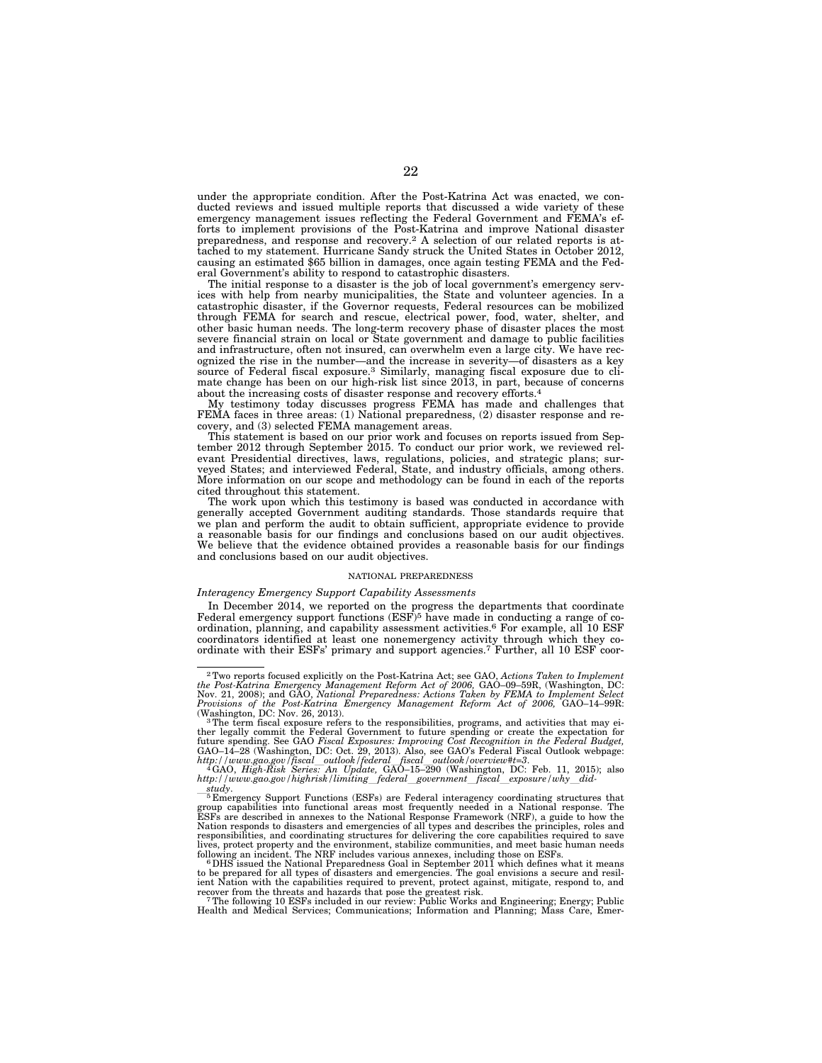under the appropriate condition. After the Post-Katrina Act was enacted, we conducted reviews and issued multiple reports that discussed a wide variety of these emergency management issues reflecting the Federal Government and FEMA's efforts to implement provisions of the Post-Katrina and improve National disaster preparedness, and response and recovery.[2] A selection of our related reports is attached to my statement. Hurricane Sandy struck the United States in October 2012, causing an estimated $65 billion in damages, once again testing FEMA and the Federal Government's ability to respond to catastrophic disasters.

The initial response to a disaster is the job of local government's emergency services with help from nearby municipalities, the State and volunteer agencies. In a catastrophic disaster, if the Governor requests, Federal resources can be mobilized through FEMA for search and rescue, electrical power, food, water, shelter, and other basic human needs. The long-term recovery phase of disaster places the most severe financial strain on local or State government and damage to public facilities and infrastructure, often not insured, can overwhelm even a large city. We have recognized the rise in the number—and the increase in severity—of disasters as a key source of Federal fiscal exposure.[3] Similarly, managing fiscal exposure due to climate change has been on our high-risk list since 2013, in part, because of concerns about the increasing costs of disaster response and recovery efforts.[4]

My testimony today discusses progress FEMA has made and challenges that FEMA faces in three areas: (1) National preparedness, (2) disaster response and recovery, and (3) selected FEMA management areas.

This statement is based on our prior work and focuses on reports issued from September 2012 through September 2015. To conduct our prior work, we reviewed relevant Presidential directives, laws, regulations, policies, and strategic plans; surveyed States; and interviewed Federal, State, and industry officials, among others. More information on our scope and methodology can be found in each of the reports cited throughout this statement.

The work upon which this testimony is based was conducted in accordance with generally accepted Government auditing standards. Those standards require that we plan and perform the audit to obtain sufficient, appropriate evidence to provide a reasonable basis for our findings and conclusions based on our audit objectives. We believe that the evidence obtained provides a reasonable basis for our findings and conclusions based on our audit objectives.

## NATIONAL PREPAREDNESS

### *Interagency Emergency Support Capability Assessments*

In December 2014, we reported on the progress the departments that coordinate Federal emergency support functions (ESF)[5] have made in conducting a range of coordination, planning, and capability assessment activities.[6] For example, all 10 ESF coordinators identified at least one nonemergency activity through which they coordinate with their ESFs' primary and support agencies.[7] Further, all 10 ESF coor-

---

[2] Two reports focused explicitly on the Post-Katrina Act; see GAO, *Actions Taken to Implement the Post-Katrina Emergency Management Reform Act of 2006,* GAO–09–59R, (Washington, DC: Nov. 21, 2008); and GAO, *National Preparedness: Actions Taken by FEMA to Implement Select Provisions of the Post-Katrina Emergency Management Reform Act of 2006,* GAO–14–99R: (Washington, DC: Nov. 26, 2013).

[3] The term fiscal exposure refers to the responsibilities, programs, and activities that may either legally commit the Federal Government to future spending or create the expectation for future spending. See GAO *Fiscal Exposures: Improving Cost Recognition in the Federal Budget,* GAO–14–28 (Washington, DC: Oct. 29, 2013). Also, see GAO's Federal Fiscal Outlook webpage: *http://www.gao.gov/fiscal_outlook/federal_fiscal_outlook/overview#t=3.*

[4] GAO, *High-Risk Series: An Update,* GAO–15–290 (Washington, DC: Feb. 11, 2015); also *http://www.gao.gov/highrisk/limiting_federal_government_fiscal_exposure/why_did_study.*

[5] Emergency Support Functions (ESFs) are Federal interagency coordinating structures that group capabilities into functional areas most frequently needed in a National response. The ESFs are described in annexes to the National Response Framework (NRF), a guide to how the Nation responds to disasters and emergencies of all types and describes the principles, roles and responsibilities, and coordinating structures for delivering the core capabilities required to save lives, protect property and the environment, stabilize communities, and meet basic human needs following an incident. The NRF includes various annexes, including those on ESFs.

[6] DHS issued the National Preparedness Goal in September 2011 which defines what it means to be prepared for all types of disasters and emergencies. The goal envisions a secure and resilient Nation with the capabilities required to prevent, protect against, mitigate, respond to, and recover from the threats and hazards that pose the greatest risk.

[7] The following 10 ESFs included in our review: Public Works and Engineering; Energy; Public Health and Medical Services; Communications; Information and Planning; Mass Care, Emer-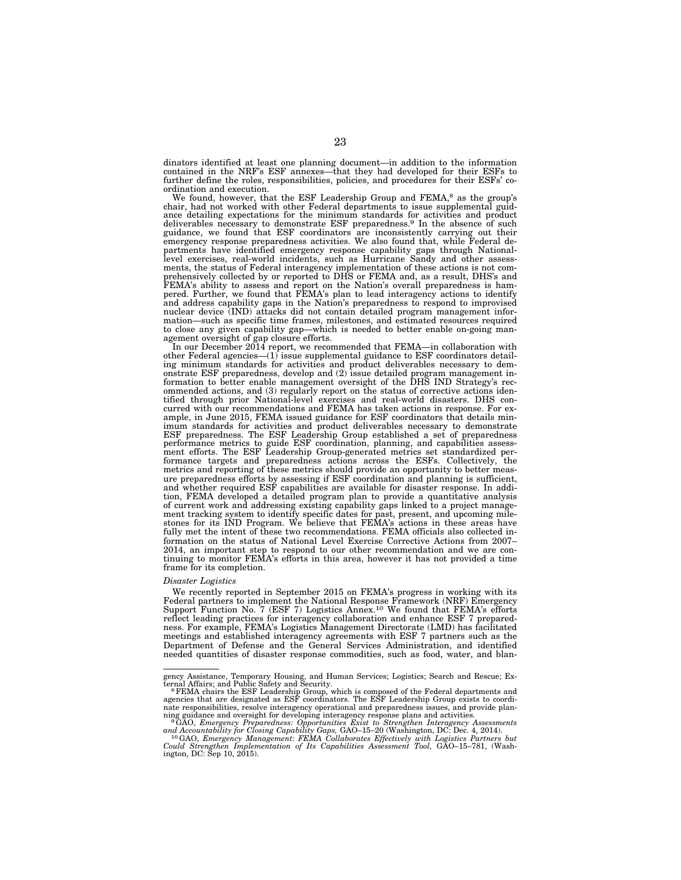dinators identified at least one planning document—in addition to the information contained in the NRF's ESF annexes—that they had developed for their ESFs to further define the roles, responsibilities, policies, and procedures for their ESFs' coordination and execution.

We found, however, that the ESF Leadership Group and FEMA,[8] as the group's chair, had not worked with other Federal departments to issue supplemental guidance detailing expectations for the minimum standards for activities and product deliverables necessary to demonstrate ESF preparedness.[9] In the absence of such guidance, we found that ESF coordinators are inconsistently carrying out their emergency response preparedness activities. We also found that, while Federal departments have identified emergency response capability gaps through National-level exercises, real-world incidents, such as Hurricane Sandy and other assessments, the status of Federal interagency implementation of these actions is not comprehensively collected by or reported to DHS or FEMA and, as a result, DHS's and FEMA's ability to assess and report on the Nation's overall preparedness is hampered. Further, we found that FEMA's plan to lead interagency actions to identify and address capability gaps in the Nation's preparedness to respond to improvised nuclear device (IND) attacks did not contain detailed program management information—such as specific time frames, milestones, and estimated resources required to close any given capability gap—which is needed to better enable on-going management oversight of gap closure efforts.

In our December 2014 report, we recommended that FEMA—in collaboration with other Federal agencies—(1) issue supplemental guidance to ESF coordinators detailing minimum standards for activities and product deliverables necessary to demonstrate ESF preparedness, develop and (2) issue detailed program management information to better enable management oversight of the DHS IND Strategy's recommended actions, and (3) regularly report on the status of corrective actions identified through prior National-level exercises and real-world disasters. DHS concurred with our recommendations and FEMA has taken actions in response. For example, in June 2015, FEMA issued guidance for ESF coordinators that details minimum standards for activities and product deliverables necessary to demonstrate ESF preparedness. The ESF Leadership Group established a set of preparedness performance metrics to guide ESF coordination, planning, and capabilities assessment efforts. The ESF Leadership Group-generated metrics set standardized performance targets and preparedness actions across the ESFs. Collectively, the metrics and reporting of these metrics should provide an opportunity to better measure preparedness efforts by assessing if ESF coordination and planning is sufficient, and whether required ESF capabilities are available for disaster response. In addition, FEMA developed a detailed program plan to provide a quantitative analysis of current work and addressing existing capability gaps linked to a project management tracking system to identify specific dates for past, present, and upcoming milestones for its IND Program. We believe that FEMA's actions in these areas have fully met the intent of these two recommendations. FEMA officials also collected information on the status of National Level Exercise Corrective Actions from 2007–2014, an important step to respond to our other recommendation and we are continuing to monitor FEMA's efforts in this area, however it has not provided a time frame for its completion.

*Disaster Logistics*

We recently reported in September 2015 on FEMA's progress in working with its Federal partners to implement the National Response Framework (NRF) Emergency Support Function No. 7 (ESF 7) Logistics Annex.[10] We found that FEMA's efforts reflect leading practices for interagency collaboration and enhance ESF 7 preparedness. For example, FEMA's Logistics Management Directorate (LMD) has facilitated meetings and established interagency agreements with ESF 7 partners such as the Department of Defense and the General Services Administration, and identified needed quantities of disaster response commodities, such as food, water, and blan-

---

gency Assistance, Temporary Housing, and Human Services; Logistics; Search and Rescue; External Affairs; and Public Safety and Security.

[8] FEMA chairs the ESF Leadership Group, which is composed of the Federal departments and agencies that are designated as ESF coordinators. The ESF Leadership Group exists to coordinate responsibilities, resolve interagency operational and preparedness issues, and provide planning guidance and oversight for developing interagency response plans and activities.

[9] GAO, *Emergency Preparedness: Opportunities Exist to Strengthen Interagency Assessments and Accountability for Closing Capability Gaps,* GAO–15–20 (Washington, DC: Dec. 4, 2014).

[10] GAO, *Emergency Management: FEMA Collaborates Effectively with Logistics Partners but Could Strengthen Implementation of Its Capabilities Assessment Tool,* GAO–15–781, (Washington, DC: Sep 10, 2015).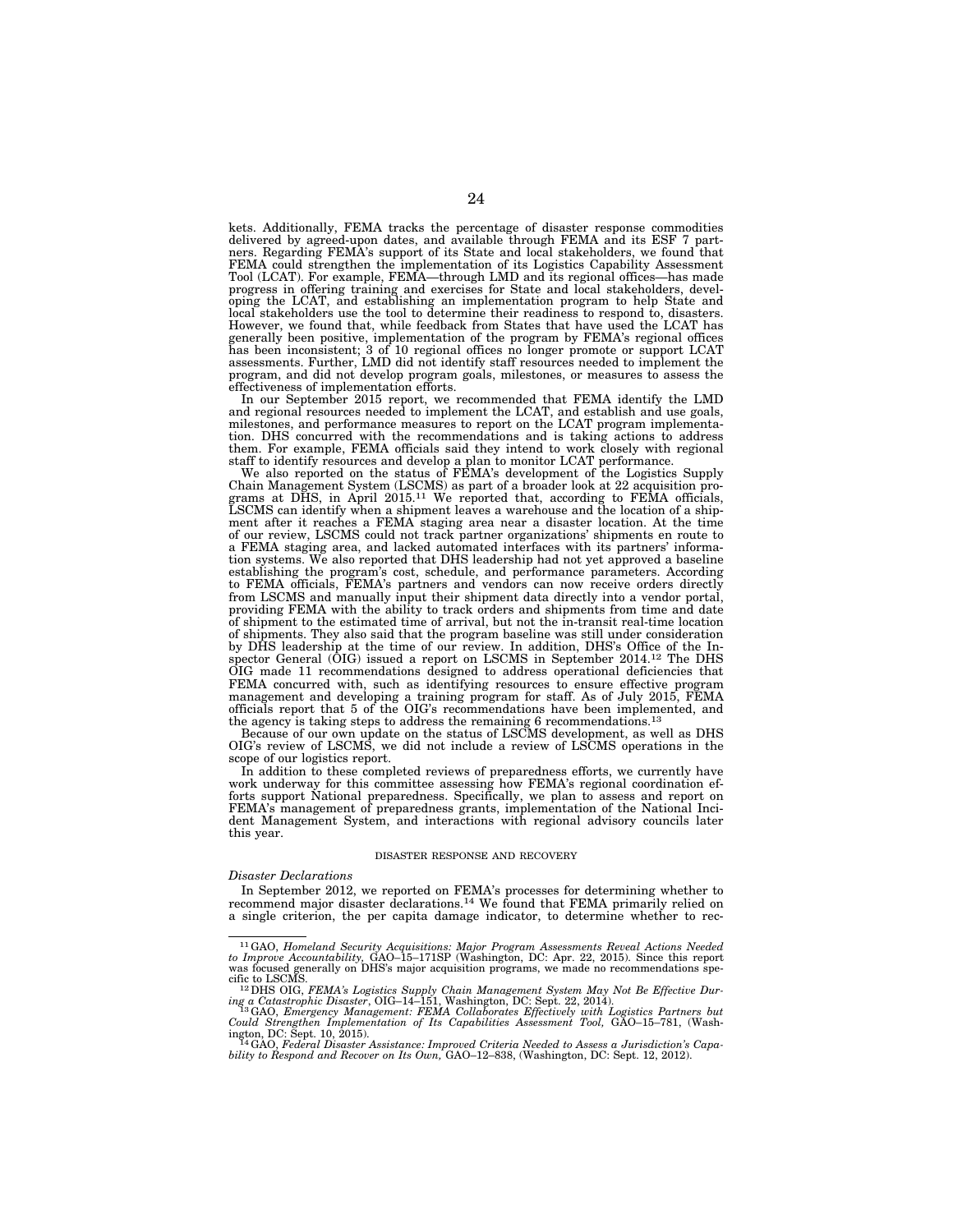kets. Additionally, FEMA tracks the percentage of disaster response commodities delivered by agreed-upon dates, and available through FEMA and its ESF 7 partners. Regarding FEMA's support of its State and local stakeholders, we found that FEMA could strengthen the implementation of its Logistics Capability Assessment Tool (LCAT). For example, FEMA—through LMD and its regional offices—has made progress in offering training and exercises for State and local stakeholders, developing the LCAT, and establishing an implementation program to help State and local stakeholders use the tool to determine their readiness to respond to, disasters. However, we found that, while feedback from States that have used the LCAT has generally been positive, implementation of the program by FEMA's regional offices has been inconsistent; 3 of 10 regional offices no longer promote or support LCAT assessments. Further, LMD did not identify staff resources needed to implement the program, and did not develop program goals, milestones, or measures to assess the effectiveness of implementation efforts.

In our September 2015 report, we recommended that FEMA identify the LMD and regional resources needed to implement the LCAT, and establish and use goals, milestones, and performance measures to report on the LCAT program implementation. DHS concurred with the recommendations and is taking actions to address them. For example, FEMA officials said they intend to work closely with regional staff to identify resources and develop a plan to monitor LCAT performance.

We also reported on the status of FEMA's development of the Logistics Supply Chain Management System (LSCMS) as part of a broader look at 22 acquisition programs at DHS, in April 2015.[11] We reported that, according to FEMA officials, LSCMS can identify when a shipment leaves a warehouse and the location of a shipment after it reaches a FEMA staging area near a disaster location. At the time of our review, LSCMS could not track partner organizations' shipments en route to a FEMA staging area, and lacked automated interfaces with its partners' information systems. We also reported that DHS leadership had not yet approved a baseline establishing the program's cost, schedule, and performance parameters. According to FEMA officials, FEMA's partners and vendors can now receive orders directly from LSCMS and manually input their shipment data directly into a vendor portal, providing FEMA with the ability to track orders and shipments from time and date of shipment to the estimated time of arrival, but not the in-transit real-time location of shipments. They also said that the program baseline was still under consideration by DHS leadership at the time of our review. In addition, DHS's Office of the Inspector General (OIG) issued a report on LSCMS in September 2014.[12] The DHS OIG made 11 recommendations designed to address operational deficiencies that FEMA concurred with, such as identifying resources to ensure effective program management and developing a training program for staff. As of July 2015, FEMA officials report that 5 of the OIG's recommendations have been implemented, and the agency is taking steps to address the remaining 6 recommendations.[13]

Because of our own update on the status of LSCMS development, as well as DHS OIG's review of LSCMS, we did not include a review of LSCMS operations in the scope of our logistics report.

In addition to these completed reviews of preparedness efforts, we currently have work underway for this committee assessing how FEMA's regional coordination efforts support National preparedness. Specifically, we plan to assess and report on FEMA's management of preparedness grants, implementation of the National Incident Management System, and interactions with regional advisory councils later this year.

## DISASTER RESPONSE AND RECOVERY

*Disaster Declarations*

In September 2012, we reported on FEMA's processes for determining whether to recommend major disaster declarations.[14] We found that FEMA primarily relied on a single criterion, the per capita damage indicator, to determine whether to rec-

---

[11] GAO, *Homeland Security Acquisitions: Major Program Assessments Reveal Actions Needed to Improve Accountability*, GAO–15–171SP (Washington, DC: Apr. 22, 2015). Since this report was focused generally on DHS's major acquisition programs, we made no recommendations specific to LSCMS.

[12] DHS OIG, *FEMA's Logistics Supply Chain Management System May Not Be Effective During a Catastrophic Disaster*, OIG–14–151, Washington, DC: Sept. 22, 2014).

[13] GAO, *Emergency Management: FEMA Collaborates Effectively with Logistics Partners but Could Strengthen Implementation of Its Capabilities Assessment Tool,* GAO–15–781, (Washington, DC: Sept. 10, 2015).

[14] GAO, *Federal Disaster Assistance: Improved Criteria Needed to Assess a Jurisdiction's Capability to Respond and Recover on Its Own,* GAO–12–838, (Washington, DC: Sept. 12, 2012).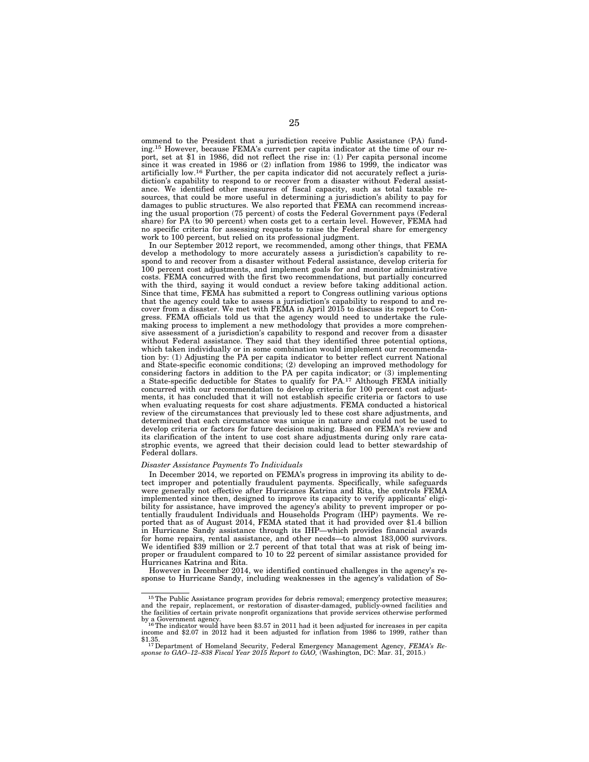ommend to the President that a jurisdiction receive Public Assistance (PA) funding.[15] However, because FEMA's current per capita indicator at the time of our report, set at $1 in 1986, did not reflect the rise in: (1) Per capita personal income since it was created in 1986 or (2) inflation from 1986 to 1999, the indicator was artificially low.[16] Further, the per capita indicator did not accurately reflect a jurisdiction's capability to respond to or recover from a disaster without Federal assistance. We identified other measures of fiscal capacity, such as total taxable resources, that could be more useful in determining a jurisdiction's ability to pay for damages to public structures. We also reported that FEMA can recommend increasing the usual proportion (75 percent) of costs the Federal Government pays (Federal share) for PA (to 90 percent) when costs get to a certain level. However, FEMA had no specific criteria for assessing requests to raise the Federal share for emergency work to 100 percent, but relied on its professional judgment.

In our September 2012 report, we recommended, among other things, that FEMA develop a methodology to more accurately assess a jurisdiction's capability to respond to and recover from a disaster without Federal assistance, develop criteria for 100 percent cost adjustments, and implement goals for and monitor administrative costs. FEMA concurred with the first two recommendations, but partially concurred with the third, saying it would conduct a review before taking additional action. Since that time, FEMA has submitted a report to Congress outlining various options that the agency could take to assess a jurisdiction's capability to respond to and recover from a disaster. We met with FEMA in April 2015 to discuss its report to Congress. FEMA officials told us that the agency would need to undertake the rulemaking process to implement a new methodology that provides a more comprehensive assessment of a jurisdiction's capability to respond and recover from a disaster without Federal assistance. They said that they identified three potential options, which taken individually or in some combination would implement our recommendation by: (1) Adjusting the PA per capita indicator to better reflect current National and State-specific economic conditions; (2) developing an improved methodology for considering factors in addition to the PA per capita indicator; or (3) implementing a State-specific deductible for States to qualify for PA.[17] Although FEMA initially concurred with our recommendation to develop criteria for 100 percent cost adjustments, it has concluded that it will not establish specific criteria or factors to use when evaluating requests for cost share adjustments. FEMA conducted a historical review of the circumstances that previously led to these cost share adjustments, and determined that each circumstance was unique in nature and could not be used to develop criteria or factors for future decision making. Based on FEMA's review and its clarification of the intent to use cost share adjustments during only rare catastrophic events, we agreed that their decision could lead to better stewardship of Federal dollars.

*Disaster Assistance Payments To Individuals*

In December 2014, we reported on FEMA's progress in improving its ability to detect improper and potentially fraudulent payments. Specifically, while safeguards were generally not effective after Hurricanes Katrina and Rita, the controls FEMA implemented since then, designed to improve its capacity to verify applicants' eligibility for assistance, have improved the agency's ability to prevent improper or potentially fraudulent Individuals and Households Program (IHP) payments. We reported that as of August 2014, FEMA stated that it had provided over $1.4 billion in Hurricane Sandy assistance through its IHP—which provides financial awards for home repairs, rental assistance, and other needs—to almost 183,000 survivors. We identified $39 million or 2.7 percent of that total that was at risk of being improper or fraudulent compared to 10 to 22 percent of similar assistance provided for Hurricanes Katrina and Rita.

However in December 2014, we identified continued challenges in the agency's response to Hurricane Sandy, including weaknesses in the agency's validation of So-

---

[15] The Public Assistance program provides for debris removal; emergency protective measures; and the repair, replacement, or restoration of disaster-damaged, publicly-owned facilities and the facilities of certain private nonprofit organizations that provide services otherwise performed by a Government agency.

[16] The indicator would have been $3.57 in 2011 had it been adjusted for increases in per capita income and $2.07 in 2012 had it been adjusted for inflation from 1986 to 1999, rather than $1.35.

[17] Department of Homeland Security, Federal Emergency Management Agency, *FEMA's Response to GAO–12–838 Fiscal Year 2015 Report to GAO,* (Washington, DC: Mar. 31, 2015.)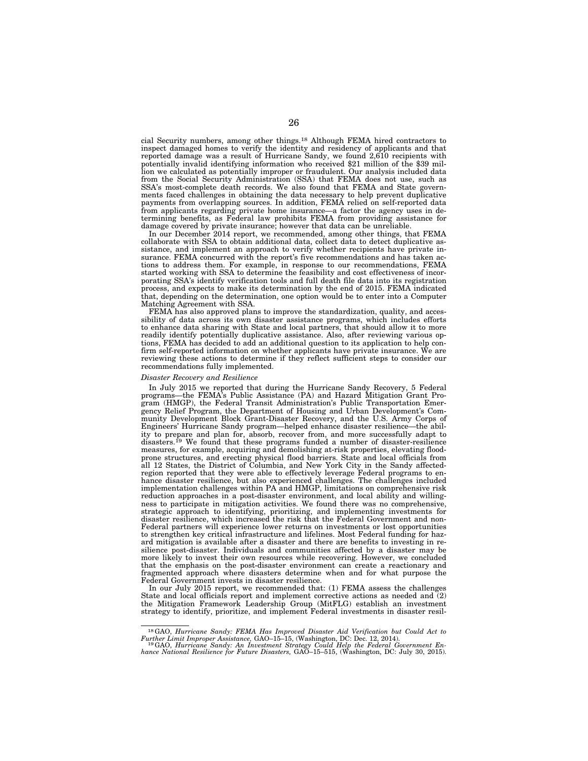cial Security numbers, among other things.[18] Although FEMA hired contractors to inspect damaged homes to verify the identity and residency of applicants and that reported damage was a result of Hurricane Sandy, we found 2,610 recipients with potentially invalid identifying information who received $21 million of the $39 million we calculated as potentially improper or fraudulent. Our analysis included data from the Social Security Administration (SSA) that FEMA does not use, such as SSA's most-complete death records. We also found that FEMA and State governments faced challenges in obtaining the data necessary to help prevent duplicative payments from overlapping sources. In addition, FEMA relied on self-reported data from applicants regarding private home insurance—a factor the agency uses in determining benefits, as Federal law prohibits FEMA from providing assistance for damage covered by private insurance; however that data can be unreliable.

In our December 2014 report, we recommended, among other things, that FEMA collaborate with SSA to obtain additional data, collect data to detect duplicative assistance, and implement an approach to verify whether recipients have private insurance. FEMA concurred with the report's five recommendations and has taken actions to address them. For example, in response to our recommendations, FEMA started working with SSA to determine the feasibility and cost effectiveness of incorporating SSA's identify verification tools and full death file data into its registration process, and expects to make its determination by the end of 2015. FEMA indicated that, depending on the determination, one option would be to enter into a Computer Matching Agreement with SSA.

FEMA has also approved plans to improve the standardization, quality, and accessibility of data across its own disaster assistance programs, which includes efforts to enhance data sharing with State and local partners, that should allow it to more readily identify potentially duplicative assistance. Also, after reviewing various options, FEMA has decided to add an additional question to its application to help confirm self-reported information on whether applicants have private insurance. We are reviewing these actions to determine if they reflect sufficient steps to consider our recommendations fully implemented.

*Disaster Recovery and Resilience*

In July 2015 we reported that during the Hurricane Sandy Recovery, 5 Federal programs—the FEMA's Public Assistance (PA) and Hazard Mitigation Grant Program (HMGP), the Federal Transit Administration's Public Transportation Emergency Relief Program, the Department of Housing and Urban Development's Community Development Block Grant-Disaster Recovery, and the U.S. Army Corps of Engineers' Hurricane Sandy program—helped enhance disaster resilience—the ability to prepare and plan for, absorb, recover from, and more successfully adapt to disasters.[19] We found that these programs funded a number of disaster-resilience measures, for example, acquiring and demolishing at-risk properties, elevating flood-prone structures, and erecting physical flood barriers. State and local officials from all 12 States, the District of Columbia, and New York City in the Sandy affected-region reported that they were able to effectively leverage Federal programs to enhance disaster resilience, but also experienced challenges. The challenges included implementation challenges within PA and HMGP, limitations on comprehensive risk reduction approaches in a post-disaster environment, and local ability and willingness to participate in mitigation activities. We found there was no comprehensive, strategic approach to identifying, prioritizing, and implementing investments for disaster resilience, which increased the risk that the Federal Government and non-Federal partners will experience lower returns on investments or lost opportunities to strengthen key critical infrastructure and lifelines. Most Federal funding for hazard mitigation is available after a disaster and there are benefits to investing in resilience post-disaster. Individuals and communities affected by a disaster may be more likely to invest their own resources while recovering. However, we concluded that the emphasis on the post-disaster environment can create a reactionary and fragmented approach where disasters determine when and for what purpose the Federal Government invests in disaster resilience.

In our July 2015 report, we recommended that: (1) FEMA assess the challenges State and local officials report and implement corrective actions as needed and (2) the Mitigation Framework Leadership Group (MitFLG) establish an investment strategy to identify, prioritize, and implement Federal investments in disaster resil-

---

[18] GAO, *Hurricane Sandy: FEMA Has Improved Disaster Aid Verification but Could Act to Further Limit Improper Assistance,* GAO–15–15, (Washington, DC: Dec. 12, 2014).

[19] GAO, *Hurricane Sandy: An Investment Strategy Could Help the Federal Government Enhance National Resilience for Future Disasters,* GAO–15–515, (Washington, DC: July 30, 2015).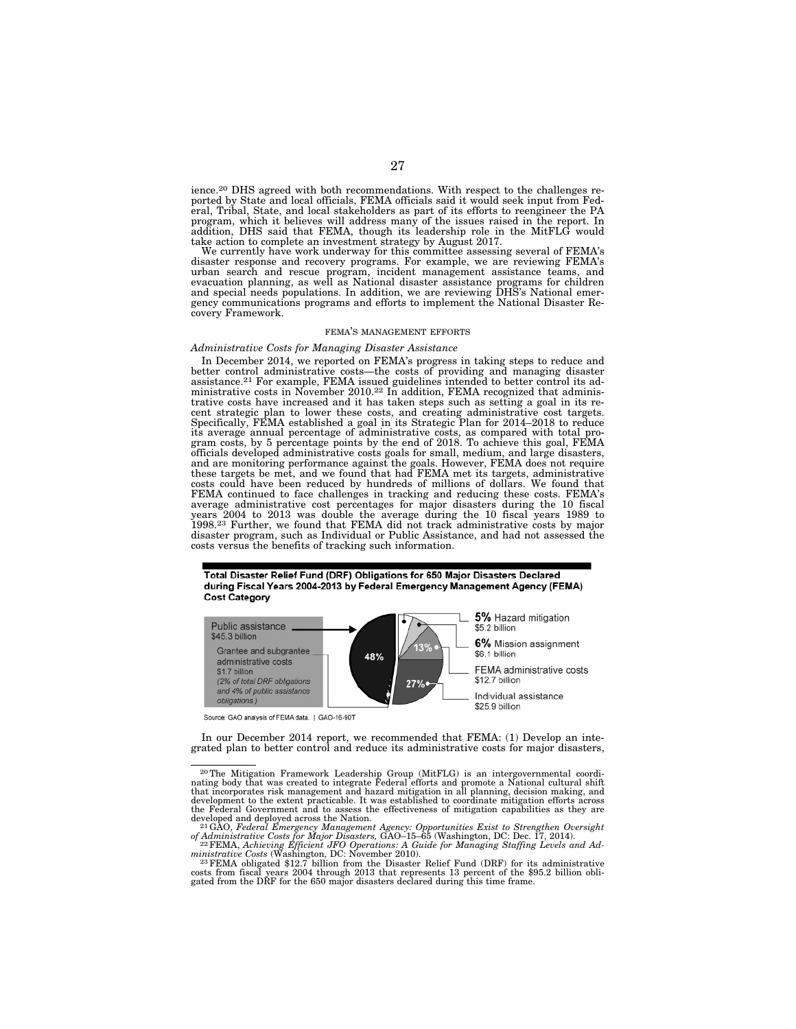ience.[20] DHS agreed with both recommendations. With respect to the challenges reported by State and local officials, FEMA officials said it would seek input from Federal, Tribal, State, and local stakeholders as part of its efforts to reengineer the PA program, which it believes will address many of the issues raised in the report. In addition, DHS said that FEMA, though its leadership role in the MitFLG would take action to complete an investment strategy by August 2017.

We currently have work underway for this committee assessing several of FEMA's disaster response and recovery programs. For example, we are reviewing FEMA's urban search and rescue program, incident management assistance teams, and evacuation planning, as well as National disaster assistance programs for children and special needs populations. In addition, we are reviewing DHS's National emergency communications programs and efforts to implement the National Disaster Recovery Framework.

## FEMA'S MANAGEMENT EFFORTS

### *Administrative Costs for Managing Disaster Assistance*

In December 2014, we reported on FEMA's progress in taking steps to reduce and better control administrative costs—the costs of providing and managing disaster assistance.[21] For example, FEMA issued guidelines intended to better control its administrative costs in November 2010.[22] In addition, FEMA recognized that administrative costs have increased and it has taken steps such as setting a goal in its recent strategic plan to lower these costs, and creating administrative cost targets. Specifically, FEMA established a goal in its Strategic Plan for 2014–2018 to reduce its average annual percentage of administrative costs, as compared with total program costs, by 5 percentage points by the end of 2018. To achieve this goal, FEMA officials developed administrative costs goals for small, medium, and large disasters, and are monitoring performance against the goals. However, FEMA does not require these targets be met, and we found that had FEMA met its targets, administrative costs could have been reduced by hundreds of millions of dollars. We found that FEMA continued to face challenges in tracking and reducing these costs. FEMA's average administrative cost percentages for major disasters during the 10 fiscal years 2004 to 2013 was double the average during the 10 fiscal years 1989 to 1998.[23] Further, we found that FEMA did not track administrative costs by major disaster program, such as Individual or Public Assistance, and had not assessed the costs versus the benefits of tracking such information.

**Total Disaster Relief Fund (DRF) Obligations for 650 Major Disasters Declared during Fiscal Years 2004-2013 by Federal Emergency Management Agency (FEMA) Cost Category**

| Cost category | Percent | Amount |
|---|---|---|
| Public assistance | 48% | $45.3 billion |
| Grantee and subgrantee administrative costs (2% of total DRF obligations and 4% of public assistance obligations) | | $1.7 billion |
| Individual assistance | 27% | $25.9 billion |
| FEMA administrative costs | 13% | $12.7 billion |
| Mission assignment | 6% | $6.1 billion |
| Hazard mitigation | 5% | $5.2 billion |

Source: GAO analysis of FEMA data. | GAO-16-90T

In our December 2014 report, we recommended that FEMA: (1) Develop an integrated plan to better control and reduce its administrative costs for major disasters,

---

[20] The Mitigation Framework Leadership Group (MitFLG) is an intergovernmental coordinating body that was created to integrate Federal efforts and promote a National cultural shift that incorporates risk management and hazard mitigation in all planning, decision making, and development to the extent practicable. It was established to coordinate mitigation efforts across the Federal Government and to assess the effectiveness of mitigation capabilities as they are developed and deployed across the Nation.

[21] GAO, *Federal Emergency Management Agency: Opportunities Exist to Strengthen Oversight of Administrative Costs for Major Disasters,* GAO–15–65 (Washington, DC: Dec. 17, 2014).

[22] FEMA, *Achieving Efficient JFO Operations: A Guide for Managing Staffing Levels and Administrative Costs* (Washington, DC: November 2010).

[23] FEMA obligated $12.7 billion from the Disaster Relief Fund (DRF) for its administrative costs from fiscal years 2004 through 2013 that represents 13 percent of the $95.2 billion obligated from the DRF for the 650 major disasters declared during this time frame.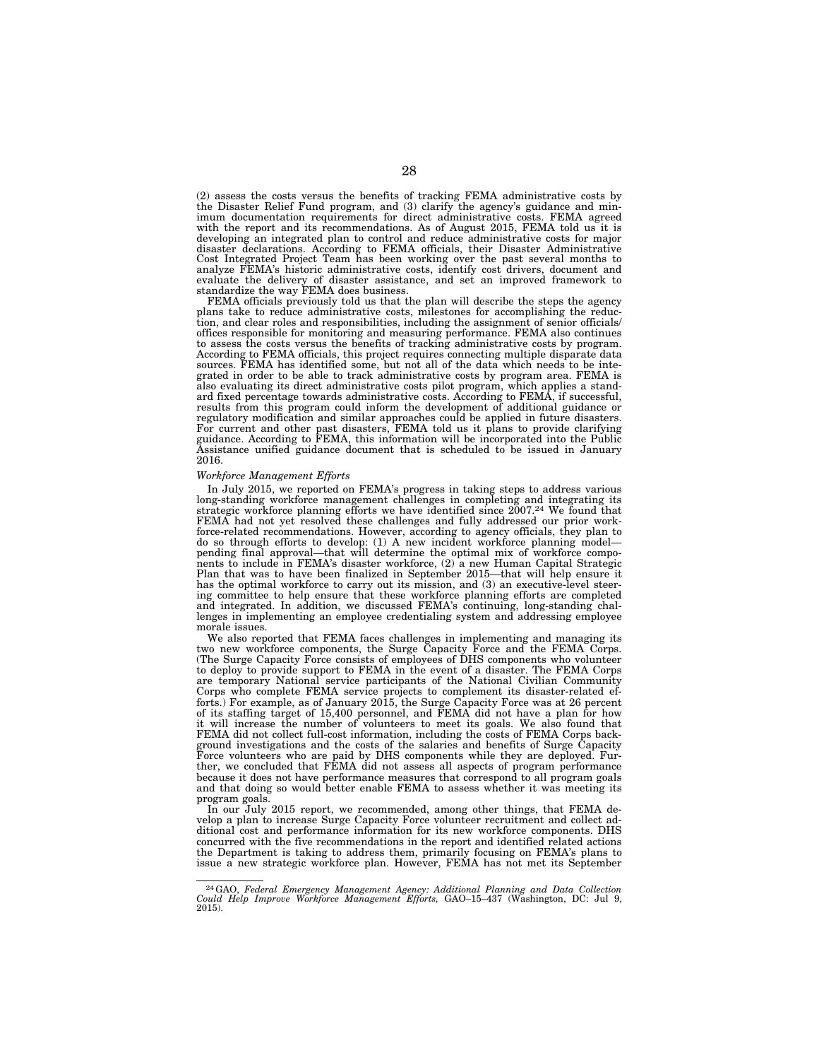(2) assess the costs versus the benefits of tracking FEMA administrative costs by the Disaster Relief Fund program, and (3) clarify the agency's guidance and minimum documentation requirements for direct administrative costs. FEMA agreed with the report and its recommendations. As of August 2015, FEMA told us it is developing an integrated plan to control and reduce administrative costs for major disaster declarations. According to FEMA officials, their Disaster Administrative Cost Integrated Project Team has been working over the past several months to analyze FEMA's historic administrative costs, identify cost drivers, document and evaluate the delivery of disaster assistance, and set an improved framework to standardize the way FEMA does business.

FEMA officials previously told us that the plan will describe the steps the agency plans take to reduce administrative costs, milestones for accomplishing the reduction, and clear roles and responsibilities, including the assignment of senior officials/offices responsible for monitoring and measuring performance. FEMA also continues to assess the costs versus the benefits of tracking administrative costs by program. According to FEMA officials, this project requires connecting multiple disparate data sources. FEMA has identified some, but not all of the data which needs to be integrated in order to be able to track administrative costs by program area. FEMA is also evaluating its direct administrative costs pilot program, which applies a standard fixed percentage towards administrative costs. According to FEMA, if successful, results from this program could inform the development of additional guidance or regulatory modification and similar approaches could be applied in future disasters. For current and other past disasters, FEMA told us it plans to provide clarifying guidance. According to FEMA, this information will be incorporated into the Public Assistance unified guidance document that is scheduled to be issued in January 2016.

*Workforce Management Efforts*

In July 2015, we reported on FEMA's progress in taking steps to address various long-standing workforce management challenges in completing and integrating its strategic workforce planning efforts we have identified since 2007.[24] We found that FEMA had not yet resolved these challenges and fully addressed our prior workforce-related recommendations. However, according to agency officials, they plan to do so through efforts to develop: (1) A new incident workforce planning model—pending final approval—that will determine the optimal mix of workforce components to include in FEMA's disaster workforce, (2) a new Human Capital Strategic Plan that was to have been finalized in September 2015—that will help ensure it has the optimal workforce to carry out its mission, and (3) an executive-level steering committee to help ensure that these workforce planning efforts are completed and integrated. In addition, we discussed FEMA's continuing, long-standing challenges in implementing an employee credentialing system and addressing employee morale issues.

We also reported that FEMA faces challenges in implementing and managing its two new workforce components, the Surge Capacity Force and the FEMA Corps. (The Surge Capacity Force consists of employees of DHS components who volunteer to deploy to provide support to FEMA in the event of a disaster. The FEMA Corps are temporary National service participants of the National Civilian Community Corps who complete FEMA service projects to complement its disaster-related efforts.) For example, as of January 2015, the Surge Capacity Force was at 26 percent of its staffing target of 15,400 personnel, and FEMA did not have a plan for how it will increase the number of volunteers to meet its goals. We also found that FEMA did not collect full-cost information, including the costs of FEMA Corps background investigations and the costs of the salaries and benefits of Surge Capacity Force volunteers who are paid by DHS components while they are deployed. Further, we concluded that FEMA did not assess all aspects of program performance because it does not have performance measures that correspond to all program goals and that doing so would better enable FEMA to assess whether it was meeting its program goals.

In our July 2015 report, we recommended, among other things, that FEMA develop a plan to increase Surge Capacity Force volunteer recruitment and collect additional cost and performance information for its new workforce components. DHS concurred with the five recommendations in the report and identified related actions the Department is taking to address them, primarily focusing on FEMA's plans to issue a new strategic workforce plan. However, FEMA has not met its September

---

[24] GAO, *Federal Emergency Management Agency: Additional Planning and Data Collection Could Help Improve Workforce Management Efforts,* GAO–15–437 (Washington, DC: Jul 9, 2015).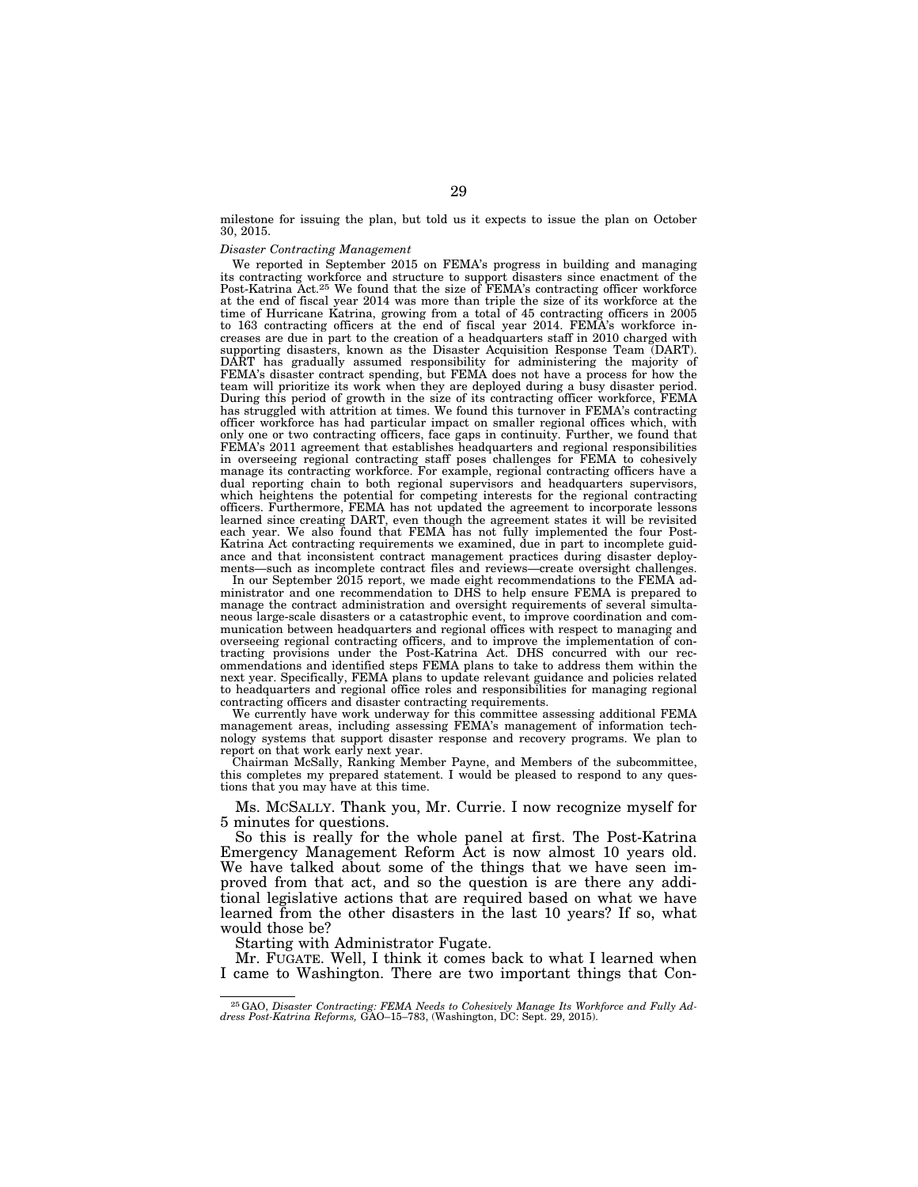milestone for issuing the plan, but told us it expects to issue the plan on October 30, 2015.

*Disaster Contracting Management*

We reported in September 2015 on FEMA's progress in building and managing its contracting workforce and structure to support disasters since enactment of the Post-Katrina Act.[25] We found that the size of FEMA's contracting officer workforce at the end of fiscal year 2014 was more than triple the size of its workforce at the time of Hurricane Katrina, growing from a total of 45 contracting officers in 2005 to 163 contracting officers at the end of fiscal year 2014. FEMA's workforce increases are due in part to the creation of a headquarters staff in 2010 charged with supporting disasters, known as the Disaster Acquisition Response Team (DART). DART has gradually assumed responsibility for administering the majority of FEMA's disaster contract spending, but FEMA does not have a process for how the team will prioritize its work when they are deployed during a busy disaster period. During this period of growth in the size of its contracting officer workforce, FEMA has struggled with attrition at times. We found this turnover in FEMA's contracting officer workforce has had particular impact on smaller regional offices which, with only one or two contracting officers, face gaps in continuity. Further, we found that FEMA's 2011 agreement that establishes headquarters and regional responsibilities in overseeing regional contracting staff poses challenges for FEMA to cohesively manage its contracting workforce. For example, regional contracting officers have a dual reporting chain to both regional supervisors and headquarters supervisors, which heightens the potential for competing interests for the regional contracting officers. Furthermore, FEMA has not updated the agreement to incorporate lessons learned since creating DART, even though the agreement states it will be revisited each year. We also found that FEMA has not fully implemented the four Post-Katrina Act contracting requirements we examined, due in part to incomplete guidance and that inconsistent contract management practices during disaster deployments—such as incomplete contract files and reviews—create oversight challenges.

In our September 2015 report, we made eight recommendations to the FEMA administrator and one recommendation to DHS to help ensure FEMA is prepared to manage the contract administration and oversight requirements of several simultaneous large-scale disasters or a catastrophic event, to improve coordination and communication between headquarters and regional offices with respect to managing and overseeing regional contracting officers, and to improve the implementation of contracting provisions under the Post-Katrina Act. DHS concurred with our recommendations and identified steps FEMA plans to take to address them within the next year. Specifically, FEMA plans to update relevant guidance and policies related to headquarters and regional office roles and responsibilities for managing regional contracting officers and disaster contracting requirements.

We currently have work underway for this committee assessing additional FEMA management areas, including assessing FEMA's management of information technology systems that support disaster response and recovery programs. We plan to report on that work early next year.

Chairman McSally, Ranking Member Payne, and Members of the subcommittee, this completes my prepared statement. I would be pleased to respond to any questions that you may have at this time.

Ms. McSALLY. Thank you, Mr. Currie. I now recognize myself for 5 minutes for questions.

So this is really for the whole panel at first. The Post-Katrina Emergency Management Reform Act is now almost 10 years old. We have talked about some of the things that we have seen improved from that act, and so the question is are there any additional legislative actions that are required based on what we have learned from the other disasters in the last 10 years? If so, what would those be?

Starting with Administrator Fugate.

Mr. FUGATE. Well, I think it comes back to what I learned when I came to Washington. There are two important things that Con-

[25] GAO, *Disaster Contracting: FEMA Needs to Cohesively Manage Its Workforce and Fully Address Post-Katrina Reforms,* GAO–15–783, (Washington, DC: Sept. 29, 2015).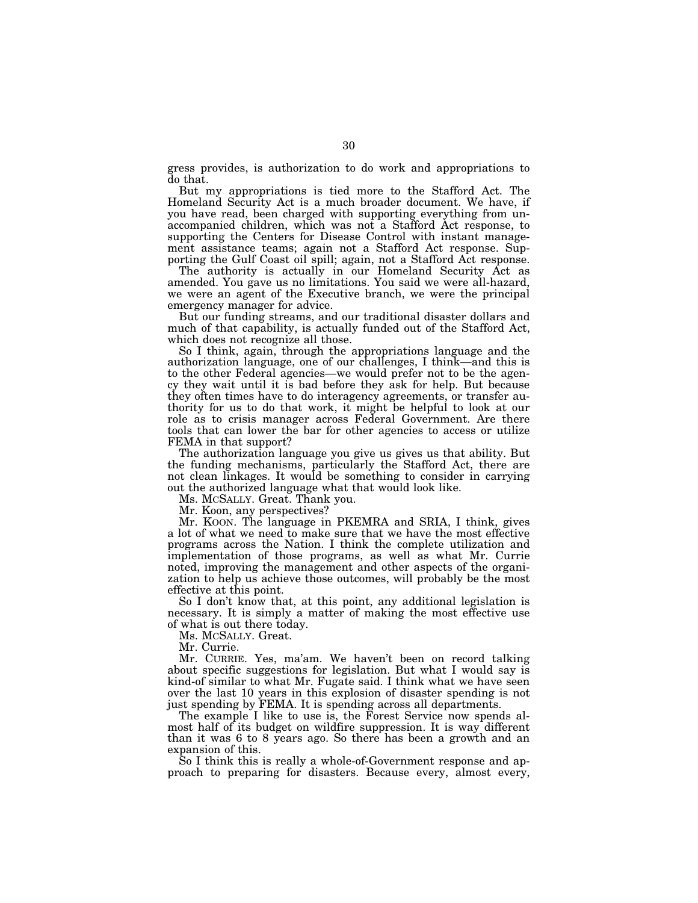gress provides, is authorization to do work and appropriations to do that.

But my appropriations is tied more to the Stafford Act. The Homeland Security Act is a much broader document. We have, if you have read, been charged with supporting everything from unaccompanied children, which was not a Stafford Act response, to supporting the Centers for Disease Control with instant management assistance teams; again not a Stafford Act response. Supporting the Gulf Coast oil spill; again, not a Stafford Act response.

The authority is actually in our Homeland Security Act as amended. You gave us no limitations. You said we were all-hazard, we were an agent of the Executive branch, we were the principal emergency manager for advice.

But our funding streams, and our traditional disaster dollars and much of that capability, is actually funded out of the Stafford Act, which does not recognize all those.

So I think, again, through the appropriations language and the authorization language, one of our challenges, I think—and this is to the other Federal agencies—we would prefer not to be the agency they wait until it is bad before they ask for help. But because they often times have to do interagency agreements, or transfer authority for us to do that work, it might be helpful to look at our role as to crisis manager across Federal Government. Are there tools that can lower the bar for other agencies to access or utilize FEMA in that support?

The authorization language you give us gives us that ability. But the funding mechanisms, particularly the Stafford Act, there are not clean linkages. It would be something to consider in carrying out the authorized language what that would look like.

Ms. MCSALLY. Great. Thank you.

Mr. Koon, any perspectives?

Mr. KOON. The language in PKEMRA and SRIA, I think, gives a lot of what we need to make sure that we have the most effective programs across the Nation. I think the complete utilization and implementation of those programs, as well as what Mr. Currie noted, improving the management and other aspects of the organization to help us achieve those outcomes, will probably be the most effective at this point.

So I don't know that, at this point, any additional legislation is necessary. It is simply a matter of making the most effective use of what is out there today.

Ms. MCSALLY. Great.

Mr. Currie.

Mr. CURRIE. Yes, ma'am. We haven't been on record talking about specific suggestions for legislation. But what I would say is kind-of similar to what Mr. Fugate said. I think what we have seen over the last 10 years in this explosion of disaster spending is not just spending by FEMA. It is spending across all departments.

The example I like to use is, the Forest Service now spends almost half of its budget on wildfire suppression. It is way different than it was 6 to 8 years ago. So there has been a growth and an expansion of this.

So I think this is really a whole-of-Government response and approach to preparing for disasters. Because every, almost every,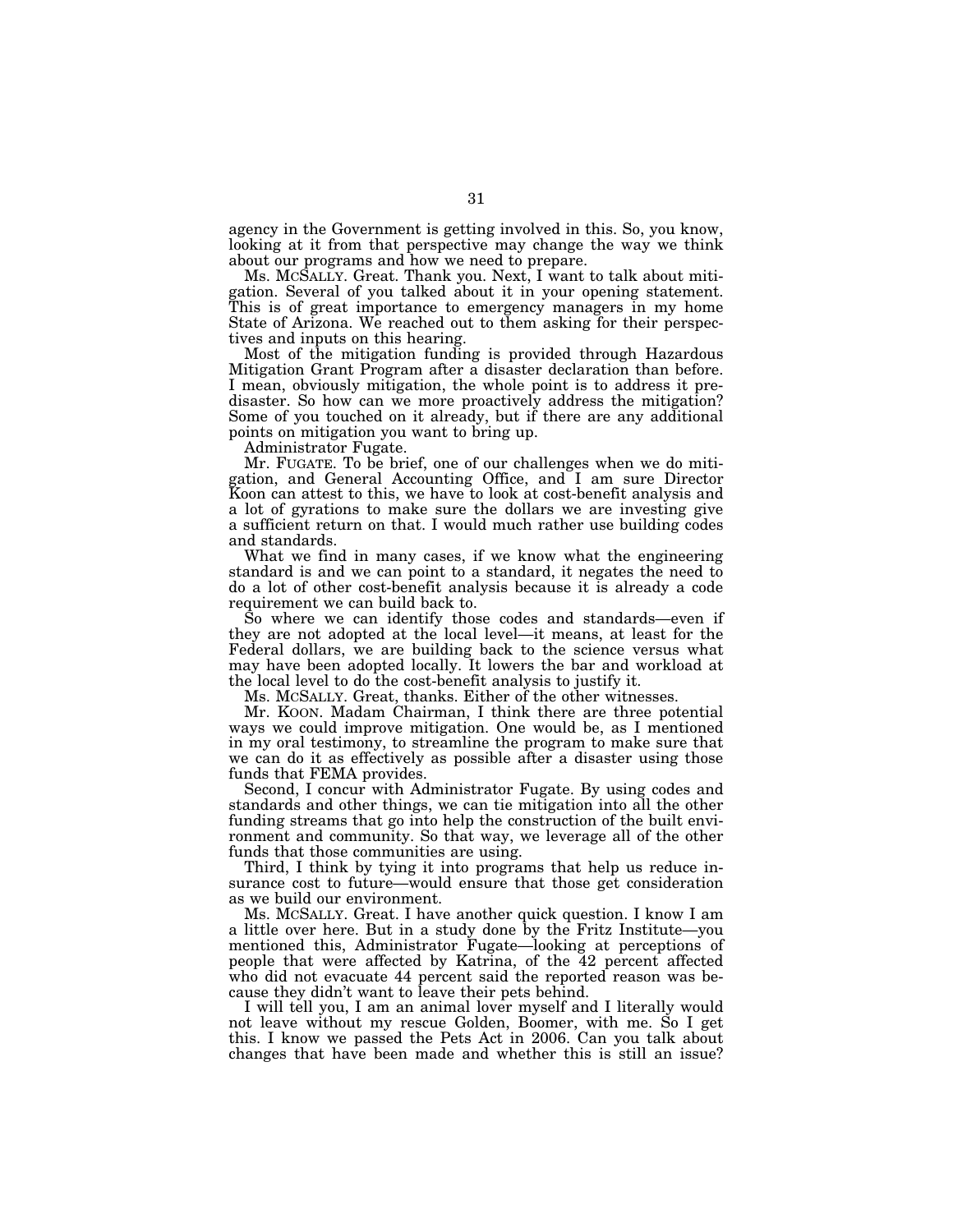agency in the Government is getting involved in this. So, you know, looking at it from that perspective may change the way we think about our programs and how we need to prepare.

Ms. MCSALLY. Great. Thank you. Next, I want to talk about mitigation. Several of you talked about it in your opening statement. This is of great importance to emergency managers in my home State of Arizona. We reached out to them asking for their perspectives and inputs on this hearing.

Most of the mitigation funding is provided through Hazardous Mitigation Grant Program after a disaster declaration than before. I mean, obviously mitigation, the whole point is to address it pre-disaster. So how can we more proactively address the mitigation? Some of you touched on it already, but if there are any additional points on mitigation you want to bring up.

Administrator Fugate.

Mr. FUGATE. To be brief, one of our challenges when we do mitigation, and General Accounting Office, and I am sure Director Koon can attest to this, we have to look at cost-benefit analysis and a lot of gyrations to make sure the dollars we are investing give a sufficient return on that. I would much rather use building codes and standards.

What we find in many cases, if we know what the engineering standard is and we can point to a standard, it negates the need to do a lot of other cost-benefit analysis because it is already a code requirement we can build back to.

So where we can identify those codes and standards—even if they are not adopted at the local level—it means, at least for the Federal dollars, we are building back to the science versus what may have been adopted locally. It lowers the bar and workload at the local level to do the cost-benefit analysis to justify it.

Ms. MCSALLY. Great, thanks. Either of the other witnesses.

Mr. KOON. Madam Chairman, I think there are three potential ways we could improve mitigation. One would be, as I mentioned in my oral testimony, to streamline the program to make sure that we can do it as effectively as possible after a disaster using those funds that FEMA provides.

Second, I concur with Administrator Fugate. By using codes and standards and other things, we can tie mitigation into all the other funding streams that go into help the construction of the built environment and community. So that way, we leverage all of the other funds that those communities are using.

Third, I think by tying it into programs that help us reduce insurance cost to future—would ensure that those get consideration as we build our environment.

Ms. MCSALLY. Great. I have another quick question. I know I am a little over here. But in a study done by the Fritz Institute—you mentioned this, Administrator Fugate—looking at perceptions of people that were affected by Katrina, of the 42 percent affected who did not evacuate 44 percent said the reported reason was because they didn't want to leave their pets behind.

I will tell you, I am an animal lover myself and I literally would not leave without my rescue Golden, Boomer, with me. So I get this. I know we passed the Pets Act in 2006. Can you talk about changes that have been made and whether this is still an issue?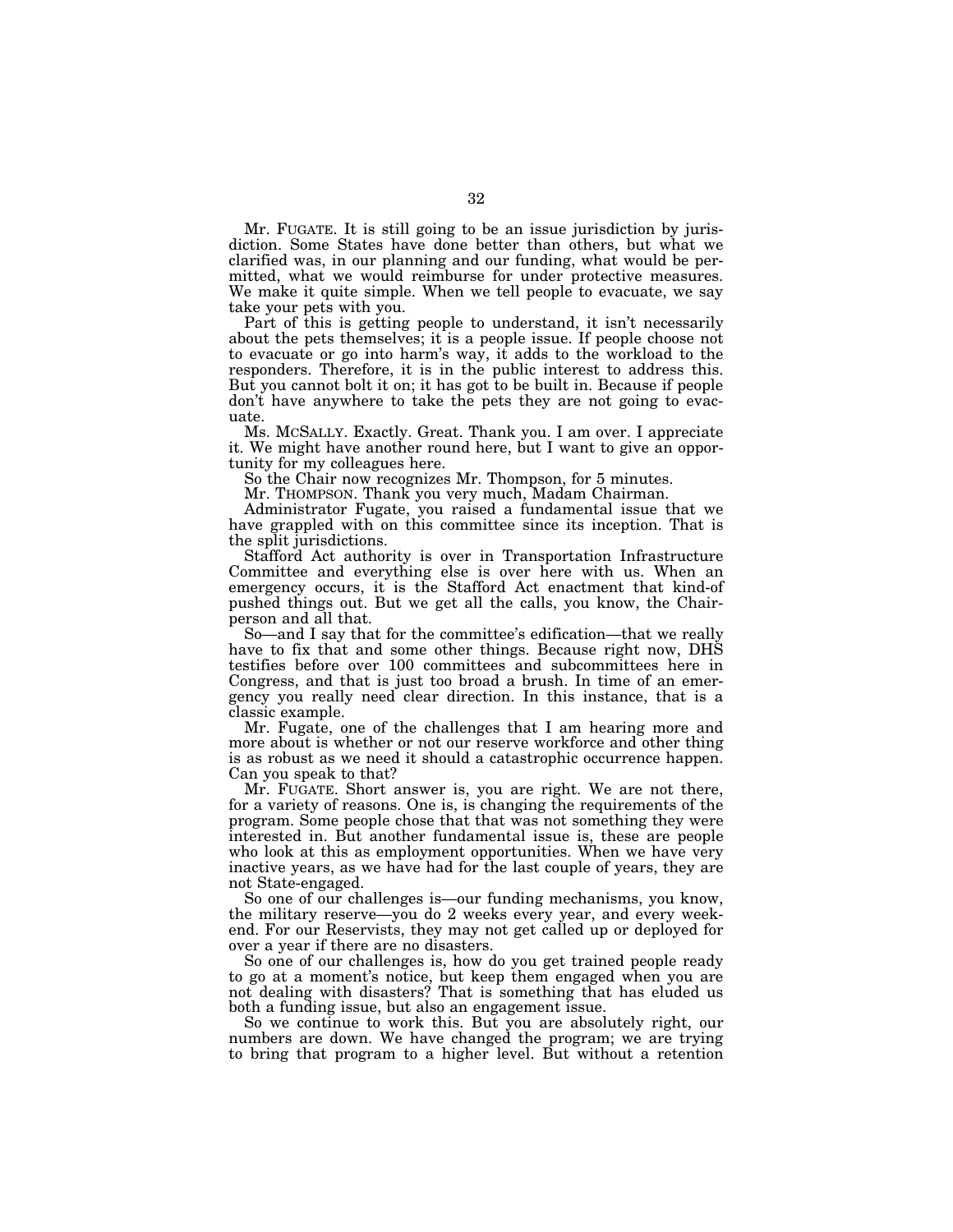Mr. FUGATE. It is still going to be an issue jurisdiction by jurisdiction. Some States have done better than others, but what we clarified was, in our planning and our funding, what would be permitted, what we would reimburse for under protective measures. We make it quite simple. When we tell people to evacuate, we say take your pets with you.

Part of this is getting people to understand, it isn't necessarily about the pets themselves; it is a people issue. If people choose not to evacuate or go into harm's way, it adds to the workload to the responders. Therefore, it is in the public interest to address this. But you cannot bolt it on; it has got to be built in. Because if people don't have anywhere to take the pets they are not going to evacuate.

Ms. MCSALLY. Exactly. Great. Thank you. I am over. I appreciate it. We might have another round here, but I want to give an opportunity for my colleagues here.

So the Chair now recognizes Mr. Thompson, for 5 minutes.

Mr. THOMPSON. Thank you very much, Madam Chairman.

Administrator Fugate, you raised a fundamental issue that we have grappled with on this committee since its inception. That is the split jurisdictions.

Stafford Act authority is over in Transportation Infrastructure Committee and everything else is over here with us. When an emergency occurs, it is the Stafford Act enactment that kind-of pushed things out. But we get all the calls, you know, the Chairperson and all that.

So—and I say that for the committee's edification—that we really have to fix that and some other things. Because right now, DHS testifies before over 100 committees and subcommittees here in Congress, and that is just too broad a brush. In time of an emergency you really need clear direction. In this instance, that is a classic example.

Mr. Fugate, one of the challenges that I am hearing more and more about is whether or not our reserve workforce and other thing is as robust as we need it should a catastrophic occurrence happen. Can you speak to that?

Mr. FUGATE. Short answer is, you are right. We are not there, for a variety of reasons. One is, is changing the requirements of the program. Some people chose that that was not something they were interested in. But another fundamental issue is, these are people who look at this as employment opportunities. When we have very inactive years, as we have had for the last couple of years, they are not State-engaged.

So one of our challenges is—our funding mechanisms, you know, the military reserve—you do 2 weeks every year, and every weekend. For our Reservists, they may not get called up or deployed for over a year if there are no disasters.

So one of our challenges is, how do you get trained people ready to go at a moment's notice, but keep them engaged when you are not dealing with disasters? That is something that has eluded us both a funding issue, but also an engagement issue.

So we continue to work this. But you are absolutely right, our numbers are down. We have changed the program; we are trying to bring that program to a higher level. But without a retention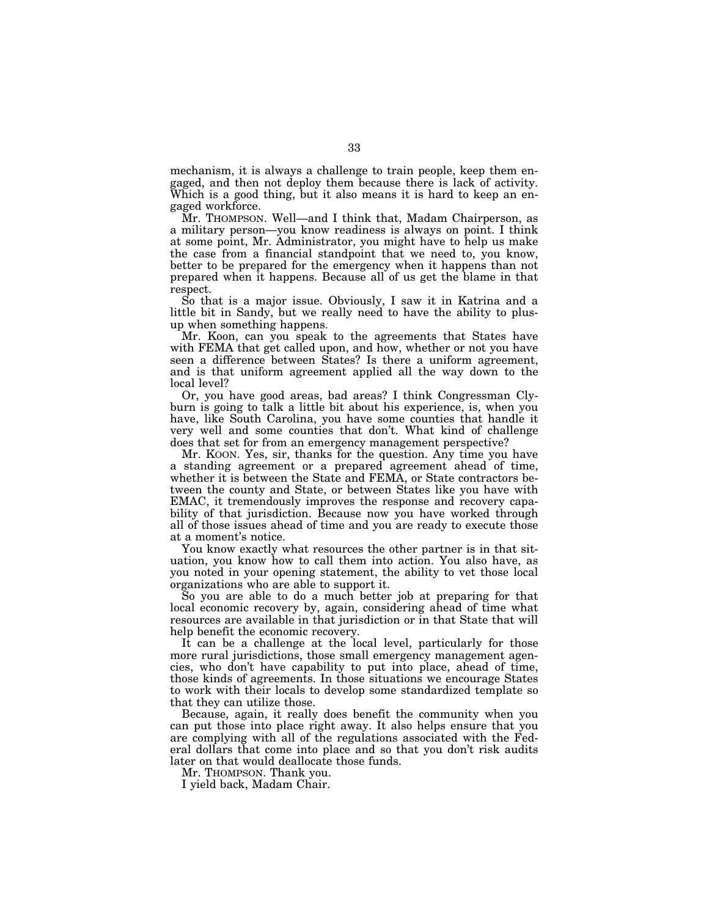mechanism, it is always a challenge to train people, keep them engaged, and then not deploy them because there is lack of activity. Which is a good thing, but it also means it is hard to keep an engaged workforce.

Mr. THOMPSON. Well—and I think that, Madam Chairperson, as a military person—you know readiness is always on point. I think at some point, Mr. Administrator, you might have to help us make the case from a financial standpoint that we need to, you know, better to be prepared for the emergency when it happens than not prepared when it happens. Because all of us get the blame in that respect.

So that is a major issue. Obviously, I saw it in Katrina and a little bit in Sandy, but we really need to have the ability to plus-up when something happens.

Mr. Koon, can you speak to the agreements that States have with FEMA that get called upon, and how, whether or not you have seen a difference between States? Is there a uniform agreement, and is that uniform agreement applied all the way down to the local level?

Or, you have good areas, bad areas? I think Congressman Clyburn is going to talk a little bit about his experience, is, when you have, like South Carolina, you have some counties that handle it very well and some counties that don't. What kind of challenge does that set for from an emergency management perspective?

Mr. KOON. Yes, sir, thanks for the question. Any time you have a standing agreement or a prepared agreement ahead of time, whether it is between the State and FEMA, or State contractors between the county and State, or between States like you have with EMAC, it tremendously improves the response and recovery capability of that jurisdiction. Because now you have worked through all of those issues ahead of time and you are ready to execute those at a moment's notice.

You know exactly what resources the other partner is in that situation, you know how to call them into action. You also have, as you noted in your opening statement, the ability to vet those local organizations who are able to support it.

So you are able to do a much better job at preparing for that local economic recovery by, again, considering ahead of time what resources are available in that jurisdiction or in that State that will help benefit the economic recovery.

It can be a challenge at the local level, particularly for those more rural jurisdictions, those small emergency management agencies, who don't have capability to put into place, ahead of time, those kinds of agreements. In those situations we encourage States to work with their locals to develop some standardized template so that they can utilize those.

Because, again, it really does benefit the community when you can put those into place right away. It also helps ensure that you are complying with all of the regulations associated with the Federal dollars that come into place and so that you don't risk audits later on that would deallocate those funds.

Mr. THOMPSON. Thank you.

I yield back, Madam Chair.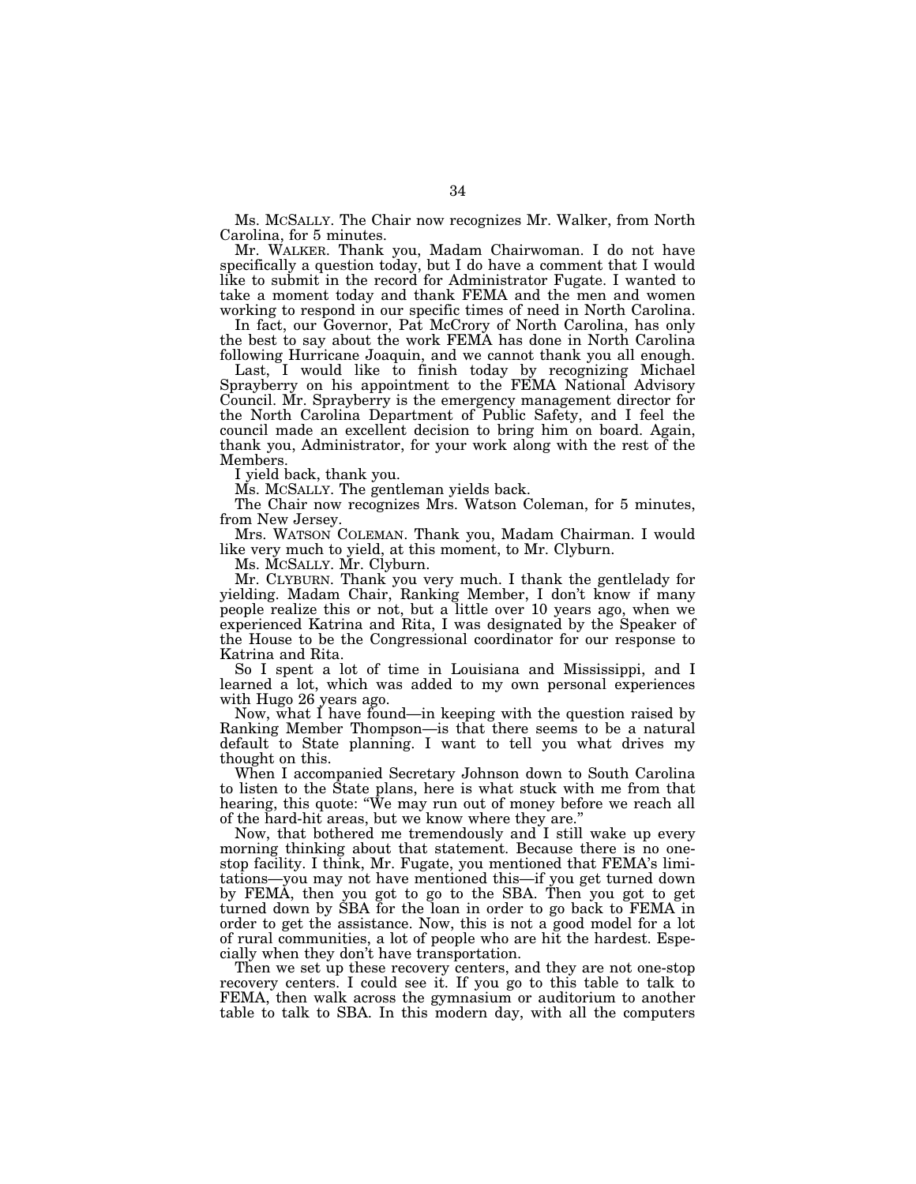Ms. MCSALLY. The Chair now recognizes Mr. Walker, from North Carolina, for 5 minutes.

Mr. WALKER. Thank you, Madam Chairwoman. I do not have specifically a question today, but I do have a comment that I would like to submit in the record for Administrator Fugate. I wanted to take a moment today and thank FEMA and the men and women working to respond in our specific times of need in North Carolina.

In fact, our Governor, Pat McCrory of North Carolina, has only the best to say about the work FEMA has done in North Carolina following Hurricane Joaquin, and we cannot thank you all enough.

Last, I would like to finish today by recognizing Michael Sprayberry on his appointment to the FEMA National Advisory Council. Mr. Sprayberry is the emergency management director for the North Carolina Department of Public Safety, and I feel the council made an excellent decision to bring him on board. Again, thank you, Administrator, for your work along with the rest of the Members.

I yield back, thank you.

Ms. MCSALLY. The gentleman yields back.

The Chair now recognizes Mrs. Watson Coleman, for 5 minutes, from New Jersey.

Mrs. WATSON COLEMAN. Thank you, Madam Chairman. I would like very much to yield, at this moment, to Mr. Clyburn.

Ms. MCSALLY. Mr. Clyburn.

Mr. CLYBURN. Thank you very much. I thank the gentlelady for yielding. Madam Chair, Ranking Member, I don't know if many people realize this or not, but a little over 10 years ago, when we experienced Katrina and Rita, I was designated by the Speaker of the House to be the Congressional coordinator for our response to Katrina and Rita.

So I spent a lot of time in Louisiana and Mississippi, and I learned a lot, which was added to my own personal experiences with Hugo 26 years ago.

Now, what I have found—in keeping with the question raised by Ranking Member Thompson—is that there seems to be a natural default to State planning. I want to tell you what drives my thought on this.

When I accompanied Secretary Johnson down to South Carolina to listen to the State plans, here is what stuck with me from that hearing, this quote: "We may run out of money before we reach all of the hard-hit areas, but we know where they are."

Now, that bothered me tremendously and I still wake up every morning thinking about that statement. Because there is no one-stop facility. I think, Mr. Fugate, you mentioned that FEMA's limitations—you may not have mentioned this—if you get turned down by FEMA, then you got to go to the SBA. Then you got to get turned down by SBA for the loan in order to go back to FEMA in order to get the assistance. Now, this is not a good model for a lot of rural communities, a lot of people who are hit the hardest. Especially when they don't have transportation.

Then we set up these recovery centers, and they are not one-stop recovery centers. I could see it. If you go to this table to talk to FEMA, then walk across the gymnasium or auditorium to another table to talk to SBA. In this modern day, with all the computers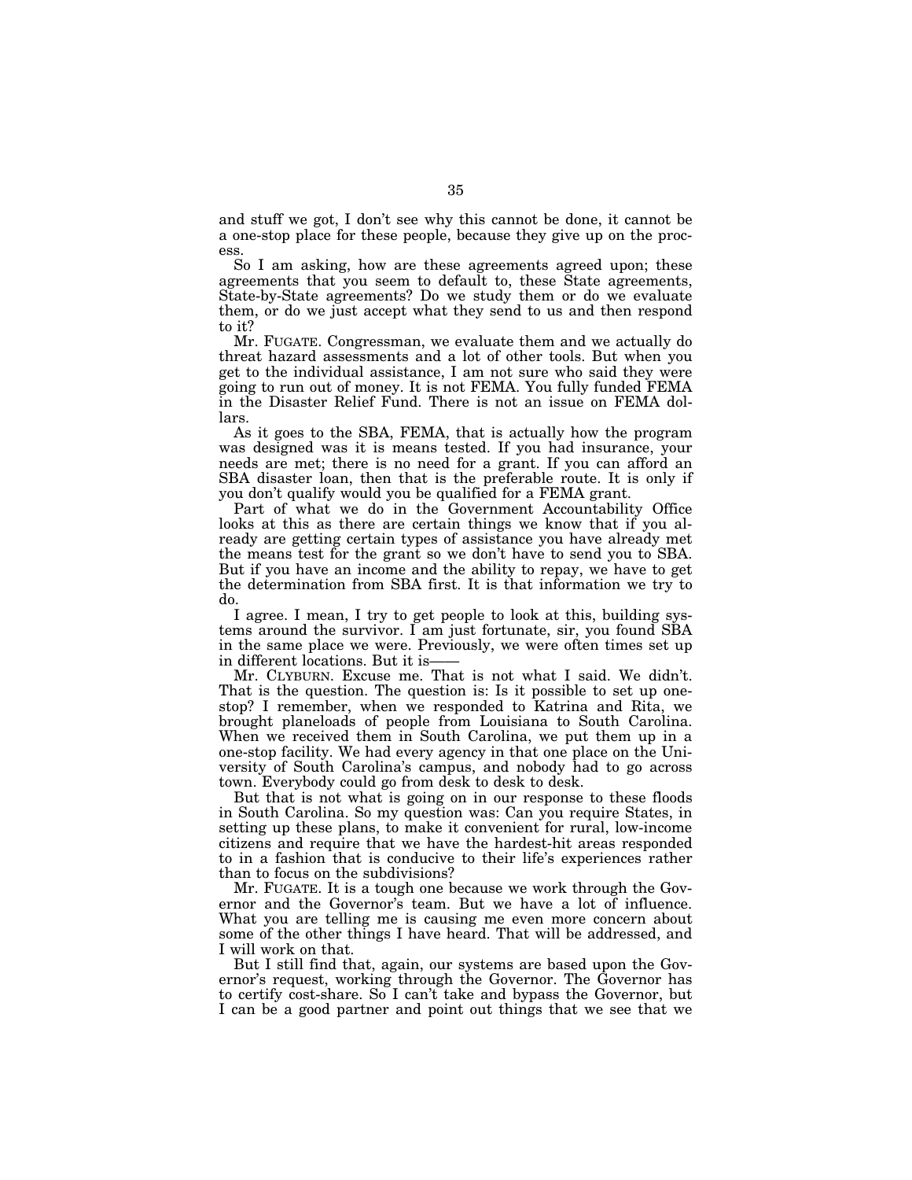and stuff we got, I don't see why this cannot be done, it cannot be a one-stop place for these people, because they give up on the process.

So I am asking, how are these agreements agreed upon; these agreements that you seem to default to, these State agreements, State-by-State agreements? Do we study them or do we evaluate them, or do we just accept what they send to us and then respond to it?

Mr. FUGATE. Congressman, we evaluate them and we actually do threat hazard assessments and a lot of other tools. But when you get to the individual assistance, I am not sure who said they were going to run out of money. It is not FEMA. You fully funded FEMA in the Disaster Relief Fund. There is not an issue on FEMA dollars.

As it goes to the SBA, FEMA, that is actually how the program was designed was it is means tested. If you had insurance, your needs are met; there is no need for a grant. If you can afford an SBA disaster loan, then that is the preferable route. It is only if you don't qualify would you be qualified for a FEMA grant.

Part of what we do in the Government Accountability Office looks at this as there are certain things we know that if you already are getting certain types of assistance you have already met the means test for the grant so we don't have to send you to SBA. But if you have an income and the ability to repay, we have to get the determination from SBA first. It is that information we try to do.

I agree. I mean, I try to get people to look at this, building systems around the survivor. I am just fortunate, sir, you found SBA in the same place we were. Previously, we were often times set up in different locations. But it is——

Mr. CLYBURN. Excuse me. That is not what I said. We didn't. That is the question. The question is: Is it possible to set up one-stop? I remember, when we responded to Katrina and Rita, we brought planeloads of people from Louisiana to South Carolina. When we received them in South Carolina, we put them up in a one-stop facility. We had every agency in that one place on the University of South Carolina's campus, and nobody had to go across town. Everybody could go from desk to desk to desk.

But that is not what is going on in our response to these floods in South Carolina. So my question was: Can you require States, in setting up these plans, to make it convenient for rural, low-income citizens and require that we have the hardest-hit areas responded to in a fashion that is conducive to their life's experiences rather than to focus on the subdivisions?

Mr. FUGATE. It is a tough one because we work through the Governor and the Governor's team. But we have a lot of influence. What you are telling me is causing me even more concern about some of the other things I have heard. That will be addressed, and I will work on that.

But I still find that, again, our systems are based upon the Governor's request, working through the Governor. The Governor has to certify cost-share. So I can't take and bypass the Governor, but I can be a good partner and point out things that we see that we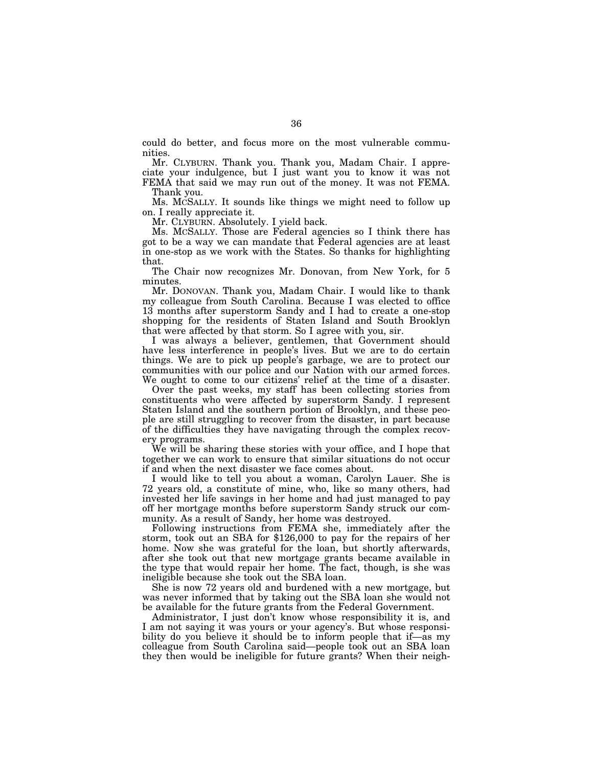could do better, and focus more on the most vulnerable communities.

Mr. CLYBURN. Thank you. Thank you, Madam Chair. I appreciate your indulgence, but I just want you to know it was not FEMA that said we may run out of the money. It was not FEMA.

Thank you.

Ms. MCSALLY. It sounds like things we might need to follow up on. I really appreciate it.

Mr. CLYBURN. Absolutely. I yield back.

Ms. MCSALLY. Those are Federal agencies so I think there has got to be a way we can mandate that Federal agencies are at least in one-stop as we work with the States. So thanks for highlighting that.

The Chair now recognizes Mr. Donovan, from New York, for 5 minutes.

Mr. DONOVAN. Thank you, Madam Chair. I would like to thank my colleague from South Carolina. Because I was elected to office 13 months after superstorm Sandy and I had to create a one-stop shopping for the residents of Staten Island and South Brooklyn that were affected by that storm. So I agree with you, sir.

I was always a believer, gentlemen, that Government should have less interference in people's lives. But we are to do certain things. We are to pick up people's garbage, we are to protect our communities with our police and our Nation with our armed forces. We ought to come to our citizens' relief at the time of a disaster.

Over the past weeks, my staff has been collecting stories from constituents who were affected by superstorm Sandy. I represent Staten Island and the southern portion of Brooklyn, and these people are still struggling to recover from the disaster, in part because of the difficulties they have navigating through the complex recovery programs.

We will be sharing these stories with your office, and I hope that together we can work to ensure that similar situations do not occur if and when the next disaster we face comes about.

I would like to tell you about a woman, Carolyn Lauer. She is 72 years old, a constituent of mine, who, like so many others, had invested her life savings in her home and had just managed to pay off her mortgage months before superstorm Sandy struck our community. As a result of Sandy, her home was destroyed.

Following instructions from FEMA she, immediately after the storm, took out an SBA for $126,000 to pay for the repairs of her home. Now she was grateful for the loan, but shortly afterwards, after she took out that new mortgage grants became available in the type that would repair her home. The fact, though, is she was ineligible because she took out the SBA loan.

She is now 72 years old and burdened with a new mortgage, but was never informed that by taking out the SBA loan she would not be available for the future grants from the Federal Government.

Administrator, I just don't know whose responsibility it is, and I am not saying it was yours or your agency's. But whose responsibility do you believe it should be to inform people that if—as my colleague from South Carolina said—people took out an SBA loan they then would be ineligible for future grants? When their neigh-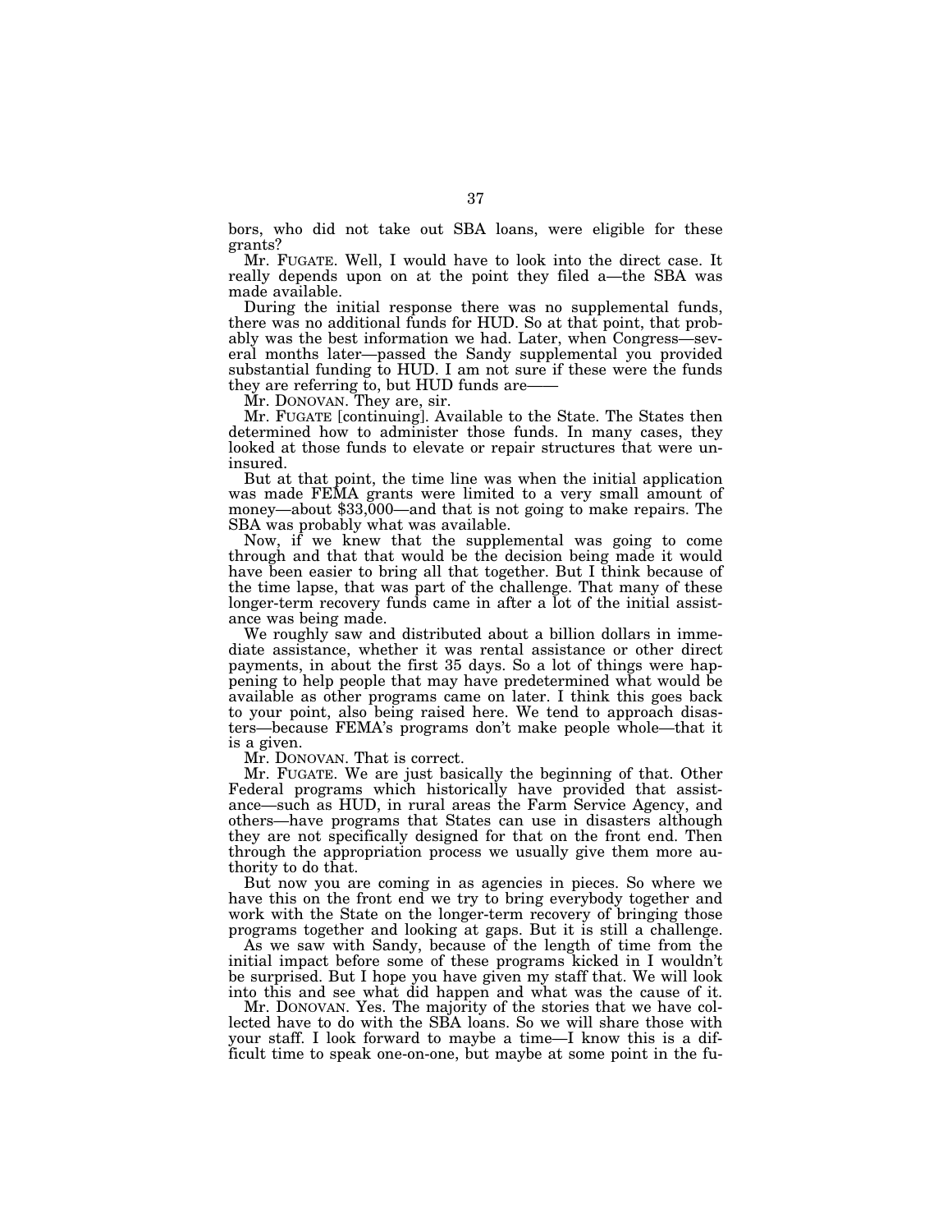bors, who did not take out SBA loans, were eligible for these grants?

Mr. FUGATE. Well, I would have to look into the direct case. It really depends upon on at the point they filed a—the SBA was made available.

During the initial response there was no supplemental funds, there was no additional funds for HUD. So at that point, that probably was the best information we had. Later, when Congress—several months later—passed the Sandy supplemental you provided substantial funding to HUD. I am not sure if these were the funds they are referring to, but HUD funds are——

Mr. DONOVAN. They are, sir.

Mr. FUGATE [continuing]. Available to the State. The States then determined how to administer those funds. In many cases, they looked at those funds to elevate or repair structures that were uninsured.

But at that point, the time line was when the initial application was made FEMA grants were limited to a very small amount of money—about $33,000—and that is not going to make repairs. The SBA was probably what was available.

Now, if we knew that the supplemental was going to come through and that that would be the decision being made it would have been easier to bring all that together. But I think because of the time lapse, that was part of the challenge. That many of these longer-term recovery funds came in after a lot of the initial assistance was being made.

We roughly saw and distributed about a billion dollars in immediate assistance, whether it was rental assistance or other direct payments, in about the first 35 days. So a lot of things were happening to help people that may have predetermined what would be available as other programs came on later. I think this goes back to your point, also being raised here. We tend to approach disasters—because FEMA's programs don't make people whole—that it is a given.

Mr. DONOVAN. That is correct.

Mr. FUGATE. We are just basically the beginning of that. Other Federal programs which historically have provided that assistance—such as HUD, in rural areas the Farm Service Agency, and others—have programs that States can use in disasters although they are not specifically designed for that on the front end. Then through the appropriation process we usually give them more authority to do that.

But now you are coming in as agencies in pieces. So where we have this on the front end we try to bring everybody together and work with the State on the longer-term recovery of bringing those programs together and looking at gaps. But it is still a challenge.

As we saw with Sandy, because of the length of time from the initial impact before some of these programs kicked in I wouldn't be surprised. But I hope you have given my staff that. We will look into this and see what did happen and what was the cause of it.

Mr. DONOVAN. Yes. The majority of the stories that we have collected have to do with the SBA loans. So we will share those with your staff. I look forward to maybe a time—I know this is a difficult time to speak one-on-one, but maybe at some point in the fu-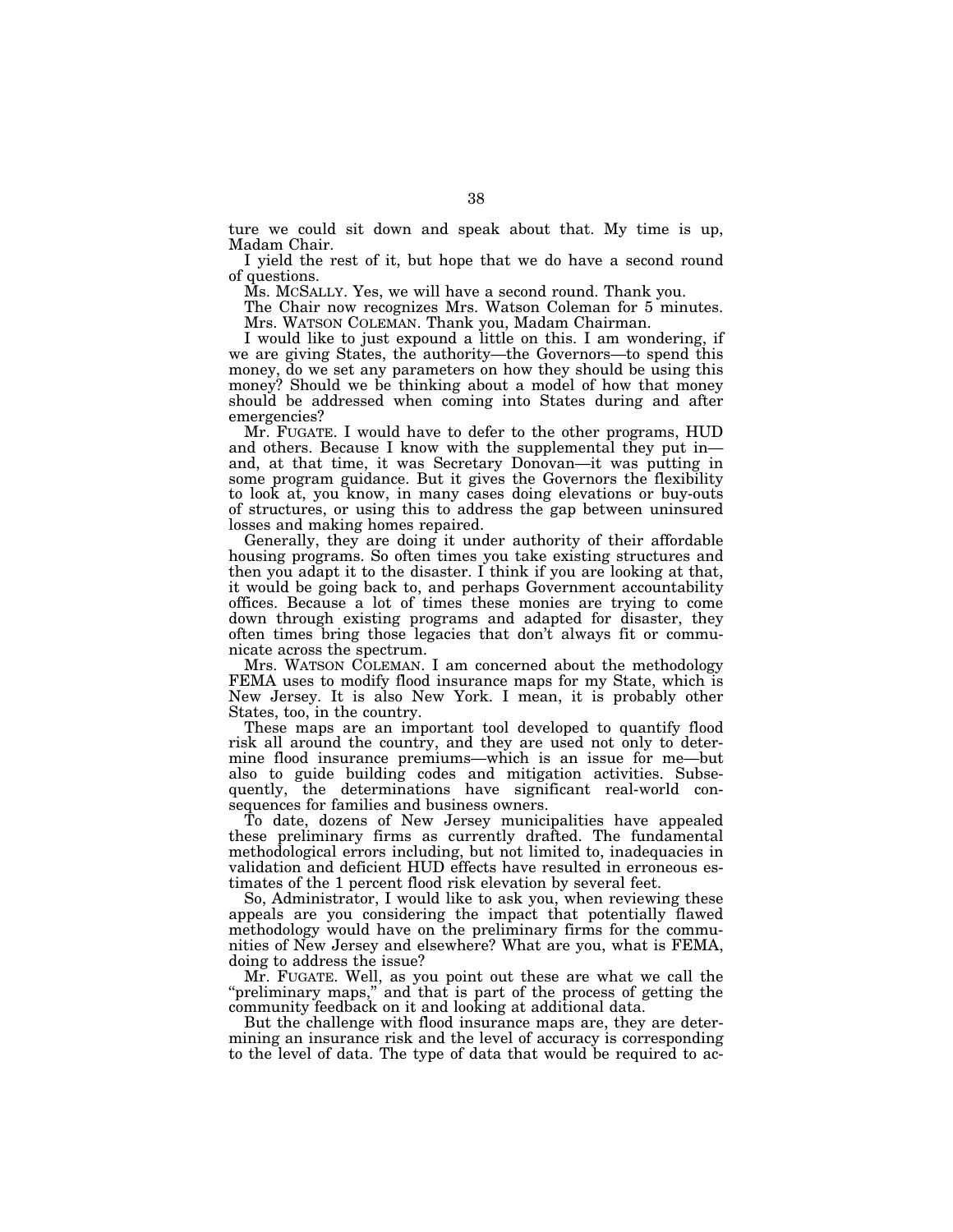ture we could sit down and speak about that. My time is up, Madam Chair.

I yield the rest of it, but hope that we do have a second round of questions.

Ms. McSALLY. Yes, we will have a second round. Thank you.

The Chair now recognizes Mrs. Watson Coleman for 5 minutes.

Mrs. WATSON COLEMAN. Thank you, Madam Chairman.

I would like to just expound a little on this. I am wondering, if we are giving States, the authority—the Governors—to spend this money, do we set any parameters on how they should be using this money? Should we be thinking about a model of how that money should be addressed when coming into States during and after emergencies?

Mr. FUGATE. I would have to defer to the other programs, HUD and others. Because I know with the supplemental they put in—and, at that time, it was Secretary Donovan—it was putting in some program guidance. But it gives the Governors the flexibility to look at, you know, in many cases doing elevations or buy-outs of structures, or using this to address the gap between uninsured losses and making homes repaired.

Generally, they are doing it under authority of their affordable housing programs. So often times you take existing structures and then you adapt it to the disaster. I think if you are looking at that, it would be going back to, and perhaps Government accountability offices. Because a lot of times these monies are trying to come down through existing programs and adapted for disaster, they often times bring those legacies that don't always fit or communicate across the spectrum.

Mrs. WATSON COLEMAN. I am concerned about the methodology FEMA uses to modify flood insurance maps for my State, which is New Jersey. It is also New York. I mean, it is probably other States, too, in the country.

These maps are an important tool developed to quantify flood risk all around the country, and they are used not only to determine flood insurance premiums—which is an issue for me—but also to guide building codes and mitigation activities. Subsequently, the determinations have significant real-world consequences for families and business owners.

To date, dozens of New Jersey municipalities have appealed these preliminary firms as currently drafted. The fundamental methodological errors including, but not limited to, inadequacies in validation and deficient HUD effects have resulted in erroneous estimates of the 1 percent flood risk elevation by several feet.

So, Administrator, I would like to ask you, when reviewing these appeals are you considering the impact that potentially flawed methodology would have on the preliminary firms for the communities of New Jersey and elsewhere? What are you, what is FEMA, doing to address the issue?

Mr. FUGATE. Well, as you point out these are what we call the "preliminary maps," and that is part of the process of getting the community feedback on it and looking at additional data.

But the challenge with flood insurance maps are, they are determining an insurance risk and the level of accuracy is corresponding to the level of data. The type of data that would be required to ac-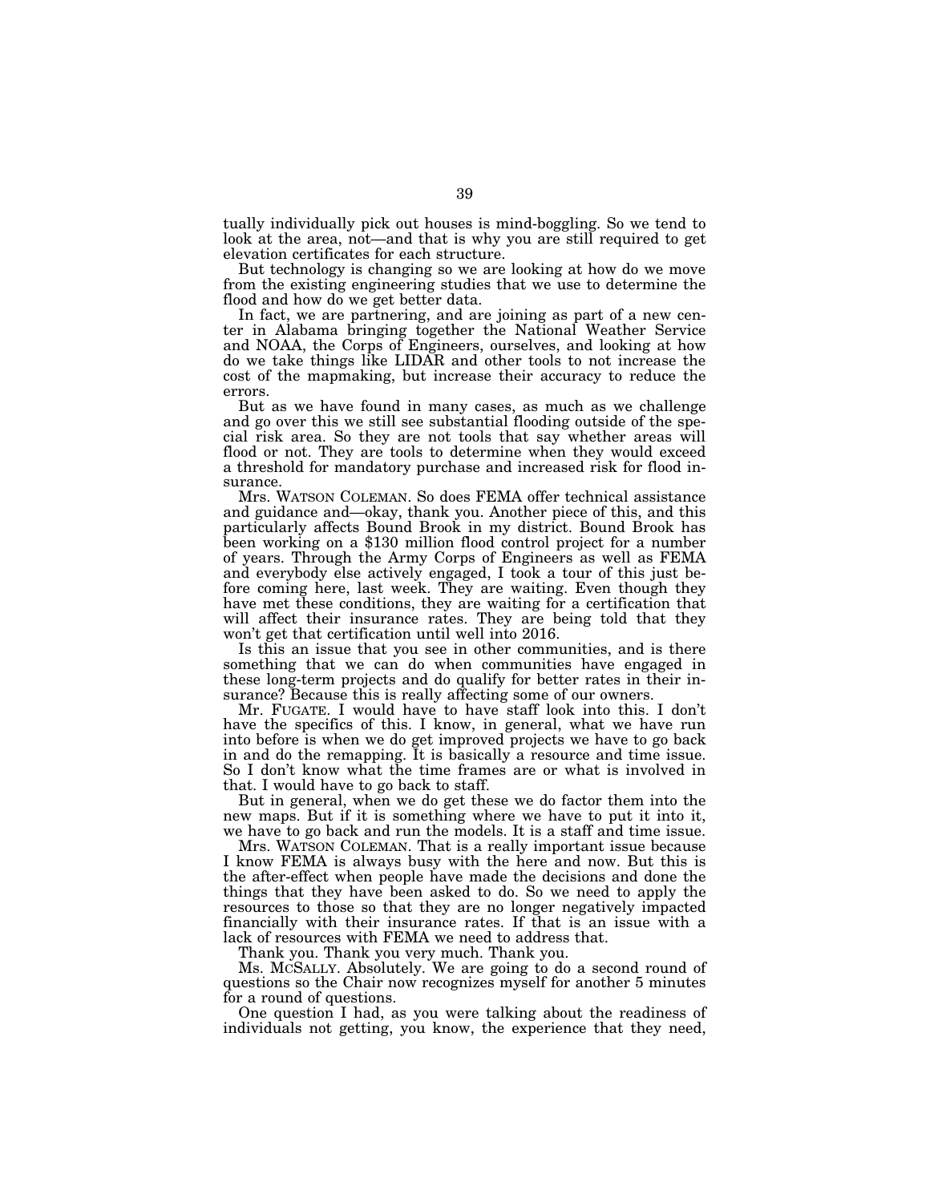tually individually pick out houses is mind-boggling. So we tend to look at the area, not—and that is why you are still required to get elevation certificates for each structure.

But technology is changing so we are looking at how do we move from the existing engineering studies that we use to determine the flood and how do we get better data.

In fact, we are partnering, and are joining as part of a new center in Alabama bringing together the National Weather Service and NOAA, the Corps of Engineers, ourselves, and looking at how do we take things like LIDAR and other tools to not increase the cost of the mapmaking, but increase their accuracy to reduce the errors.

But as we have found in many cases, as much as we challenge and go over this we still see substantial flooding outside of the special risk area. So they are not tools that say whether areas will flood or not. They are tools to determine when they would exceed a threshold for mandatory purchase and increased risk for flood insurance.

Mrs. WATSON COLEMAN. So does FEMA offer technical assistance and guidance and—okay, thank you. Another piece of this, and this particularly affects Bound Brook in my district. Bound Brook has been working on a $130 million flood control project for a number of years. Through the Army Corps of Engineers as well as FEMA and everybody else actively engaged, I took a tour of this just before coming here, last week. They are waiting. Even though they have met these conditions, they are waiting for a certification that will affect their insurance rates. They are being told that they won't get that certification until well into 2016.

Is this an issue that you see in other communities, and is there something that we can do when communities have engaged in these long-term projects and do qualify for better rates in their insurance? Because this is really affecting some of our owners.

Mr. FUGATE. I would have to have staff look into this. I don't have the specifics of this. I know, in general, what we have run into before is when we do get improved projects we have to go back in and do the remapping. It is basically a resource and time issue. So I don't know what the time frames are or what is involved in that. I would have to go back to staff.

But in general, when we do get these we do factor them into the new maps. But if it is something where we have to put it into it, we have to go back and run the models. It is a staff and time issue.

Mrs. WATSON COLEMAN. That is a really important issue because I know FEMA is always busy with the here and now. But this is the after-effect when people have made the decisions and done the things that they have been asked to do. So we need to apply the resources to those so that they are no longer negatively impacted financially with their insurance rates. If that is an issue with a lack of resources with FEMA we need to address that.

Thank you. Thank you very much. Thank you.

Ms. MCSALLY. Absolutely. We are going to do a second round of questions so the Chair now recognizes myself for another 5 minutes for a round of questions.

One question I had, as you were talking about the readiness of individuals not getting, you know, the experience that they need,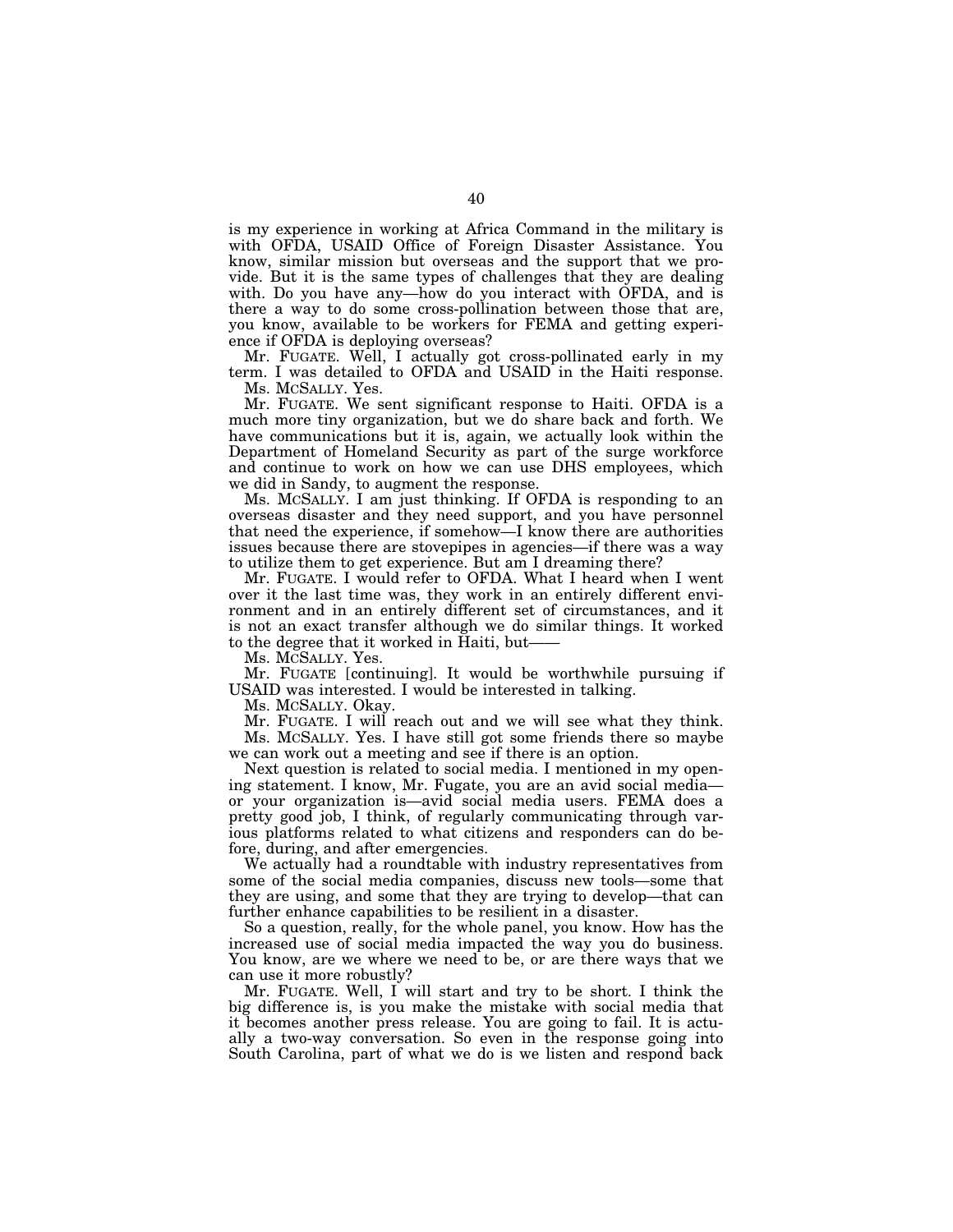is my experience in working at Africa Command in the military is with OFDA, USAID Office of Foreign Disaster Assistance. You know, similar mission but overseas and the support that we provide. But it is the same types of challenges that they are dealing with. Do you have any—how do you interact with OFDA, and is there a way to do some cross-pollination between those that are, you know, available to be workers for FEMA and getting experience if OFDA is deploying overseas?

Mr. FUGATE. Well, I actually got cross-pollinated early in my term. I was detailed to OFDA and USAID in the Haiti response.

Ms. MCSALLY. Yes.

Mr. FUGATE. We sent significant response to Haiti. OFDA is a much more tiny organization, but we do share back and forth. We have communications but it is, again, we actually look within the Department of Homeland Security as part of the surge workforce and continue to work on how we can use DHS employees, which we did in Sandy, to augment the response.

Ms. MCSALLY. I am just thinking. If OFDA is responding to an overseas disaster and they need support, and you have personnel that need the experience, if somehow—I know there are authorities issues because there are stovepipes in agencies—if there was a way to utilize them to get experience. But am I dreaming there?

Mr. FUGATE. I would refer to OFDA. What I heard when I went over it the last time was, they work in an entirely different environment and in an entirely different set of circumstances, and it is not an exact transfer although we do similar things. It worked to the degree that it worked in Haiti, but——

Ms. MCSALLY. Yes.

Mr. FUGATE [continuing]. It would be worthwhile pursuing if USAID was interested. I would be interested in talking.

Ms. MCSALLY. Okay.

Mr. FUGATE. I will reach out and we will see what they think.

Ms. MCSALLY. Yes. I have still got some friends there so maybe we can work out a meeting and see if there is an option.

Next question is related to social media. I mentioned in my opening statement. I know, Mr. Fugate, you are an avid social media—or your organization is—avid social media users. FEMA does a pretty good job, I think, of regularly communicating through various platforms related to what citizens and responders can do before, during, and after emergencies.

We actually had a roundtable with industry representatives from some of the social media companies, discuss new tools—some that they are using, and some that they are trying to develop—that can further enhance capabilities to be resilient in a disaster.

So a question, really, for the whole panel, you know. How has the increased use of social media impacted the way you do business. You know, are we where we need to be, or are there ways that we can use it more robustly?

Mr. FUGATE. Well, I will start and try to be short. I think the big difference is, is you make the mistake with social media that it becomes another press release. You are going to fail. It is actually a two-way conversation. So even in the response going into South Carolina, part of what we do is we listen and respond back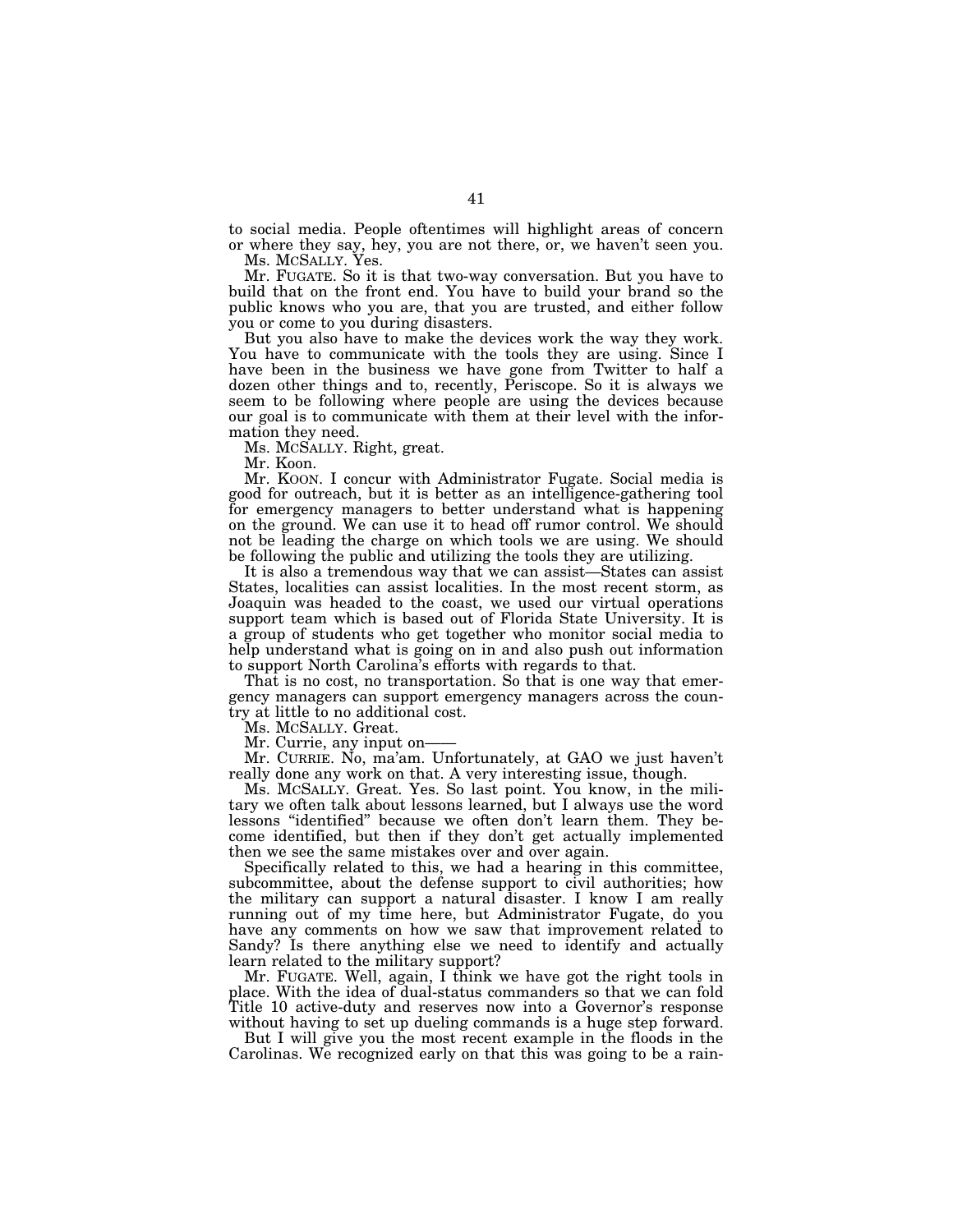to social media. People oftentimes will highlight areas of concern or where they say, hey, you are not there, or, we haven't seen you.

Ms. MCSALLY. Yes.

Mr. FUGATE. So it is that two-way conversation. But you have to build that on the front end. You have to build your brand so the public knows who you are, that you are trusted, and either follow you or come to you during disasters.

But you also have to make the devices work the way they work. You have to communicate with the tools they are using. Since I have been in the business we have gone from Twitter to half a dozen other things and to, recently, Periscope. So it is always we seem to be following where people are using the devices because our goal is to communicate with them at their level with the information they need.

Ms. MCSALLY. Right, great.

Mr. Koon.

Mr. KOON. I concur with Administrator Fugate. Social media is good for outreach, but it is better as an intelligence-gathering tool for emergency managers to better understand what is happening on the ground. We can use it to head off rumor control. We should not be leading the charge on which tools we are using. We should be following the public and utilizing the tools they are utilizing.

It is also a tremendous way that we can assist—States can assist States, localities can assist localities. In the most recent storm, as Joaquin was headed to the coast, we used our virtual operations support team which is based out of Florida State University. It is a group of students who get together who monitor social media to help understand what is going on in and also push out information to support North Carolina's efforts with regards to that.

That is no cost, no transportation. So that is one way that emergency managers can support emergency managers across the country at little to no additional cost.

Ms. MCSALLY. Great.

Mr. Currie, any input on——

Mr. CURRIE. No, ma'am. Unfortunately, at GAO we just haven't really done any work on that. A very interesting issue, though.

Ms. MCSALLY. Great. Yes. So last point. You know, in the military we often talk about lessons learned, but I always use the word lessons "identified" because we often don't learn them. They become identified, but then if they don't get actually implemented then we see the same mistakes over and over again.

Specifically related to this, we had a hearing in this committee, subcommittee, about the defense support to civil authorities; how the military can support a natural disaster. I know I am really running out of my time here, but Administrator Fugate, do you have any comments on how we saw that improvement related to Sandy? Is there anything else we need to identify and actually learn related to the military support?

Mr. FUGATE. Well, again, I think we have got the right tools in place. With the idea of dual-status commanders so that we can fold Title 10 active-duty and reserves now into a Governor's response without having to set up dueling commands is a huge step forward.

But I will give you the most recent example in the floods in the Carolinas. We recognized early on that this was going to be a rain-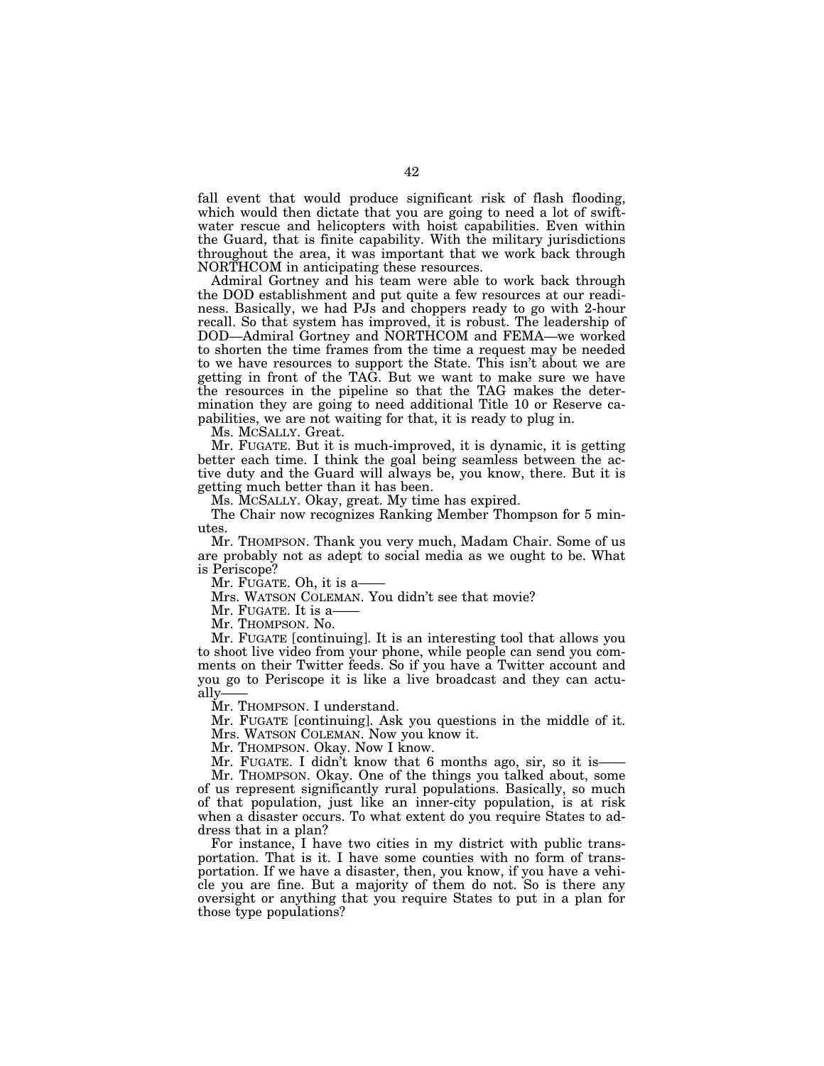fall event that would produce significant risk of flash flooding, which would then dictate that you are going to need a lot of swift-water rescue and helicopters with hoist capabilities. Even within the Guard, that is finite capability. With the military jurisdictions throughout the area, it was important that we work back through NORTHCOM in anticipating these resources.

Admiral Gortney and his team were able to work back through the DOD establishment and put quite a few resources at our readiness. Basically, we had PJs and choppers ready to go with 2-hour recall. So that system has improved, it is robust. The leadership of DOD—Admiral Gortney and NORTHCOM and FEMA—we worked to shorten the time frames from the time a request may be needed to we have resources to support the State. This isn't about we are getting in front of the TAG. But we want to make sure we have the resources in the pipeline so that the TAG makes the determination they are going to need additional Title 10 or Reserve capabilities, we are not waiting for that, it is ready to plug in.

Ms. MCSALLY. Great.

Mr. FUGATE. But it is much-improved, it is dynamic, it is getting better each time. I think the goal being seamless between the active duty and the Guard will always be, you know, there. But it is getting much better than it has been.

Ms. MCSALLY. Okay, great. My time has expired.

The Chair now recognizes Ranking Member Thompson for 5 minutes.

Mr. THOMPSON. Thank you very much, Madam Chair. Some of us are probably not as adept to social media as we ought to be. What is Periscope?

Mr. FUGATE. Oh, it is a——

Mrs. WATSON COLEMAN. You didn't see that movie?

Mr. FUGATE. It is a——

Mr. THOMPSON. No.

Mr. FUGATE [continuing]. It is an interesting tool that allows you to shoot live video from your phone, while people can send you comments on their Twitter feeds. So if you have a Twitter account and you go to Periscope it is like a live broadcast and they can actually——

Mr. THOMPSON. I understand.

Mr. FUGATE [continuing]. Ask you questions in the middle of it.

Mrs. WATSON COLEMAN. Now you know it.

Mr. THOMPSON. Okay. Now I know.

Mr. FUGATE. I didn't know that 6 months ago, sir, so it is——

Mr. THOMPSON. Okay. One of the things you talked about, some of us represent significantly rural populations. Basically, so much of that population, just like an inner-city population, is at risk when a disaster occurs. To what extent do you require States to address that in a plan?

For instance, I have two cities in my district with public transportation. That is it. I have some counties with no form of transportation. If we have a disaster, then, you know, if you have a vehicle you are fine. But a majority of them do not. So is there any oversight or anything that you require States to put in a plan for those type populations?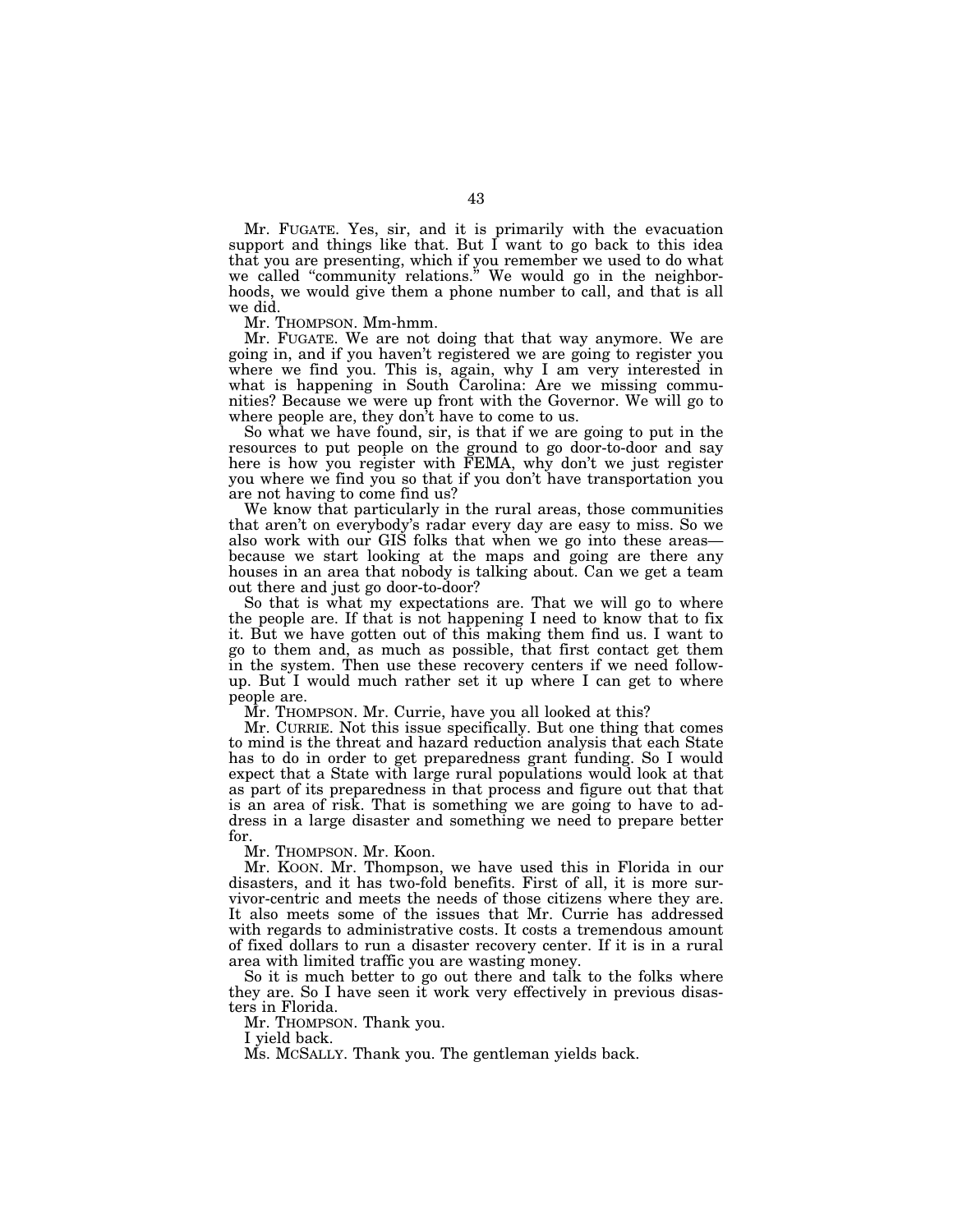Mr. FUGATE. Yes, sir, and it is primarily with the evacuation support and things like that. But I want to go back to this idea that you are presenting, which if you remember we used to do what we called "community relations." We would go in the neighborhoods, we would give them a phone number to call, and that is all we did.

Mr. THOMPSON. Mm-hmm.

Mr. FUGATE. We are not doing that that way anymore. We are going in, and if you haven't registered we are going to register you where we find you. This is, again, why I am very interested in what is happening in South Carolina: Are we missing communities? Because we were up front with the Governor. We will go to where people are, they don't have to come to us.

So what we have found, sir, is that if we are going to put in the resources to put people on the ground to go door-to-door and say here is how you register with FEMA, why don't we just register you where we find you so that if you don't have transportation you are not having to come find us?

We know that particularly in the rural areas, those communities that aren't on everybody's radar every day are easy to miss. So we also work with our GIS folks that when we go into these areas—because we start looking at the maps and going are there any houses in an area that nobody is talking about. Can we get a team out there and just go door-to-door?

So that is what my expectations are. That we will go to where the people are. If that is not happening I need to know that to fix it. But we have gotten out of this making them find us. I want to go to them and, as much as possible, that first contact get them in the system. Then use these recovery centers if we need follow-up. But I would much rather set it up where I can get to where people are.

Mr. THOMPSON. Mr. Currie, have you all looked at this?

Mr. CURRIE. Not this issue specifically. But one thing that comes to mind is the threat and hazard reduction analysis that each State has to do in order to get preparedness grant funding. So I would expect that a State with large rural populations would look at that as part of its preparedness in that process and figure out that that is an area of risk. That is something we are going to have to address in a large disaster and something we need to prepare better for.

Mr. THOMPSON. Mr. Koon.

Mr. KOON. Mr. Thompson, we have used this in Florida in our disasters, and it has two-fold benefits. First of all, it is more survivor-centric and meets the needs of those citizens where they are. It also meets some of the issues that Mr. Currie has addressed with regards to administrative costs. It costs a tremendous amount of fixed dollars to run a disaster recovery center. If it is in a rural area with limited traffic you are wasting money.

So it is much better to go out there and talk to the folks where they are. So I have seen it work very effectively in previous disasters in Florida.

Mr. THOMPSON. Thank you.

I yield back.

Ms. MCSALLY. Thank you. The gentleman yields back.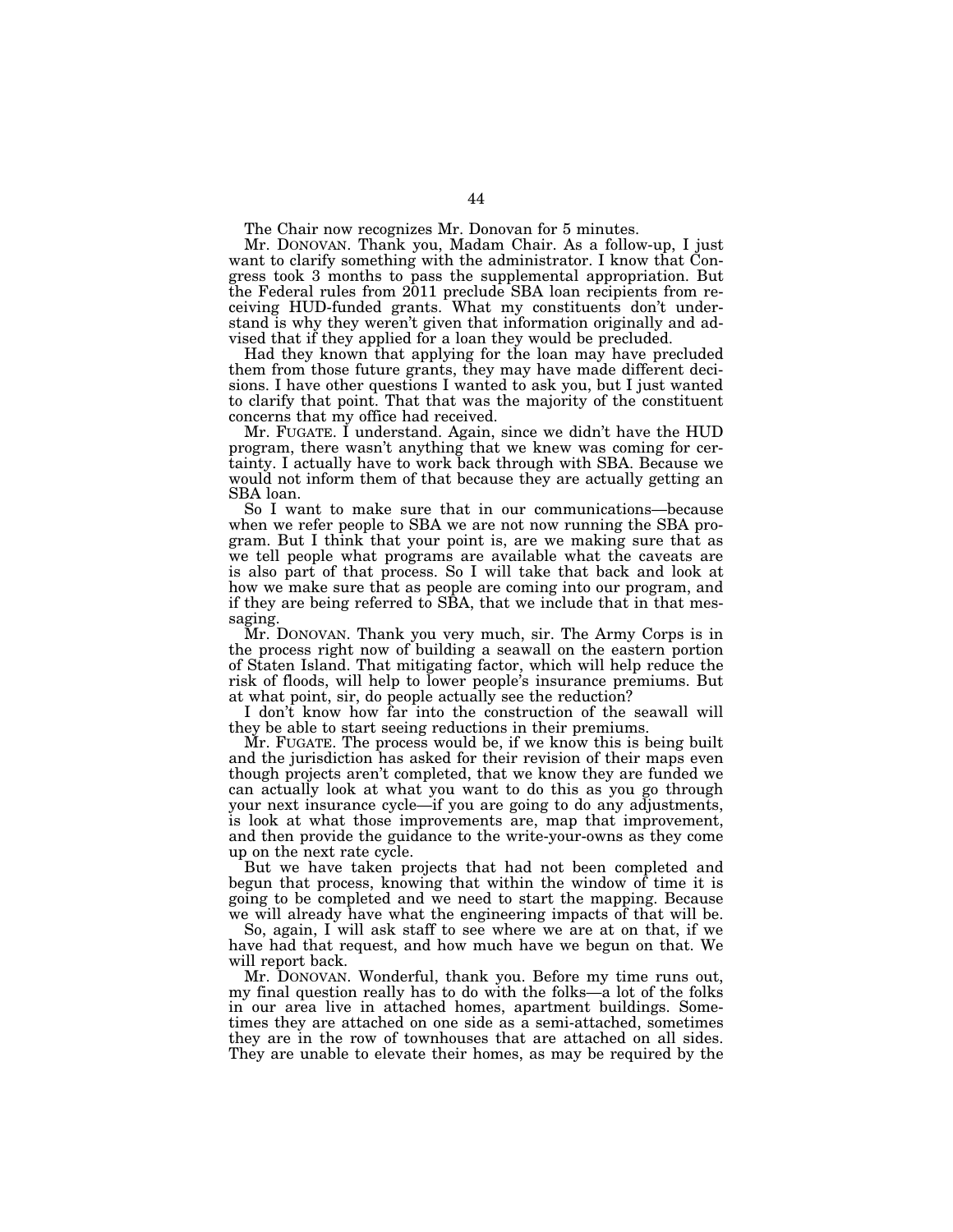The Chair now recognizes Mr. Donovan for 5 minutes.

Mr. DONOVAN. Thank you, Madam Chair. As a follow-up, I just want to clarify something with the administrator. I know that Congress took 3 months to pass the supplemental appropriation. But the Federal rules from 2011 preclude SBA loan recipients from receiving HUD-funded grants. What my constituents don't understand is why they weren't given that information originally and advised that if they applied for a loan they would be precluded.

Had they known that applying for the loan may have precluded them from those future grants, they may have made different decisions. I have other questions I wanted to ask you, but I just wanted to clarify that point. That that was the majority of the constituent concerns that my office had received.

Mr. FUGATE. I understand. Again, since we didn't have the HUD program, there wasn't anything that we knew was coming for certainty. I actually have to work back through with SBA. Because we would not inform them of that because they are actually getting an SBA loan.

So I want to make sure that in our communications—because when we refer people to SBA we are not now running the SBA program. But I think that your point is, are we making sure that as we tell people what programs are available what the caveats are is also part of that process. So I will take that back and look at how we make sure that as people are coming into our program, and if they are being referred to SBA, that we include that in that messaging.

Mr. DONOVAN. Thank you very much, sir. The Army Corps is in the process right now of building a seawall on the eastern portion of Staten Island. That mitigating factor, which will help reduce the risk of floods, will help to lower people's insurance premiums. But at what point, sir, do people actually see the reduction?

I don't know how far into the construction of the seawall will they be able to start seeing reductions in their premiums.

Mr. FUGATE. The process would be, if we know this is being built and the jurisdiction has asked for their revision of their maps even though projects aren't completed, that we know they are funded we can actually look at what you want to do this as you go through your next insurance cycle—if you are going to do any adjustments, is look at what those improvements are, map that improvement, and then provide the guidance to the write-your-owns as they come up on the next rate cycle.

But we have taken projects that had not been completed and begun that process, knowing that within the window of time it is going to be completed and we need to start the mapping. Because we will already have what the engineering impacts of that will be.

So, again, I will ask staff to see where we are at on that, if we have had that request, and how much have we begun on that. We will report back.

Mr. DONOVAN. Wonderful, thank you. Before my time runs out, my final question really has to do with the folks—a lot of the folks in our area live in attached homes, apartment buildings. Sometimes they are attached on one side as a semi-attached, sometimes they are in the row of townhouses that are attached on all sides. They are unable to elevate their homes, as may be required by the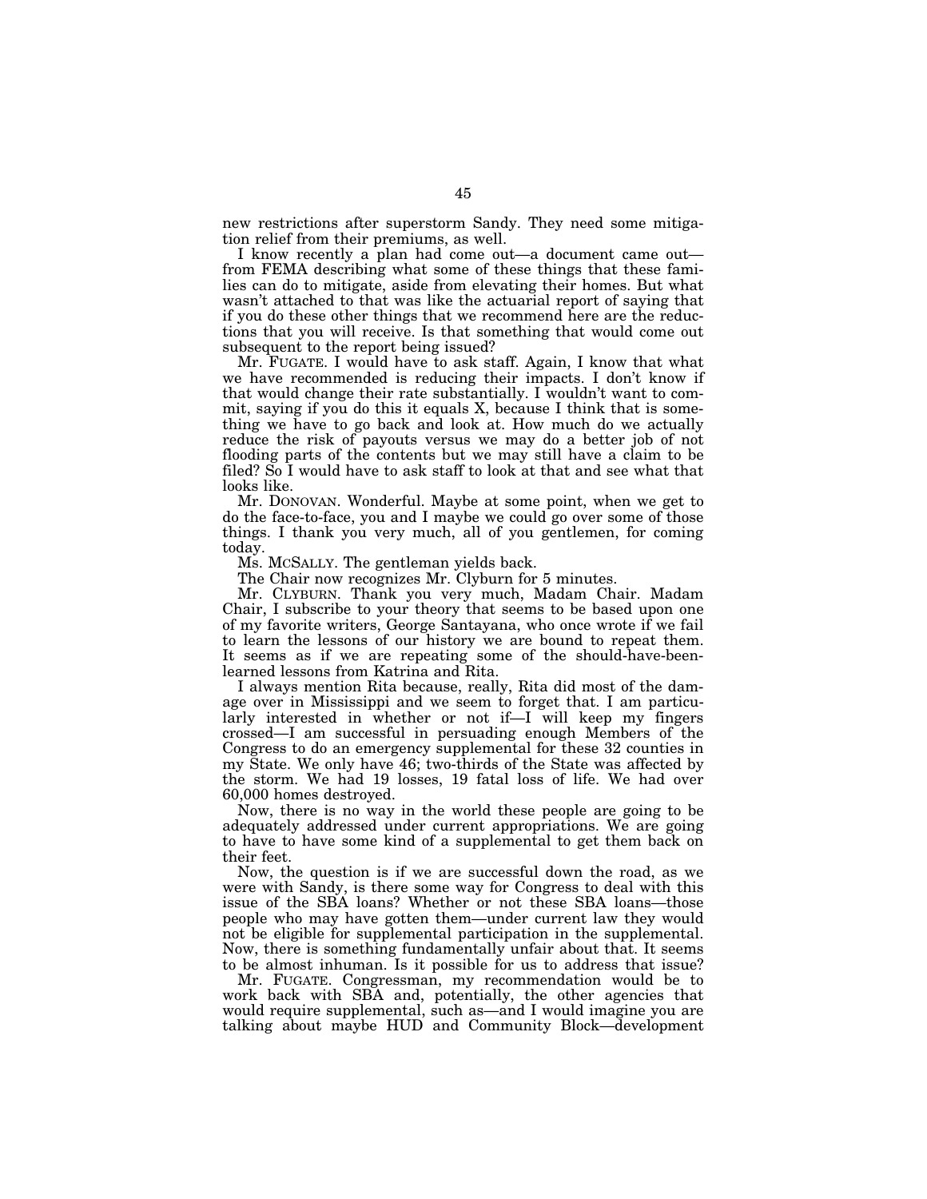new restrictions after superstorm Sandy. They need some mitigation relief from their premiums, as well.

I know recently a plan had come out—a document came out—from FEMA describing what some of these things that these families can do to mitigate, aside from elevating their homes. But what wasn't attached to that was like the actuarial report of saying that if you do these other things that we recommend here are the reductions that you will receive. Is that something that would come out subsequent to the report being issued?

Mr. FUGATE. I would have to ask staff. Again, I know that what we have recommended is reducing their impacts. I don't know if that would change their rate substantially. I wouldn't want to commit, saying if you do this it equals X, because I think that is something we have to go back and look at. How much do we actually reduce the risk of payouts versus we may do a better job of not flooding parts of the contents but we may still have a claim to be filed? So I would have to ask staff to look at that and see what that looks like.

Mr. DONOVAN. Wonderful. Maybe at some point, when we get to do the face-to-face, you and I maybe we could go over some of those things. I thank you very much, all of you gentlemen, for coming today.

Ms. MCSALLY. The gentleman yields back.

The Chair now recognizes Mr. Clyburn for 5 minutes.

Mr. CLYBURN. Thank you very much, Madam Chair. Madam Chair, I subscribe to your theory that seems to be based upon one of my favorite writers, George Santayana, who once wrote if we fail to learn the lessons of our history we are bound to repeat them. It seems as if we are repeating some of the should-have-been-learned lessons from Katrina and Rita.

I always mention Rita because, really, Rita did most of the damage over in Mississippi and we seem to forget that. I am particularly interested in whether or not if—I will keep my fingers crossed—I am successful in persuading enough Members of the Congress to do an emergency supplemental for these 32 counties in my State. We only have 46; two-thirds of the State was affected by the storm. We had 19 losses, 19 fatal loss of life. We had over 60,000 homes destroyed.

Now, there is no way in the world these people are going to be adequately addressed under current appropriations. We are going to have to have some kind of a supplemental to get them back on their feet.

Now, the question is if we are successful down the road, as we were with Sandy, is there some way for Congress to deal with this issue of the SBA loans? Whether or not these SBA loans—those people who may have gotten them—under current law they would not be eligible for supplemental participation in the supplemental. Now, there is something fundamentally unfair about that. It seems to be almost inhuman. Is it possible for us to address that issue?

Mr. FUGATE. Congressman, my recommendation would be to work back with SBA and, potentially, the other agencies that would require supplemental, such as—and I would imagine you are talking about maybe HUD and Community Block—development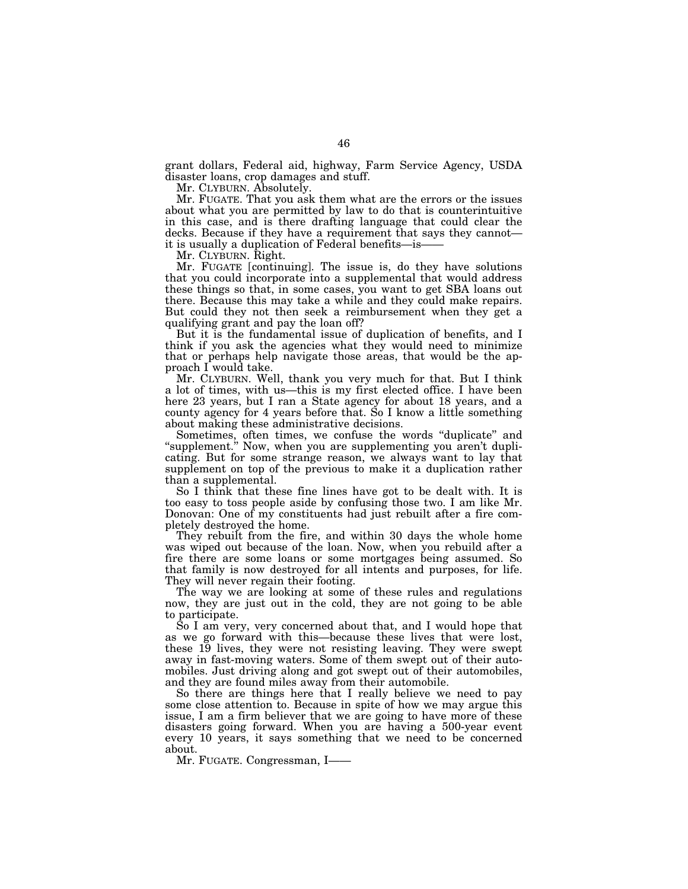grant dollars, Federal aid, highway, Farm Service Agency, USDA disaster loans, crop damages and stuff.

Mr. CLYBURN. Absolutely.

Mr. FUGATE. That you ask them what are the errors or the issues about what you are permitted by law to do that is counterintuitive in this case, and is there drafting language that could clear the decks. Because if they have a requirement that says they cannot—it is usually a duplication of Federal benefits—is——

Mr. CLYBURN. Right.

Mr. FUGATE [continuing]. The issue is, do they have solutions that you could incorporate into a supplemental that would address these things so that, in some cases, you want to get SBA loans out there. Because this may take a while and they could make repairs. But could they not then seek a reimbursement when they get a qualifying grant and pay the loan off?

But it is the fundamental issue of duplication of benefits, and I think if you ask the agencies what they would need to minimize that or perhaps help navigate those areas, that would be the approach I would take.

Mr. CLYBURN. Well, thank you very much for that. But I think a lot of times, with us—this is my first elected office. I have been here 23 years, but I ran a State agency for about 18 years, and a county agency for 4 years before that. So I know a little something about making these administrative decisions.

Sometimes, often times, we confuse the words "duplicate" and "supplement." Now, when you are supplementing you aren't duplicating. But for some strange reason, we always want to lay that supplement on top of the previous to make it a duplication rather than a supplemental.

So I think that these fine lines have got to be dealt with. It is too easy to toss people aside by confusing those two. I am like Mr. Donovan: One of my constituents had just rebuilt after a fire completely destroyed the home.

They rebuilt from the fire, and within 30 days the whole home was wiped out because of the loan. Now, when you rebuild after a fire there are some loans or some mortgages being assumed. So that family is now destroyed for all intents and purposes, for life. They will never regain their footing.

The way we are looking at some of these rules and regulations now, they are just out in the cold, they are not going to be able to participate.

So I am very, very concerned about that, and I would hope that as we go forward with this—because these lives that were lost, these 19 lives, they were not resisting leaving. They were swept away in fast-moving waters. Some of them swept out of their automobiles. Just driving along and got swept out of their automobiles, and they are found miles away from their automobile.

So there are things here that I really believe we need to pay some close attention to. Because in spite of how we may argue this issue, I am a firm believer that we are going to have more of these disasters going forward. When you are having a 500-year event every 10 years, it says something that we need to be concerned about.

Mr. FUGATE. Congressman, I——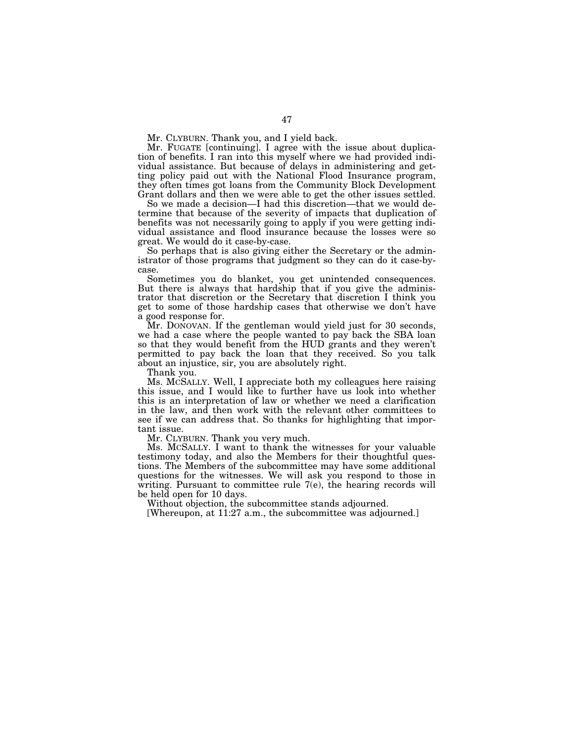Mr. CLYBURN. Thank you, and I yield back.

Mr. FUGATE [continuing]. I agree with the issue about duplication of benefits. I ran into this myself where we had provided individual assistance. But because of delays in administering and getting policy paid out with the National Flood Insurance program, they often times got loans from the Community Block Development Grant dollars and then we were able to get the other issues settled.

So we made a decision—I had this discretion—that we would determine that because of the severity of impacts that duplication of benefits was not necessarily going to apply if you were getting individual assistance and flood insurance because the losses were so great. We would do it case-by-case.

So perhaps that is also giving either the Secretary or the administrator of those programs that judgment so they can do it case-by-case.

Sometimes you do blanket, you get unintended consequences. But there is always that hardship that if you give the administrator that discretion or the Secretary that discretion I think you get to some of those hardship cases that otherwise we don't have a good response for.

Mr. DONOVAN. If the gentleman would yield just for 30 seconds, we had a case where the people wanted to pay back the SBA loan so that they would benefit from the HUD grants and they weren't permitted to pay back the loan that they received. So you talk about an injustice, sir, you are absolutely right.

Thank you.

Ms. MCSALLY. Well, I appreciate both my colleagues here raising this issue, and I would like to further have us look into whether this is an interpretation of law or whether we need a clarification in the law, and then work with the relevant other committees to see if we can address that. So thanks for highlighting that important issue.

Mr. CLYBURN. Thank you very much.

Ms. MCSALLY. I want to thank the witnesses for your valuable testimony today, and also the Members for their thoughtful questions. The Members of the subcommittee may have some additional questions for the witnesses. We will ask you respond to those in writing. Pursuant to committee rule 7(e), the hearing records will be held open for 10 days.

Without objection, the subcommittee stands adjourned.

[Whereupon, at 11:27 a.m., the subcommittee was adjourned.]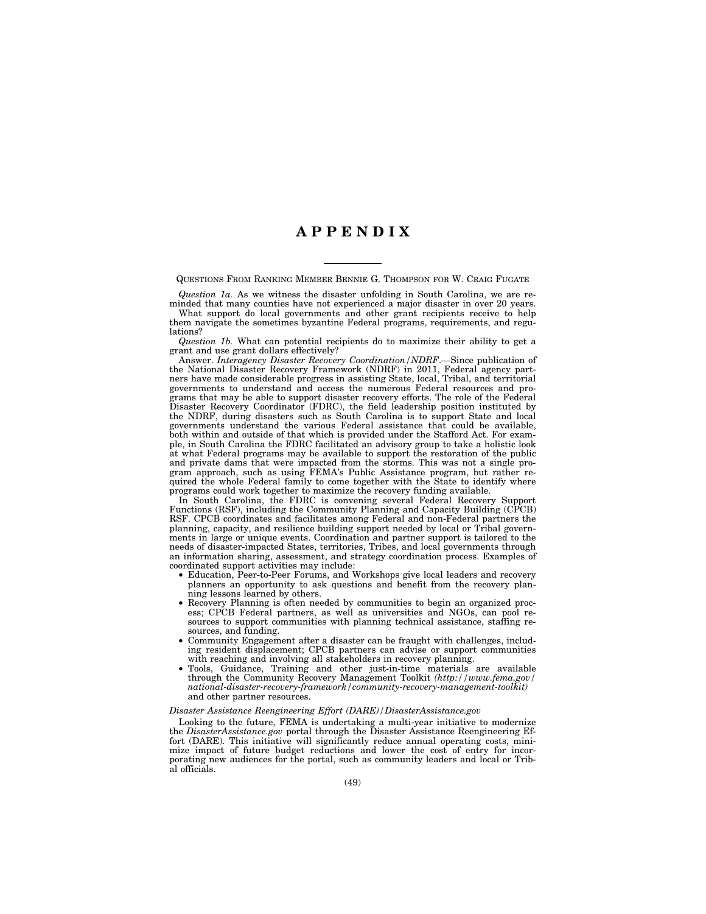# APPENDIX

QUESTIONS FROM RANKING MEMBER BENNIE G. THOMPSON FOR W. CRAIG FUGATE

*Question 1a.* As we witness the disaster unfolding in South Carolina, we are reminded that many counties have not experienced a major disaster in over 20 years.

What support do local governments and other grant recipients receive to help them navigate the sometimes byzantine Federal programs, requirements, and regulations?

*Question 1b.* What can potential recipients do to maximize their ability to get a grant and use grant dollars effectively?

Answer. *Interagency Disaster Recovery Coordination/NDRF*.—Since publication of the National Disaster Recovery Framework (NDRF) in 2011, Federal agency partners have made considerable progress in assisting State, local, Tribal, and territorial governments to understand and access the numerous Federal resources and programs that may be able to support disaster recovery efforts. The role of the Federal Disaster Recovery Coordinator (FDRC), the field leadership position instituted by the NDRF, during disasters such as South Carolina is to support State and local governments understand the various Federal assistance that could be available, both within and outside of that which is provided under the Stafford Act. For example, in South Carolina the FDRC facilitated an advisory group to take a holistic look at what Federal programs may be available to support the restoration of the public and private dams that were impacted from the storms. This was not a single program approach, such as using FEMA's Public Assistance program, but rather required the whole Federal family to come together with the State to identify where programs could work together to maximize the recovery funding available.

In South Carolina, the FDRC is convening several Federal Recovery Support Functions (RSF), including the Community Planning and Capacity Building (CPCB) RSF. CPCB coordinates and facilitates among Federal and non-Federal partners the planning, capacity, and resilience building support needed by local or Tribal governments in large or unique events. Coordination and partner support is tailored to the needs of disaster-impacted States, territories, Tribes, and local governments through an information sharing, assessment, and strategy coordination process. Examples of coordinated support activities may include:

- Education, Peer-to-Peer Forums, and Workshops give local leaders and recovery planners an opportunity to ask questions and benefit from the recovery planning lessons learned by others.
- Recovery Planning is often needed by communities to begin an organized process; CPCB Federal partners, as well as universities and NGOs, can pool resources to support communities with planning technical assistance, staffing resources, and funding.
- Community Engagement after a disaster can be fraught with challenges, including resident displacement; CPCB partners can advise or support communities with reaching and involving all stakeholders in recovery planning.
- Tools, Guidance, Training and other just-in-time materials are available through the Community Recovery Management Toolkit *(http://www.fema.gov/national-disaster-recovery-framework/community-recovery-management-toolkit)* and other partner resources.

*Disaster Assistance Reengineering Effort (DARE)/DisasterAssistance.gov*

Looking to the future, FEMA is undertaking a multi-year initiative to modernize the *DisasterAssistance.gov* portal through the Disaster Assistance Reengineering Effort (DARE). This initiative will significantly reduce annual operating costs, minimize impact of future budget reductions and lower the cost of entry for incorporating new audiences for the portal, such as community leaders and local or Tribal officials.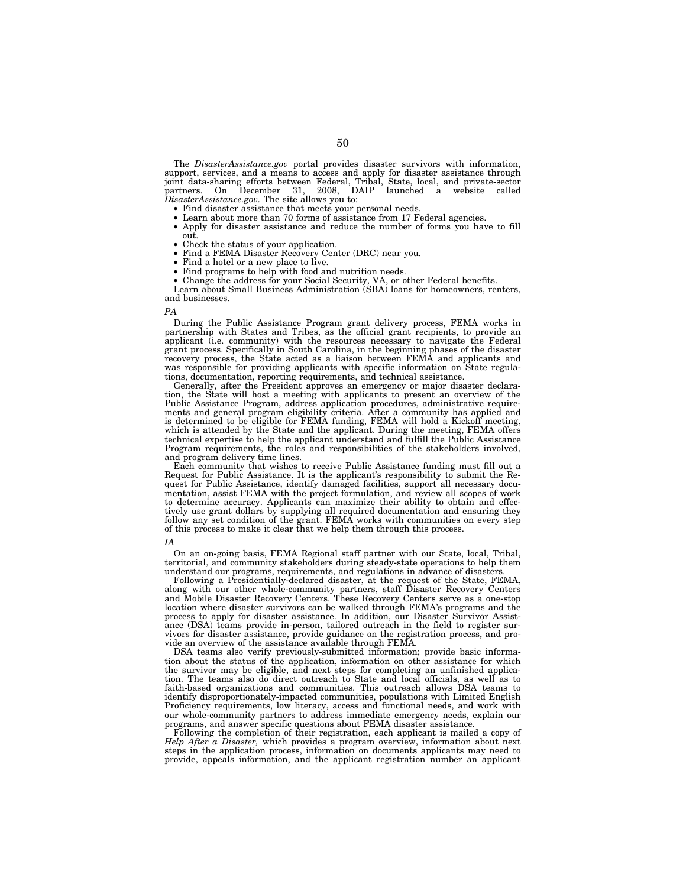The *DisasterAssistance.gov* portal provides disaster survivors with information, support, services, and a means to access and apply for disaster assistance through joint data-sharing efforts between Federal, Tribal, State, local, and private-sector partners. On December 31, 2008, DAIP launched a website called *DisasterAssistance.gov*. The site allows you to:

- Find disaster assistance that meets your personal needs.
- Learn about more than 70 forms of assistance from 17 Federal agencies.
- Apply for disaster assistance and reduce the number of forms you have to fill out.
- Check the status of your application.
- Find a FEMA Disaster Recovery Center (DRC) near you.
- Find a hotel or a new place to live.
- Find programs to help with food and nutrition needs.
- Change the address for your Social Security, VA, or other Federal benefits.

Learn about Small Business Administration (SBA) loans for homeowners, renters, and businesses.

*PA*

During the Public Assistance Program grant delivery process, FEMA works in partnership with States and Tribes, as the official grant recipients, to provide an applicant (i.e. community) with the resources necessary to navigate the Federal grant process. Specifically in South Carolina, in the beginning phases of the disaster recovery process, the State acted as a liaison between FEMA and applicants and was responsible for providing applicants with specific information on State regulations, documentation, reporting requirements, and technical assistance.

Generally, after the President approves an emergency or major disaster declaration, the State will host a meeting with applicants to present an overview of the Public Assistance Program, address application procedures, administrative requirements and general program eligibility criteria. After a community has applied and is determined to be eligible for FEMA funding, FEMA will hold a Kickoff meeting, which is attended by the State and the applicant. During the meeting, FEMA offers technical expertise to help the applicant understand and fulfill the Public Assistance Program requirements, the roles and responsibilities of the stakeholders involved, and program delivery time lines.

Each community that wishes to receive Public Assistance funding must fill out a Request for Public Assistance. It is the applicant's responsibility to submit the Request for Public Assistance, identify damaged facilities, support all necessary documentation, assist FEMA with the project formulation, and review all scopes of work to determine accuracy. Applicants can maximize their ability to obtain and effectively use grant dollars by supplying all required documentation and ensuring they follow any set condition of the grant. FEMA works with communities on every step of this process to make it clear that we help them through this process.

*IA*

On an on-going basis, FEMA Regional staff partner with our State, local, Tribal, territorial, and community stakeholders during steady-state operations to help them understand our programs, requirements, and regulations in advance of disasters.

Following a Presidentially-declared disaster, at the request of the State, FEMA, along with our other whole-community partners, staff Disaster Recovery Centers and Mobile Disaster Recovery Centers. These Recovery Centers serve as a one-stop location where disaster survivors can be walked through FEMA's programs and the process to apply for disaster assistance. In addition, our Disaster Survivor Assistance (DSA) teams provide in-person, tailored outreach in the field to register survivors for disaster assistance, provide guidance on the registration process, and provide an overview of the assistance available through FEMA.

DSA teams also verify previously-submitted information; provide basic information about the status of the application, information on other assistance for which the survivor may be eligible, and next steps for completing an unfinished application. The teams also do direct outreach to State and local officials, as well as to faith-based organizations and communities. This outreach allows DSA teams to identify disproportionately-impacted communities, populations with Limited English Proficiency requirements, low literacy, access and functional needs, and work with our whole-community partners to address immediate emergency needs, explain our programs, and answer specific questions about FEMA disaster assistance.

Following the completion of their registration, each applicant is mailed a copy of *Help After a Disaster,* which provides a program overview, information about next steps in the application process, information on documents applicants may need to provide, appeals information, and the applicant registration number an applicant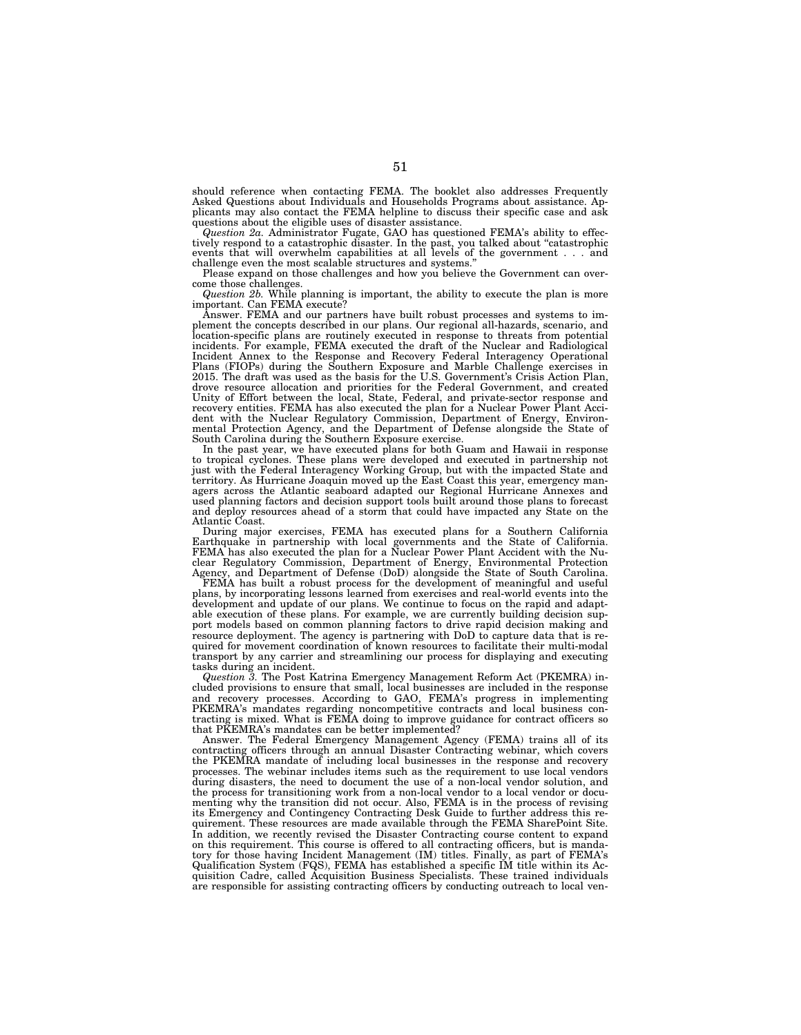should reference when contacting FEMA. The booklet also addresses Frequently Asked Questions about Individuals and Households Programs about assistance. Applicants may also contact the FEMA helpline to discuss their specific case and ask questions about the eligible uses of disaster assistance.

*Question 2a.* Administrator Fugate, GAO has questioned FEMA's ability to effectively respond to a catastrophic disaster. In the past, you talked about "catastrophic events that will overwhelm capabilities at all levels of the government . . . and challenge even the most scalable structures and systems."

Please expand on those challenges and how you believe the Government can overcome those challenges.

*Question 2b.* While planning is important, the ability to execute the plan is more important. Can FEMA execute?

Answer. FEMA and our partners have built robust processes and systems to implement the concepts described in our plans. Our regional all-hazards, scenario, and location-specific plans are routinely executed in response to threats from potential incidents. For example, FEMA executed the draft of the Nuclear and Radiological Incident Annex to the Response and Recovery Federal Interagency Operational Plans (FIOPs) during the Southern Exposure and Marble Challenge exercises in 2015. The draft was used as the basis for the U.S. Government's Crisis Action Plan, drove resource allocation and priorities for the Federal Government, and created Unity of Effort between the local, State, Federal, and private-sector response and recovery entities. FEMA has also executed the plan for a Nuclear Power Plant Accident with the Nuclear Regulatory Commission, Department of Energy, Environmental Protection Agency, and the Department of Defense alongside the State of South Carolina during the Southern Exposure exercise.

In the past year, we have executed plans for both Guam and Hawaii in response to tropical cyclones. These plans were developed and executed in partnership not just with the Federal Interagency Working Group, but with the impacted State and territory. As Hurricane Joaquin moved up the East Coast this year, emergency managers across the Atlantic seaboard adapted our Regional Hurricane Annexes and used planning factors and decision support tools built around those plans to forecast and deploy resources ahead of a storm that could have impacted any State on the Atlantic Coast.

During major exercises, FEMA has executed plans for a Southern California Earthquake in partnership with local governments and the State of California. FEMA has also executed the plan for a Nuclear Power Plant Accident with the Nuclear Regulatory Commission, Department of Energy, Environmental Protection Agency, and Department of Defense (DoD) alongside the State of South Carolina.

FEMA has built a robust process for the development of meaningful and useful plans, by incorporating lessons learned from exercises and real-world events into the development and update of our plans. We continue to focus on the rapid and adaptable execution of these plans. For example, we are currently building decision support models based on common planning factors to drive rapid decision making and resource deployment. The agency is partnering with DoD to capture data that is required for movement coordination of known resources to facilitate their multi-modal transport by any carrier and streamlining our process for displaying and executing tasks during an incident.

*Question 3.* The Post Katrina Emergency Management Reform Act (PKEMRA) included provisions to ensure that small, local businesses are included in the response and recovery processes. According to GAO, FEMA's progress in implementing PKEMRA's mandates regarding noncompetitive contracts and local business contracting is mixed. What is FEMA doing to improve guidance for contract officers so that PKEMRA's mandates can be better implemented?

Answer. The Federal Emergency Management Agency (FEMA) trains all of its contracting officers through an annual Disaster Contracting webinar, which covers the PKEMRA mandate of including local businesses in the response and recovery processes. The webinar includes items such as the requirement to use local vendors during disasters, the need to document the use of a non-local vendor solution, and the process for transitioning work from a non-local vendor to a local vendor or documenting why the transition did not occur. Also, FEMA is in the process of revising its Emergency and Contingency Contracting Desk Guide to further address this requirement. These resources are made available through the FEMA SharePoint Site. In addition, we recently revised the Disaster Contracting course content to expand on this requirement. This course is offered to all contracting officers, but is mandatory for those having Incident Management (IM) titles. Finally, as part of FEMA's Qualification System (FQS), FEMA has established a specific IM title within its Acquisition Cadre, called Acquisition Business Specialists. These trained individuals are responsible for assisting contracting officers by conducting outreach to local ven-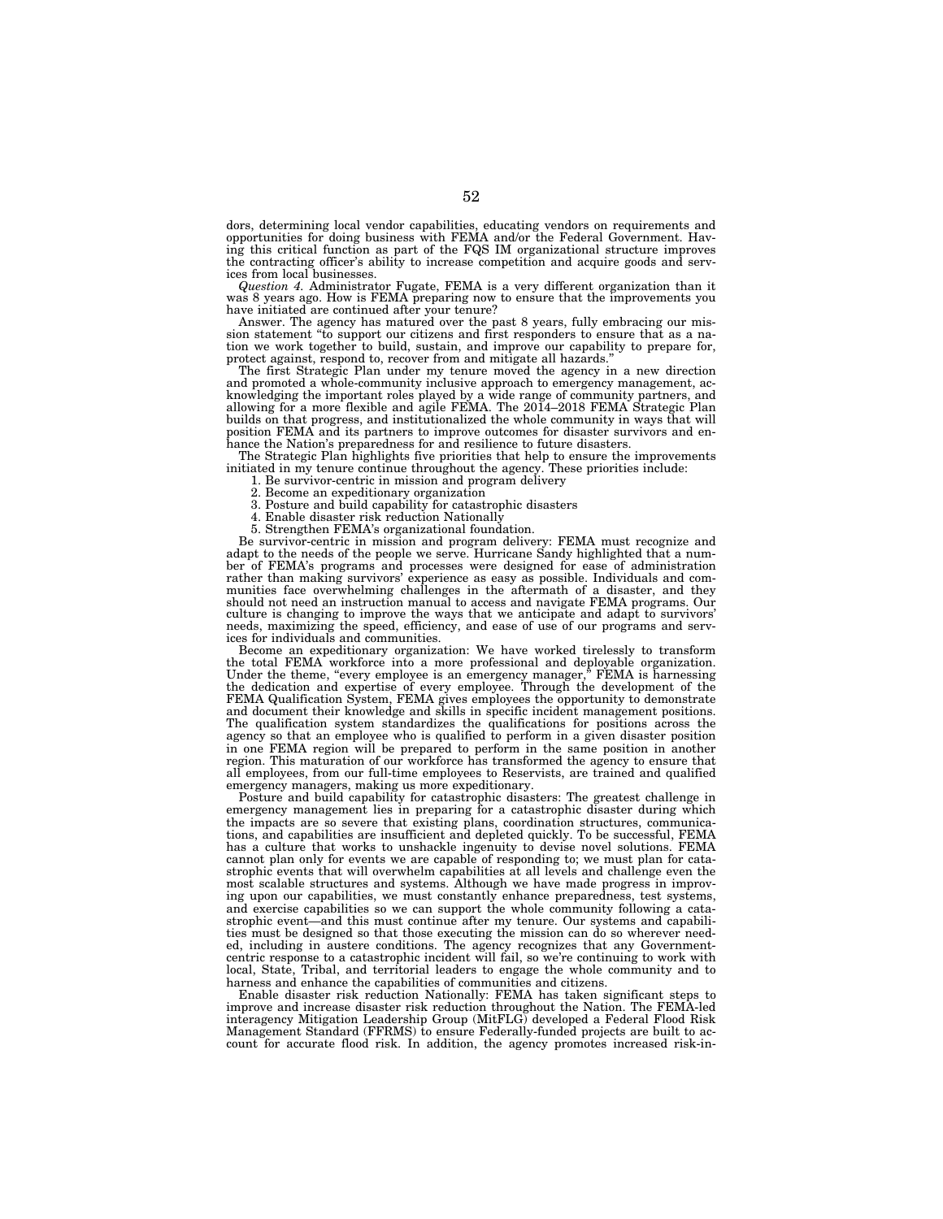dors, determining local vendor capabilities, educating vendors on requirements and opportunities for doing business with FEMA and/or the Federal Government. Having this critical function as part of the FQS IM organizational structure improves the contracting officer's ability to increase competition and acquire goods and services from local businesses.

*Question 4.* Administrator Fugate, FEMA is a very different organization than it was 8 years ago. How is FEMA preparing now to ensure that the improvements you have initiated are continued after your tenure?

Answer. The agency has matured over the past 8 years, fully embracing our mission statement "to support our citizens and first responders to ensure that as a nation we work together to build, sustain, and improve our capability to prepare for, protect against, respond to, recover from and mitigate all hazards."

The first Strategic Plan under my tenure moved the agency in a new direction and promoted a whole-community inclusive approach to emergency management, acknowledging the important roles played by a wide range of community partners, and allowing for a more flexible and agile FEMA. The 2014–2018 FEMA Strategic Plan builds on that progress, and institutionalized the whole community in ways that will position FEMA and its partners to improve outcomes for disaster survivors and enhance the Nation's preparedness for and resilience to future disasters.

The Strategic Plan highlights five priorities that help to ensure the improvements initiated in my tenure continue throughout the agency. These priorities include:

1. Be survivor-centric in mission and program delivery
2. Become an expeditionary organization
3. Posture and build capability for catastrophic disasters
4. Enable disaster risk reduction Nationally
5. Strengthen FEMA's organizational foundation.

Be survivor-centric in mission and program delivery: FEMA must recognize and adapt to the needs of the people we serve. Hurricane Sandy highlighted that a number of FEMA's programs and processes were designed for ease of administration rather than making survivors' experience as easy as possible. Individuals and communities face overwhelming challenges in the aftermath of a disaster, and they should not need an instruction manual to access and navigate FEMA programs. Our culture is changing to improve the ways that we anticipate and adapt to survivors' needs, maximizing the speed, efficiency, and ease of use of our programs and services for individuals and communities.

Become an expeditionary organization: We have worked tirelessly to transform the total FEMA workforce into a more professional and deployable organization. Under the theme, "every employee is an emergency manager," FEMA is harnessing the dedication and expertise of every employee. Through the development of the FEMA Qualification System, FEMA gives employees the opportunity to demonstrate and document their knowledge and skills in specific incident management positions. The qualification system standardizes the qualifications for positions across the agency so that an employee who is qualified to perform in a given disaster position in one FEMA region will be prepared to perform in the same position in another region. This maturation of our workforce has transformed the agency to ensure that all employees, from our full-time employees to Reservists, are trained and qualified emergency managers, making us more expeditionary.

Posture and build capability for catastrophic disasters: The greatest challenge in emergency management lies in preparing for a catastrophic disaster during which the impacts are so severe that existing plans, coordination structures, communications, and capabilities are insufficient and depleted quickly. To be successful, FEMA has a culture that works to unshackle ingenuity to devise novel solutions. FEMA cannot plan only for events we are capable of responding to; we must plan for catastrophic events that will overwhelm capabilities at all levels and challenge even the most scalable structures and systems. Although we have made progress in improving upon our capabilities, we must constantly enhance preparedness, test systems, and exercise capabilities so we can support the whole community following a catastrophic event—and this must continue after my tenure. Our systems and capabilities must be designed so that those executing the mission can do so wherever needed, including in austere conditions. The agency recognizes that any Government-centric response to a catastrophic incident will fail, so we're continuing to work with local, State, Tribal, and territorial leaders to engage the whole community and to harness and enhance the capabilities of communities and citizens.

Enable disaster risk reduction Nationally: FEMA has taken significant steps to improve and increase disaster risk reduction throughout the Nation. The FEMA-led interagency Mitigation Leadership Group (MitFLG) developed a Federal Flood Risk Management Standard (FFRMS) to ensure Federally-funded projects are built to account for accurate flood risk. In addition, the agency promotes increased risk-in-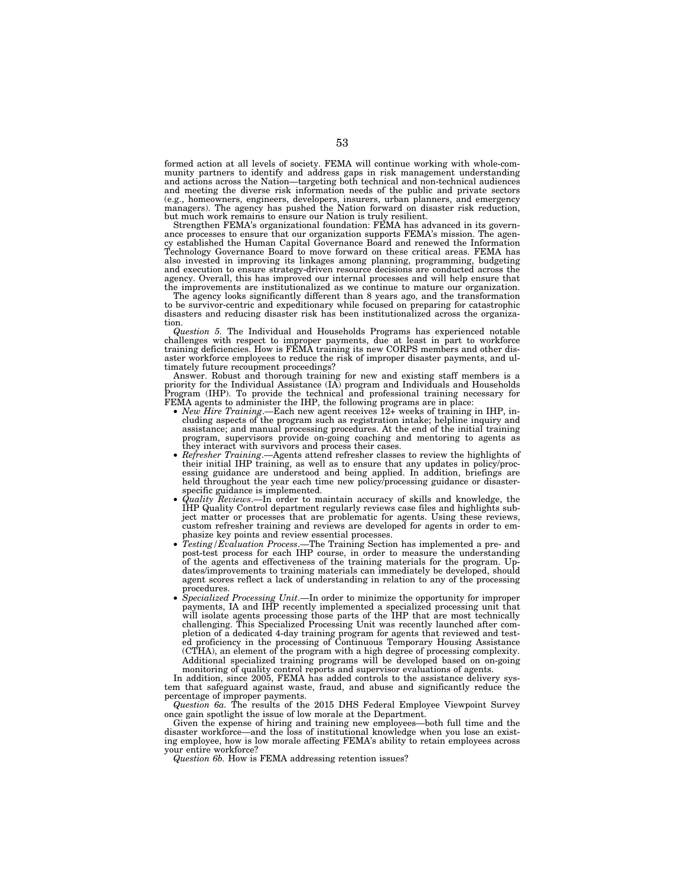formed action at all levels of society. FEMA will continue working with whole-community partners to identify and address gaps in risk management understanding and actions across the Nation—targeting both technical and non-technical audiences and meeting the diverse risk information needs of the public and private sectors (e.g., homeowners, engineers, developers, insurers, urban planners, and emergency managers). The agency has pushed the Nation forward on disaster risk reduction, but much work remains to ensure our Nation is truly resilient.

Strengthen FEMA's organizational foundation: FEMA has advanced in its governance processes to ensure that our organization supports FEMA's mission. The agency established the Human Capital Governance Board and renewed the Information Technology Governance Board to move forward on these critical areas. FEMA has also invested in improving its linkages among planning, programming, budgeting and execution to ensure strategy-driven resource decisions are conducted across the agency. Overall, this has improved our internal processes and will help ensure that the improvements are institutionalized as we continue to mature our organization.

The agency looks significantly different than 8 years ago, and the transformation to be survivor-centric and expeditionary while focused on preparing for catastrophic disasters and reducing disaster risk has been institutionalized across the organization.

*Question 5.* The Individual and Households Programs has experienced notable challenges with respect to improper payments, due at least in part to workforce training deficiencies. How is FEMA training its new CORPS members and other disaster workforce employees to reduce the risk of improper disaster payments, and ultimately future recoupment proceedings?

Answer. Robust and thorough training for new and existing staff members is a priority for the Individual Assistance (IA) program and Individuals and Households Program (IHP). To provide the technical and professional training necessary for FEMA agents to administer the IHP, the following programs are in place:

- *New Hire Training*.—Each new agent receives 12+ weeks of training in IHP, including aspects of the program such as registration intake; helpline inquiry and assistance; and manual processing procedures. At the end of the initial training program, supervisors provide on-going coaching and mentoring to agents as they interact with survivors and process their cases.
- *Refresher Training*.—Agents attend refresher classes to review the highlights of their initial IHP training, as well as to ensure that any updates in policy/processing guidance are understood and being applied. In addition, briefings are held throughout the year each time new policy/processing guidance or disaster-specific guidance is implemented.
- *Quality Reviews*.—In order to maintain accuracy of skills and knowledge, the IHP Quality Control department regularly reviews case files and highlights subject matter or processes that are problematic for agents. Using these reviews, custom refresher training and reviews are developed for agents in order to emphasize key points and review essential processes.
- *Testing/Evaluation Process*.—The Training Section has implemented a pre- and post-test process for each IHP course, in order to measure the understanding of the agents and effectiveness of the training materials for the program. Updates/improvements to training materials can immediately be developed, should agent scores reflect a lack of understanding in relation to any of the processing procedures.
- *Specialized Processing Unit*.—In order to minimize the opportunity for improper payments, IA and IHP recently implemented a specialized processing unit that will isolate agents processing those parts of the IHP that are most technically challenging. This Specialized Processing Unit was recently launched after completion of a dedicated 4-day training program for agents that reviewed and tested proficiency in the processing of Continuous Temporary Housing Assistance (CTHA), an element of the program with a high degree of processing complexity. Additional specialized training programs will be developed based on on-going monitoring of quality control reports and supervisor evaluations of agents.

In addition, since 2005, FEMA has added controls to the assistance delivery system that safeguard against waste, fraud, and abuse and significantly reduce the percentage of improper payments.

*Question 6a.* The results of the 2015 DHS Federal Employee Viewpoint Survey once gain spotlight the issue of low morale at the Department.

Given the expense of hiring and training new employees—both full time and the disaster workforce—and the loss of institutional knowledge when you lose an existing employee, how is low morale affecting FEMA's ability to retain employees across your entire workforce?

*Question 6b.* How is FEMA addressing retention issues?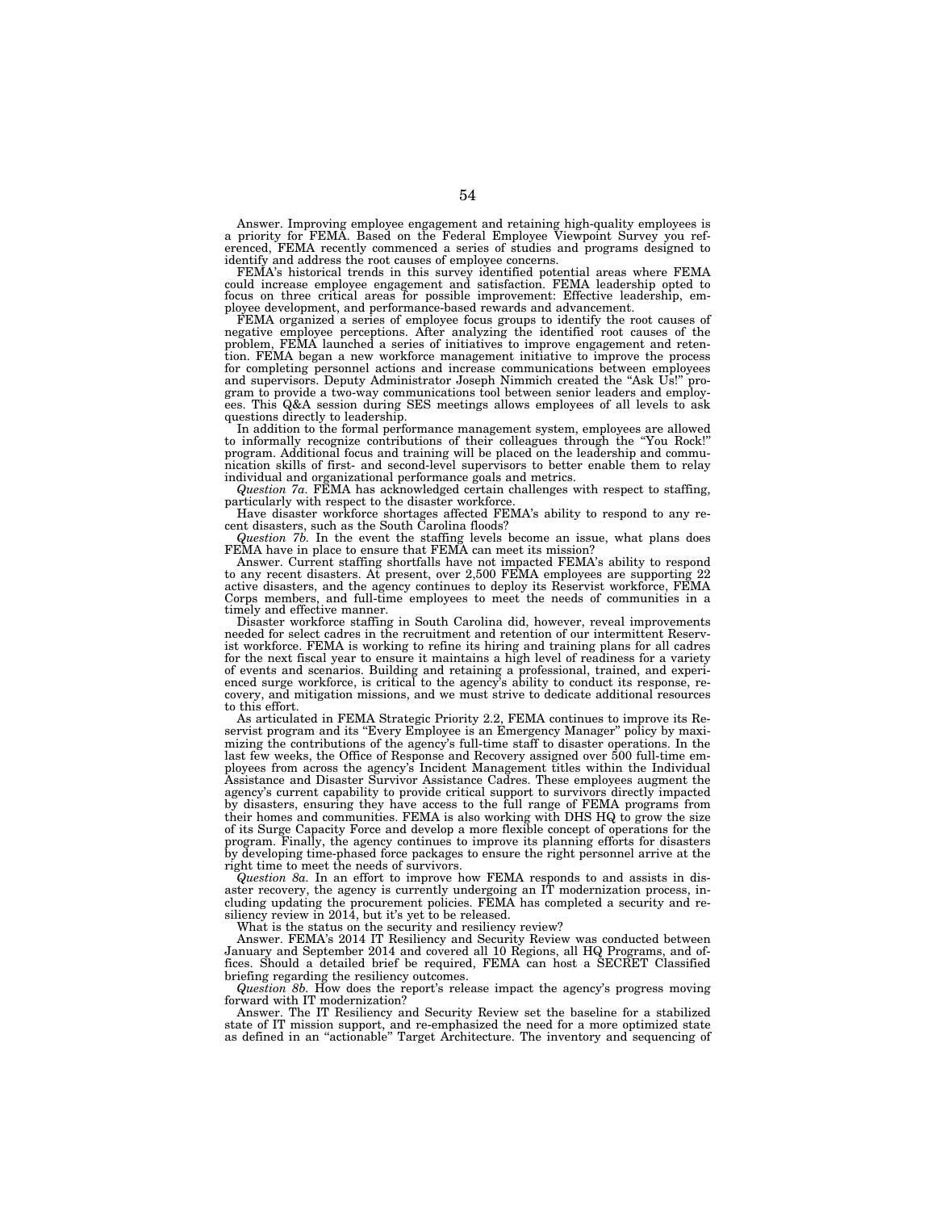Answer. Improving employee engagement and retaining high-quality employees is a priority for FEMA. Based on the Federal Employee Viewpoint Survey you referenced, FEMA recently commenced a series of studies and programs designed to identify and address the root causes of employee concerns.

FEMA's historical trends in this survey identified potential areas where FEMA could increase employee engagement and satisfaction. FEMA leadership opted to focus on three critical areas for possible improvement: Effective leadership, employee development, and performance-based rewards and advancement.

FEMA organized a series of employee focus groups to identify the root causes of negative employee perceptions. After analyzing the identified root causes of the problem, FEMA launched a series of initiatives to improve engagement and retention. FEMA began a new workforce management initiative to improve the process for completing personnel actions and increase communications between employees and supervisors. Deputy Administrator Joseph Nimmich created the "Ask Us!" program to provide a two-way communications tool between senior leaders and employees. This Q&A session during SES meetings allows employees of all levels to ask questions directly to leadership.

In addition to the formal performance management system, employees are allowed to informally recognize contributions of their colleagues through the "You Rock!" program. Additional focus and training will be placed on the leadership and communication skills of first- and second-level supervisors to better enable them to relay individual and organizational performance goals and metrics.

*Question 7a.* FEMA has acknowledged certain challenges with respect to staffing, particularly with respect to the disaster workforce.

Have disaster workforce shortages affected FEMA's ability to respond to any recent disasters, such as the South Carolina floods?

*Question 7b.* In the event the staffing levels become an issue, what plans does FEMA have in place to ensure that FEMA can meet its mission?

Answer. Current staffing shortfalls have not impacted FEMA's ability to respond to any recent disasters. At present, over 2,500 FEMA employees are supporting 22 active disasters, and the agency continues to deploy its Reservist workforce, FEMA Corps members, and full-time employees to meet the needs of communities in a timely and effective manner.

Disaster workforce staffing in South Carolina did, however, reveal improvements needed for select cadres in the recruitment and retention of our intermittent Reservist workforce. FEMA is working to refine its hiring and training plans for all cadres for the next fiscal year to ensure it maintains a high level of readiness for a variety of events and scenarios. Building and retaining a professional, trained, and experienced surge workforce, is critical to the agency's ability to conduct its response, recovery, and mitigation missions, and we must strive to dedicate additional resources to this effort.

As articulated in FEMA Strategic Priority 2.2, FEMA continues to improve its Reservist program and its "Every Employee is an Emergency Manager" policy by maximizing the contributions of the agency's full-time staff to disaster operations. In the last few weeks, the Office of Response and Recovery assigned over 500 full-time employees from across the agency's Incident Management titles within the Individual Assistance and Disaster Survivor Assistance Cadres. These employees augment the agency's current capability to provide critical support to survivors directly impacted by disasters, ensuring they have access to the full range of FEMA programs from their homes and communities. FEMA is also working with DHS HQ to grow the size of its Surge Capacity Force and develop a more flexible concept of operations for the program. Finally, the agency continues to improve its planning efforts for disasters by developing time-phased force packages to ensure the right personnel arrive at the right time to meet the needs of survivors.

*Question 8a.* In an effort to improve how FEMA responds to and assists in disaster recovery, the agency is currently undergoing an IT modernization process, including updating the procurement policies. FEMA has completed a security and resiliency review in 2014, but it's yet to be released.

What is the status on the security and resiliency review?

Answer. FEMA's 2014 IT Resiliency and Security Review was conducted between January and September 2014 and covered all 10 Regions, all HQ Programs, and offices. Should a detailed brief be required, FEMA can host a SECRET Classified briefing regarding the resiliency outcomes.

*Question 8b.* How does the report's release impact the agency's progress moving forward with IT modernization?

Answer. The IT Resiliency and Security Review set the baseline for a stabilized state of IT mission support, and re-emphasized the need for a more optimized state as defined in an "actionable" Target Architecture. The inventory and sequencing of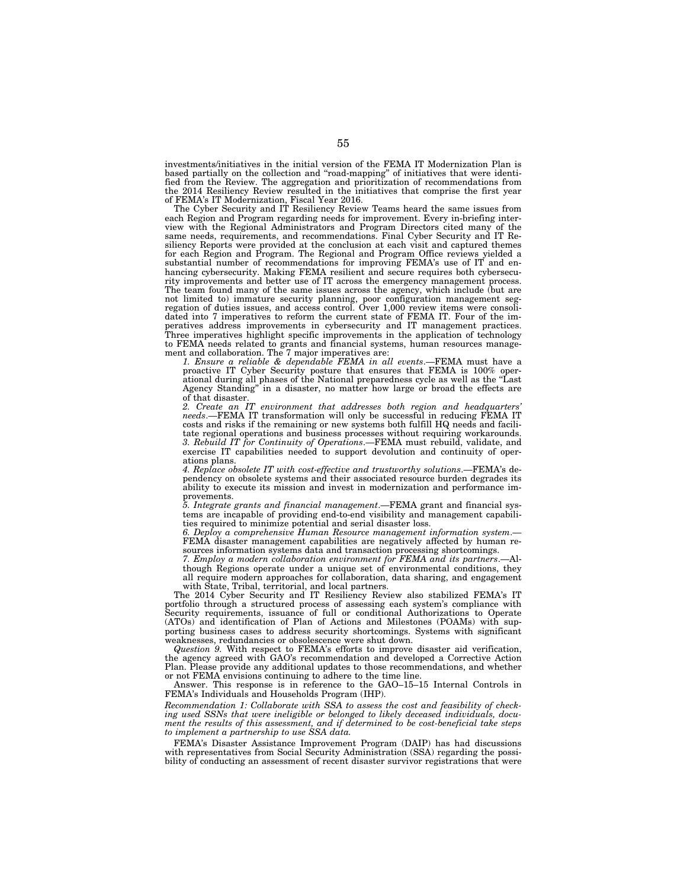investments/initiatives in the initial version of the FEMA IT Modernization Plan is based partially on the collection and "road-mapping" of initiatives that were identified from the Review. The aggregation and prioritization of recommendations from the 2014 Resiliency Review resulted in the initiatives that comprise the first year of FEMA's IT Modernization, Fiscal Year 2016.

The Cyber Security and IT Resiliency Review Teams heard the same issues from each Region and Program regarding needs for improvement. Every in-briefing interview with the Regional Administrators and Program Directors cited many of the same needs, requirements, and recommendations. Final Cyber Security and IT Resiliency Reports were provided at the conclusion at each visit and captured themes for each Region and Program. The Regional and Program Office reviews yielded a substantial number of recommendations for improving FEMA's use of IT and enhancing cybersecurity. Making FEMA resilient and secure requires both cybersecurity improvements and better use of IT across the emergency management process. The team found many of the same issues across the agency, which include (but are not limited to) immature security planning, poor configuration management segregation of duties issues, and access control. Over 1,000 review items were consolidated into 7 imperatives to reform the current state of FEMA IT. Four of the imperatives address improvements in cybersecurity and IT management practices. Three imperatives highlight specific improvements in the application of technology to FEMA needs related to grants and financial systems, human resources management and collaboration. The 7 major imperatives are:

*1. Ensure a reliable & dependable FEMA in all events*.—FEMA must have a proactive IT Cyber Security posture that ensures that FEMA is 100% operational during all phases of the National preparedness cycle as well as the "Last Agency Standing" in a disaster, no matter how large or broad the effects are of that disaster.

*2. Create an IT environment that addresses both region and headquarters' needs*.—FEMA IT transformation will only be successful in reducing FEMA IT costs and risks if the remaining or new systems both fulfill HQ needs and facilitate regional operations and business processes without requiring workarounds.

*3. Rebuild IT for Continuity of Operations*.—FEMA must rebuild, validate, and exercise IT capabilities needed to support devolution and continuity of operations plans.

*4. Replace obsolete IT with cost-effective and trustworthy solutions*.—FEMA's dependency on obsolete systems and their associated resource burden degrades its ability to execute its mission and invest in modernization and performance improvements.

*5. Integrate grants and financial management*.—FEMA grant and financial systems are incapable of providing end-to-end visibility and management capabilities required to minimize potential and serial disaster loss.

*6. Deploy a comprehensive Human Resource management information system*.—FEMA disaster management capabilities are negatively affected by human resources information systems data and transaction processing shortcomings.

*7. Employ a modern collaboration environment for FEMA and its partners*.—Although Regions operate under a unique set of environmental conditions, they all require modern approaches for collaboration, data sharing, and engagement with State, Tribal, territorial, and local partners.

The 2014 Cyber Security and IT Resiliency Review also stabilized FEMA's IT portfolio through a structured process of assessing each system's compliance with Security requirements, issuance of full or conditional Authorizations to Operate (ATOs) and identification of Plan of Actions and Milestones (POAMs) with supporting business cases to address security shortcomings. Systems with significant weaknesses, redundancies or obsolescence were shut down.

*Question 9*. With respect to FEMA's efforts to improve disaster aid verification, the agency agreed with GAO's recommendation and developed a Corrective Action Plan. Please provide any additional updates to those recommendations, and whether or not FEMA envisions continuing to adhere to the time line.

Answer. This response is in reference to the GAO–15–15 Internal Controls in FEMA's Individuals and Households Program (IHP).

*Recommendation 1: Collaborate with SSA to assess the cost and feasibility of checking used SSNs that were ineligible or belonged to likely deceased individuals, document the results of this assessment, and if determined to be cost-beneficial take steps to implement a partnership to use SSA data.*

FEMA's Disaster Assistance Improvement Program (DAIP) has had discussions with representatives from Social Security Administration (SSA) regarding the possibility of conducting an assessment of recent disaster survivor registrations that were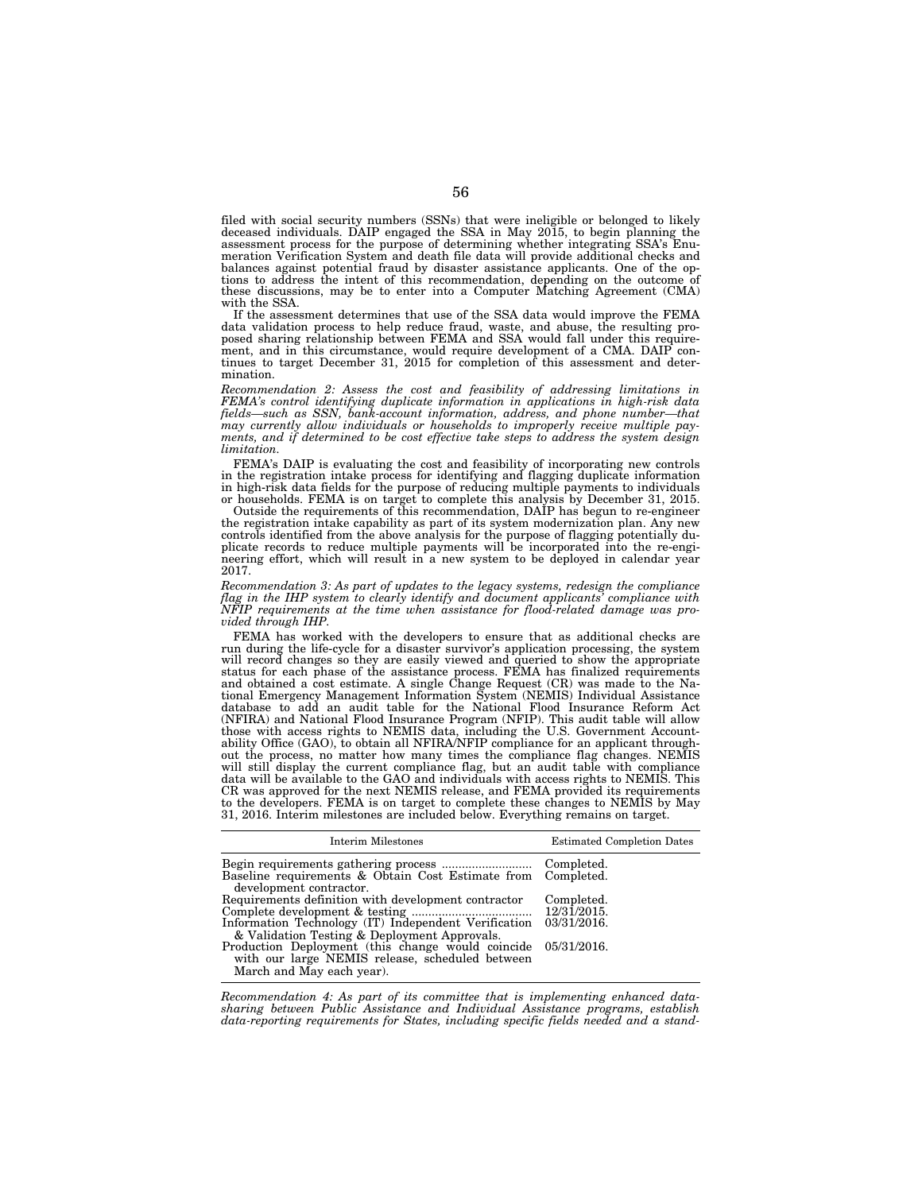filed with social security numbers (SSNs) that were ineligible or belonged to likely deceased individuals. DAIP engaged the SSA in May 2015, to begin planning the assessment process for the purpose of determining whether integrating SSA's Enumeration Verification System and death file data will provide additional checks and balances against potential fraud by disaster assistance applicants. One of the options to address the intent of this recommendation, depending on the outcome of these discussions, may be to enter into a Computer Matching Agreement (CMA) with the SSA.

If the assessment determines that use of the SSA data would improve the FEMA data validation process to help reduce fraud, waste, and abuse, the resulting proposed sharing relationship between FEMA and SSA would fall under this requirement, and in this circumstance, would require development of a CMA. DAIP continues to target December 31, 2015 for completion of this assessment and determination.

*Recommendation 2: Assess the cost and feasibility of addressing limitations in FEMA's control identifying duplicate information in applications in high-risk data fields—such as SSN, bank-account information, address, and phone number—that may currently allow individuals or households to improperly receive multiple payments, and if determined to be cost effective take steps to address the system design limitation.*

FEMA's DAIP is evaluating the cost and feasibility of incorporating new controls in the registration intake process for identifying and flagging duplicate information in high-risk data fields for the purpose of reducing multiple payments to individuals or households. FEMA is on target to complete this analysis by December 31, 2015.

Outside the requirements of this recommendation, DAIP has begun to re-engineer the registration intake capability as part of its system modernization plan. Any new controls identified from the above analysis for the purpose of flagging potentially duplicate records to reduce multiple payments will be incorporated into the re-engineering effort, which will result in a new system to be deployed in calendar year 2017.

*Recommendation 3: As part of updates to the legacy systems, redesign the compliance flag in the IHP system to clearly identify and document applicants' compliance with NFIP requirements at the time when assistance for flood-related damage was provided through IHP.*

FEMA has worked with the developers to ensure that as additional checks are run during the life-cycle for a disaster survivor's application processing, the system will record changes so they are easily viewed and queried to show the appropriate status for each phase of the assistance process. FEMA has finalized requirements and obtained a cost estimate. A single Change Request (CR) was made to the National Emergency Management Information System (NEMIS) Individual Assistance database to add an audit table for the National Flood Insurance Reform Act (NFIRA) and National Flood Insurance Program (NFIP). This audit table will allow those with access rights to NEMIS data, including the U.S. Government Accountability Office (GAO), to obtain all NFIRA/NFIP compliance for an applicant throughout the process, no matter how many times the compliance flag changes. NEMIS will still display the current compliance flag, but an audit table with compliance data will be available to the GAO and individuals with access rights to NEMIS. This CR was approved for the next NEMIS release, and FEMA provided its requirements to the developers. FEMA is on target to complete these changes to NEMIS by May 31, 2016. Interim milestones are included below. Everything remains on target.

| Interim Milestones | Estimated Completion Dates |
|---|---|
| Begin requirements gathering process | Completed. |
| Baseline requirements & Obtain Cost Estimate from development contractor. | Completed. |
| Requirements definition with development contractor | Completed. |
| Complete development & testing | 12/31/2015. |
| Information Technology (IT) Independent Verification & Validation Testing & Deployment Approvals. | 03/31/2016. |
| Production Deployment (this change would coincide with our large NEMIS release, scheduled between March and May each year). | 05/31/2016. |

*Recommendation 4: As part of its committee that is implementing enhanced data-sharing between Public Assistance and Individual Assistance programs, establish data-reporting requirements for States, including specific fields needed and a stand-*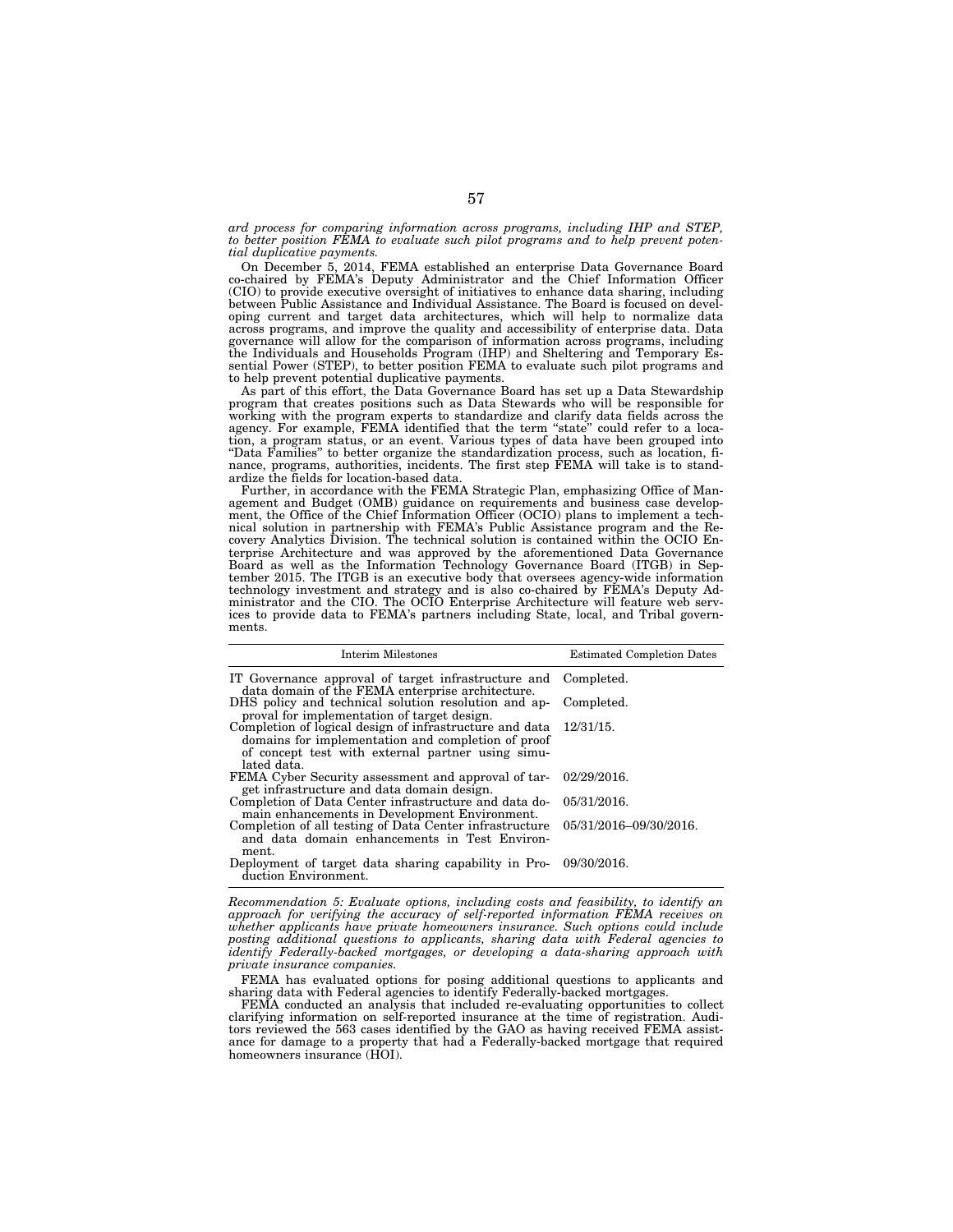*ard process for comparing information across programs, including IHP and STEP, to better position FEMA to evaluate such pilot programs and to help prevent potential duplicative payments.*

On December 5, 2014, FEMA established an enterprise Data Governance Board co-chaired by FEMA's Deputy Administrator and the Chief Information Officer (CIO) to provide executive oversight of initiatives to enhance data sharing, including between Public Assistance and Individual Assistance. The Board is focused on developing current and target data architectures, which will help to normalize data across programs, and improve the quality and accessibility of enterprise data. Data governance will allow for the comparison of information across programs, including the Individuals and Households Program (IHP) and Sheltering and Temporary Essential Power (STEP), to better position FEMA to evaluate such pilot programs and to help prevent potential duplicative payments.

As part of this effort, the Data Governance Board has set up a Data Stewardship program that creates positions such as Data Stewards who will be responsible for working with the program experts to standardize and clarify data fields across the agency. For example, FEMA identified that the term "state" could refer to a location, a program status, or an event. Various types of data have been grouped into "Data Families" to better organize the standardization process, such as location, finance, programs, authorities, incidents. The first step FEMA will take is to standardize the fields for location-based data.

Further, in accordance with the FEMA Strategic Plan, emphasizing Office of Management and Budget (OMB) guidance on requirements and business case development, the Office of the Chief Information Officer (OCIO) plans to implement a technical solution in partnership with FEMA's Public Assistance program and the Recovery Analytics Division. The technical solution is contained within the OCIO Enterprise Architecture and was approved by the aforementioned Data Governance Board as well as the Information Technology Governance Board (ITGB) in September 2015. The ITGB is an executive body that oversees agency-wide information technology investment and strategy and is also co-chaired by FEMA's Deputy Administrator and the CIO. The OCIO Enterprise Architecture will feature web services to provide data to FEMA's partners including State, local, and Tribal governments.

| Interim Milestones | Estimated Completion Dates |
|---|---|
| IT Governance approval of target infrastructure and data domain of the FEMA enterprise architecture. | Completed. |
| DHS policy and technical solution resolution and approval for implementation of target design. | Completed. |
| Completion of logical design of infrastructure and data domains for implementation and completion of proof of concept test with external partner using simulated data. | 12/31/15. |
| FEMA Cyber Security assessment and approval of target infrastructure and data domain design. | 02/29/2016. |
| Completion of Data Center infrastructure and data domain enhancements in Development Environment. | 05/31/2016. |
| Completion of all testing of Data Center infrastructure and data domain enhancements in Test Environment. | 05/31/2016–09/30/2016. |
| Deployment of target data sharing capability in Production Environment. | 09/30/2016. |

*Recommendation 5: Evaluate options, including costs and feasibility, to identify an approach for verifying the accuracy of self-reported information FEMA receives on whether applicants have private homeowners insurance. Such options could include posting additional questions to applicants, sharing data with Federal agencies to identify Federally-backed mortgages, or developing a data-sharing approach with private insurance companies.*

FEMA has evaluated options for posing additional questions to applicants and sharing data with Federal agencies to identify Federally-backed mortgages.

FEMA conducted an analysis that included re-evaluating opportunities to collect clarifying information on self-reported insurance at the time of registration. Auditors reviewed the 563 cases identified by the GAO as having received FEMA assistance for damage to a property that had a Federally-backed mortgage that required homeowners insurance (HOI).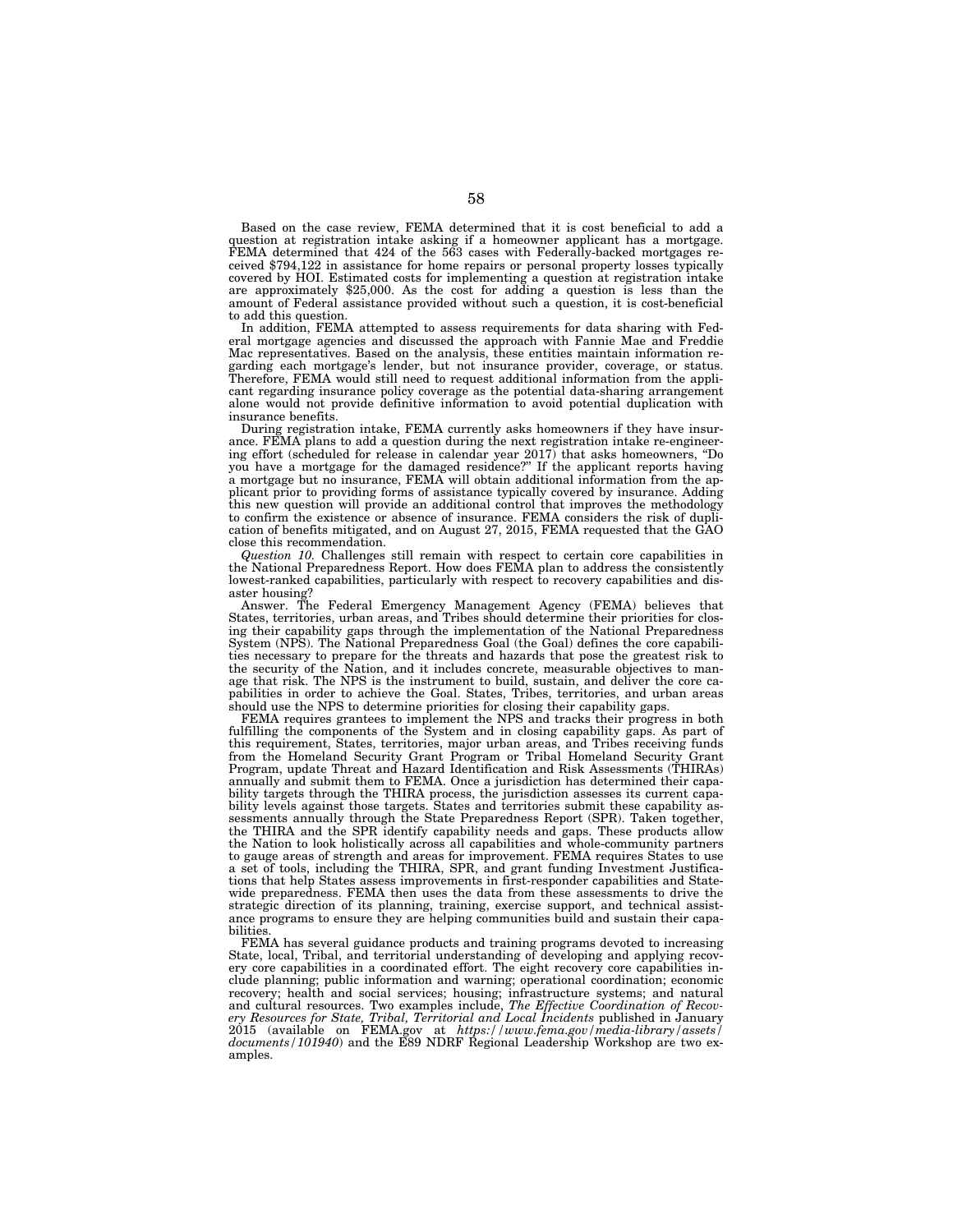Based on the case review, FEMA determined that it is cost beneficial to add a question at registration intake asking if a homeowner applicant has a mortgage. FEMA determined that 424 of the 563 cases with Federally-backed mortgages received $794,122 in assistance for home repairs or personal property losses typically covered by HOI. Estimated costs for implementing a question at registration intake are approximately $25,000. As the cost for adding a question is less than the amount of Federal assistance provided without such a question, it is cost-beneficial to add this question.

In addition, FEMA attempted to assess requirements for data sharing with Federal mortgage agencies and discussed the approach with Fannie Mae and Freddie Mac representatives. Based on the analysis, these entities maintain information regarding each mortgage's lender, but not insurance provider, coverage, or status. Therefore, FEMA would still need to request additional information from the applicant regarding insurance policy coverage as the potential data-sharing arrangement alone would not provide definitive information to avoid potential duplication with insurance benefits.

During registration intake, FEMA currently asks homeowners if they have insurance. FEMA plans to add a question during the next registration intake re-engineering effort (scheduled for release in calendar year 2017) that asks homeowners, "Do you have a mortgage for the damaged residence?" If the applicant reports having a mortgage but no insurance, FEMA will obtain additional information from the applicant prior to providing forms of assistance typically covered by insurance. Adding this new question will provide an additional control that improves the methodology to confirm the existence or absence of insurance. FEMA considers the risk of duplication of benefits mitigated, and on August 27, 2015, FEMA requested that the GAO close this recommendation.

*Question 10.* Challenges still remain with respect to certain core capabilities in the National Preparedness Report. How does FEMA plan to address the consistently lowest-ranked capabilities, particularly with respect to recovery capabilities and disaster housing?

Answer. The Federal Emergency Management Agency (FEMA) believes that States, territories, urban areas, and Tribes should determine their priorities for closing their capability gaps through the implementation of the National Preparedness System (NPS). The National Preparedness Goal (the Goal) defines the core capabilities necessary to prepare for the threats and hazards that pose the greatest risk to the security of the Nation, and it includes concrete, measurable objectives to manage that risk. The NPS is the instrument to build, sustain, and deliver the core capabilities in order to achieve the Goal. States, Tribes, territories, and urban areas should use the NPS to determine priorities for closing their capability gaps.

FEMA requires grantees to implement the NPS and tracks their progress in both fulfilling the components of the System and in closing capability gaps. As part of this requirement, States, territories, major urban areas, and Tribes receiving funds from the Homeland Security Grant Program or Tribal Homeland Security Grant Program, update Threat and Hazard Identification and Risk Assessments (THIRAs) annually and submit them to FEMA. Once a jurisdiction has determined their capability targets through the THIRA process, the jurisdiction assesses its current capability levels against those targets. States and territories submit these capability assessments annually through the State Preparedness Report (SPR). Taken together, the THIRA and the SPR identify capability needs and gaps. These products allow the Nation to look holistically across all capabilities and whole-community partners to gauge areas of strength and areas for improvement. FEMA requires States to use a set of tools, including the THIRA, SPR, and grant funding Investment Justifications that help States assess improvements in first-responder capabilities and Statewide preparedness. FEMA then uses the data from these assessments to drive the strategic direction of its planning, training, exercise support, and technical assistance programs to ensure they are helping communities build and sustain their capabilities.

FEMA has several guidance products and training programs devoted to increasing State, local, Tribal, and territorial understanding of developing and applying recovery core capabilities in a coordinated effort. The eight recovery core capabilities include planning; public information and warning; operational coordination; economic recovery; health and social services; housing; infrastructure systems; and natural and cultural resources. Two examples include, *The Effective Coordination of Recovery Resources for State, Tribal, Territorial and Local Incidents* published in January 2015 (available on FEMA.gov at *https://www.fema.gov/media-library/assets/documents/101940*) and the E89 NDRF Regional Leadership Workshop are two examples.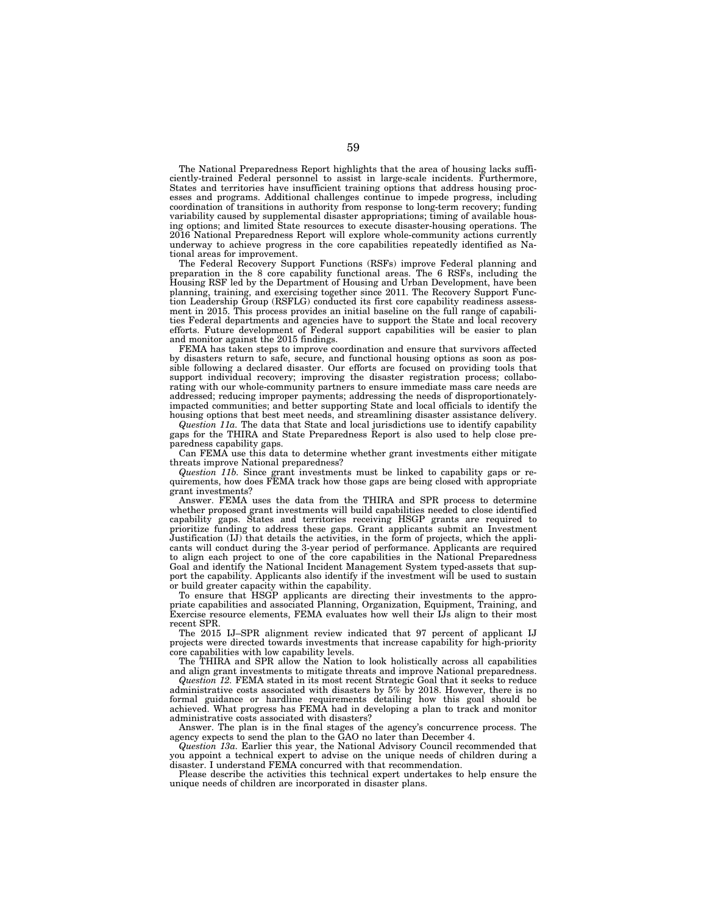The National Preparedness Report highlights that the area of housing lacks sufficiently-trained Federal personnel to assist in large-scale incidents. Furthermore, States and territories have insufficient training options that address housing processes and programs. Additional challenges continue to impede progress, including coordination of transitions in authority from response to long-term recovery; funding variability caused by supplemental disaster appropriations; timing of available housing options; and limited State resources to execute disaster-housing operations. The 2016 National Preparedness Report will explore whole-community actions currently underway to achieve progress in the core capabilities repeatedly identified as National areas for improvement.

The Federal Recovery Support Functions (RSFs) improve Federal planning and preparation in the 8 core capability functional areas. The 6 RSFs, including the Housing RSF led by the Department of Housing and Urban Development, have been planning, training, and exercising together since 2011. The Recovery Support Function Leadership Group (RSFLG) conducted its first core capability readiness assessment in 2015. This process provides an initial baseline on the full range of capabilities Federal departments and agencies have to support the State and local recovery efforts. Future development of Federal support capabilities will be easier to plan and monitor against the 2015 findings.

FEMA has taken steps to improve coordination and ensure that survivors affected by disasters return to safe, secure, and functional housing options as soon as possible following a declared disaster. Our efforts are focused on providing tools that support individual recovery; improving the disaster registration process; collaborating with our whole-community partners to ensure immediate mass care needs are addressed; reducing improper payments; addressing the needs of disproportionately-impacted communities; and better supporting State and local officials to identify the housing options that best meet needs, and streamlining disaster assistance delivery.

*Question 11a.* The data that State and local jurisdictions use to identify capability gaps for the THIRA and State Preparedness Report is also used to help close preparedness capability gaps.

Can FEMA use this data to determine whether grant investments either mitigate threats improve National preparedness?

*Question 11b.* Since grant investments must be linked to capability gaps or requirements, how does FEMA track how those gaps are being closed with appropriate grant investments?

Answer. FEMA uses the data from the THIRA and SPR process to determine whether proposed grant investments will build capabilities needed to close identified capability gaps. States and territories receiving HSGP grants are required to prioritize funding to address these gaps. Grant applicants submit an Investment Justification (IJ) that details the activities, in the form of projects, which the applicants will conduct during the 3-year period of performance. Applicants are required to align each project to one of the core capabilities in the National Preparedness Goal and identify the National Incident Management System typed-assets that support the capability. Applicants also identify if the investment will be used to sustain or build greater capacity within the capability.

To ensure that HSGP applicants are directing their investments to the appropriate capabilities and associated Planning, Organization, Equipment, Training, and Exercise resource elements, FEMA evaluates how well their IJs align to their most recent SPR.

The 2015 IJ–SPR alignment review indicated that 97 percent of applicant IJ projects were directed towards investments that increase capability for high-priority core capabilities with low capability levels.

The THIRA and SPR allow the Nation to look holistically across all capabilities and align grant investments to mitigate threats and improve National preparedness.

*Question 12.* FEMA stated in its most recent Strategic Goal that it seeks to reduce administrative costs associated with disasters by 5% by 2018. However, there is no formal guidance or hardline requirements detailing how this goal should be achieved. What progress has FEMA had in developing a plan to track and monitor administrative costs associated with disasters?

Answer. The plan is in the final stages of the agency's concurrence process. The agency expects to send the plan to the GAO no later than December 4.

*Question 13a.* Earlier this year, the National Advisory Council recommended that you appoint a technical expert to advise on the unique needs of children during a disaster. I understand FEMA concurred with that recommendation.

Please describe the activities this technical expert undertakes to help ensure the unique needs of children are incorporated in disaster plans.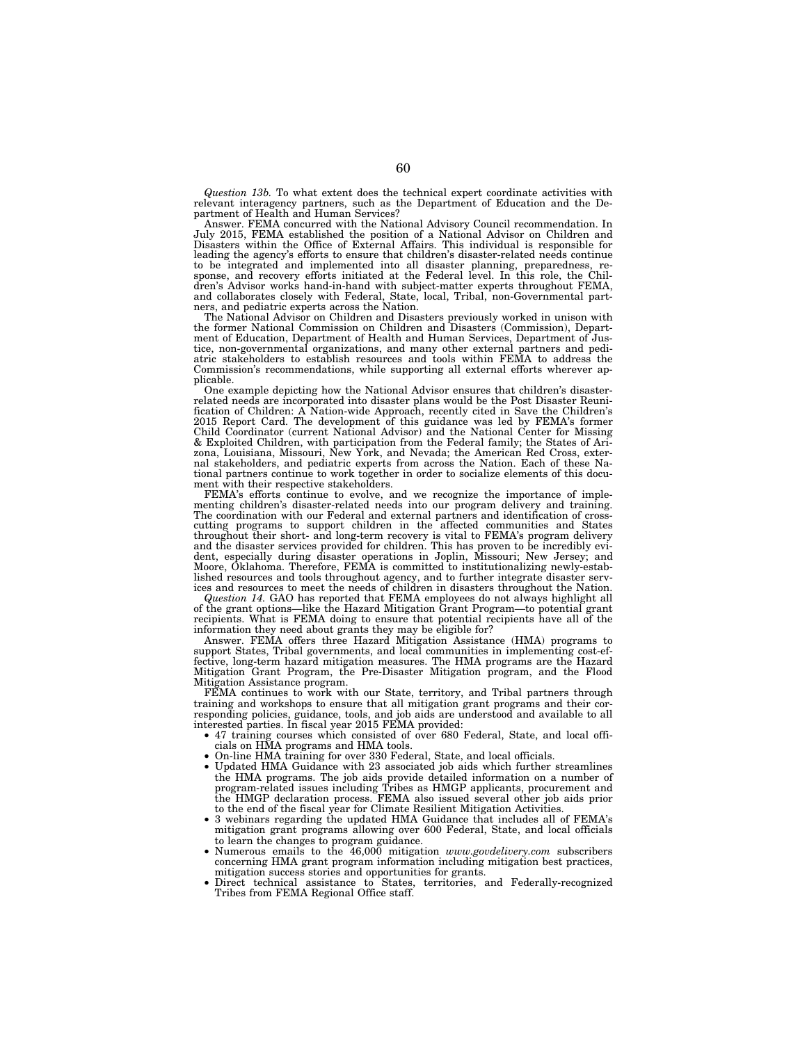*Question 13b.* To what extent does the technical expert coordinate activities with relevant interagency partners, such as the Department of Education and the Department of Health and Human Services?

Answer. FEMA concurred with the National Advisory Council recommendation. In July 2015, FEMA established the position of a National Advisor on Children and Disasters within the Office of External Affairs. This individual is responsible for leading the agency's efforts to ensure that children's disaster-related needs continue to be integrated and implemented into all disaster planning, preparedness, response, and recovery efforts initiated at the Federal level. In this role, the Children's Advisor works hand-in-hand with subject-matter experts throughout FEMA, and collaborates closely with Federal, State, local, Tribal, non-Governmental partners, and pediatric experts across the Nation.

The National Advisor on Children and Disasters previously worked in unison with the former National Commission on Children and Disasters (Commission), Department of Education, Department of Health and Human Services, Department of Justice, non-governmental organizations, and many other external partners and pediatric stakeholders to establish resources and tools within FEMA to address the Commission's recommendations, while supporting all external efforts wherever applicable.

One example depicting how the National Advisor ensures that children's disaster-related needs are incorporated into disaster plans would be the Post Disaster Reunification of Children: A Nation-wide Approach, recently cited in Save the Children's 2015 Report Card. The development of this guidance was led by FEMA's former Child Coordinator (current National Advisor) and the National Center for Missing & Exploited Children, with participation from the Federal family; the States of Arizona, Louisiana, Missouri, New York, and Nevada; the American Red Cross, external stakeholders, and pediatric experts from across the Nation. Each of these National partners continue to work together in order to socialize elements of this document with their respective stakeholders.

FEMA's efforts continue to evolve, and we recognize the importance of implementing children's disaster-related needs into our program delivery and training. The coordination with our Federal and external partners and identification of cross-cutting programs to support children in the affected communities and States throughout their short- and long-term recovery is vital to FEMA's program delivery and the disaster services provided for children. This has proven to be incredibly evident, especially during disaster operations in Joplin, Missouri; New Jersey; and Moore, Oklahoma. Therefore, FEMA is committed to institutionalizing newly-established resources and tools throughout agency, and to further integrate disaster services and resources to meet the needs of children in disasters throughout the Nation.

*Question 14.* GAO has reported that FEMA employees do not always highlight all of the grant options—like the Hazard Mitigation Grant Program—to potential grant recipients. What is FEMA doing to ensure that potential recipients have all of the information they need about grants they may be eligible for?

Answer. FEMA offers three Hazard Mitigation Assistance (HMA) programs to support States, Tribal governments, and local communities in implementing cost-effective, long-term hazard mitigation measures. The HMA programs are the Hazard Mitigation Grant Program, the Pre-Disaster Mitigation program, and the Flood Mitigation Assistance program.

FEMA continues to work with our State, territory, and Tribal partners through training and workshops to ensure that all mitigation grant programs and their corresponding policies, guidance, tools, and job aids are understood and available to all interested parties. In fiscal year 2015 FEMA provided:

- 47 training courses which consisted of over 680 Federal, State, and local officials on HMA programs and HMA tools.
- On-line HMA training for over 330 Federal, State, and local officials.
- Updated HMA Guidance with 23 associated job aids which further streamlines the HMA programs. The job aids provide detailed information on a number of program-related issues including Tribes as HMGP applicants, procurement and the HMGP declaration process. FEMA also issued several other job aids prior to the end of the fiscal year for Climate Resilient Mitigation Activities.
- 3 webinars regarding the updated HMA Guidance that includes all of FEMA's mitigation grant programs allowing over 600 Federal, State, and local officials to learn the changes to program guidance.
- Numerous emails to the 46,000 mitigation *www.govdelivery.com* subscribers concerning HMA grant program information including mitigation best practices, mitigation success stories and opportunities for grants.
- Direct technical assistance to States, territories, and Federally-recognized Tribes from FEMA Regional Office staff.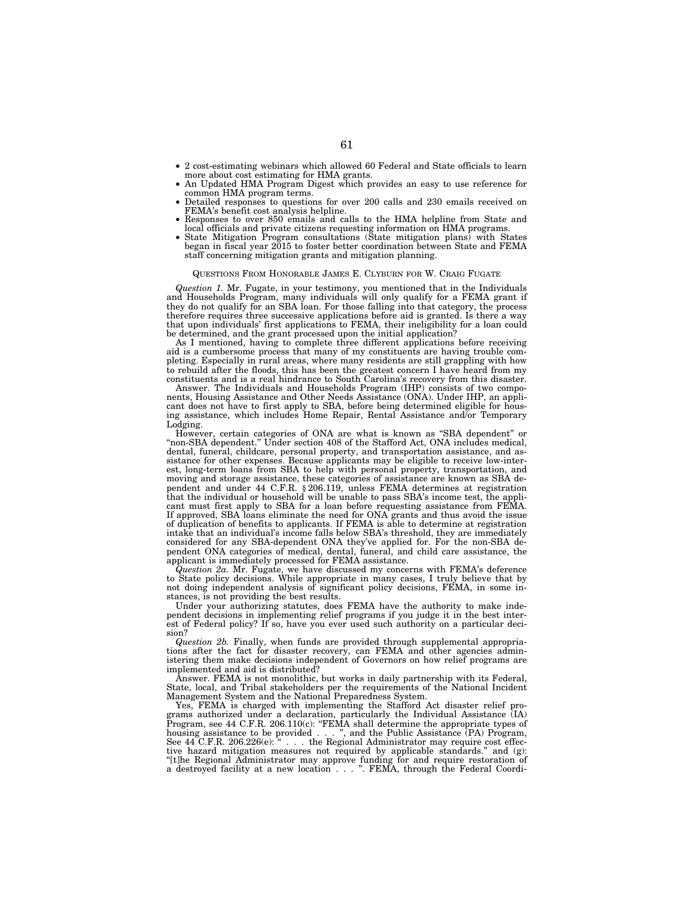- 2 cost-estimating webinars which allowed 60 Federal and State officials to learn more about cost estimating for HMA grants.
- An Updated HMA Program Digest which provides an easy to use reference for common HMA program terms.
- Detailed responses to questions for over 200 calls and 230 emails received on FEMA's benefit cost analysis helpline.
- Responses to over 850 emails and calls to the HMA helpline from State and local officials and private citizens requesting information on HMA programs.
- State Mitigation Program consultations (State mitigation plans) with States began in fiscal year 2015 to foster better coordination between State and FEMA staff concerning mitigation grants and mitigation planning.

QUESTIONS FROM HONORABLE JAMES E. CLYBURN FOR W. CRAIG FUGATE

*Question 1.* Mr. Fugate, in your testimony, you mentioned that in the Individuals and Households Program, many individuals will only qualify for a FEMA grant if they do not qualify for an SBA loan. For those falling into that category, the process therefore requires three successive applications before aid is granted. Is there a way that upon individuals' first applications to FEMA, their ineligibility for a loan could be determined, and the grant processed upon the initial application?

As I mentioned, having to complete three different applications before receiving aid is a cumbersome process that many of my constituents are having trouble completing. Especially in rural areas, where many residents are still grappling with how to rebuild after the floods, this has been the greatest concern I have heard from my constituents and is a real hindrance to South Carolina's recovery from this disaster.

Answer. The Individuals and Households Program (IHP) consists of two components, Housing Assistance and Other Needs Assistance (ONA). Under IHP, an applicant does not have to first apply to SBA, before being determined eligible for housing assistance, which includes Home Repair, Rental Assistance and/or Temporary Lodging.

However, certain categories of ONA are what is known as "SBA dependent" or "non-SBA dependent." Under section 408 of the Stafford Act, ONA includes medical, dental, funeral, childcare, personal property, and transportation assistance, and assistance for other expenses. Because applicants may be eligible to receive low-interest, long-term loans from SBA to help with personal property, transportation, and moving and storage assistance, these categories of assistance are known as SBA dependent and under 44 C.F.R. § 206.119, unless FEMA determines at registration that the individual or household will be unable to pass SBA's income test, the applicant must first apply to SBA for a loan before requesting assistance from FEMA. If approved, SBA loans eliminate the need for ONA grants and thus avoid the issue of duplication of benefits to applicants. If FEMA is able to determine at registration intake that an individual's income falls below SBA's threshold, they are immediately considered for any SBA-dependent ONA they've applied for. For the non-SBA dependent ONA categories of medical, dental, funeral, and child care assistance, the applicant is immediately processed for FEMA assistance.

*Question 2a.* Mr. Fugate, we have discussed my concerns with FEMA's deference to State policy decisions. While appropriate in many cases, I truly believe that by not doing independent analysis of significant policy decisions, FEMA, in some instances, is not providing the best results.

Under your authorizing statutes, does FEMA have the authority to make independent decisions in implementing relief programs if you judge it in the best interest of Federal policy? If so, have you ever used such authority on a particular decision?

*Question 2b.* Finally, when funds are provided through supplemental appropriations after the fact for disaster recovery, can FEMA and other agencies administering them make decisions independent of Governors on how relief programs are implemented and aid is distributed?

Answer. FEMA is not monolithic, but works in daily partnership with its Federal, State, local, and Tribal stakeholders per the requirements of the National Incident Management System and the National Preparedness System.

Yes, FEMA is charged with implementing the Stafford Act disaster relief programs authorized under a declaration, particularly the Individual Assistance (IA) Program, see 44 C.F.R. 206.110(c): "FEMA shall determine the appropriate types of housing assistance to be provided . . . ", and the Public Assistance (PA) Program, See 44 C.F.R. 206.226(e): " . . . the Regional Administrator may require cost effective hazard mitigation measures not required by applicable standards." and (g): "[t]he Regional Administrator may approve funding for and require restoration of a destroyed facility at a new location . . . ". FEMA, through the Federal Coordi-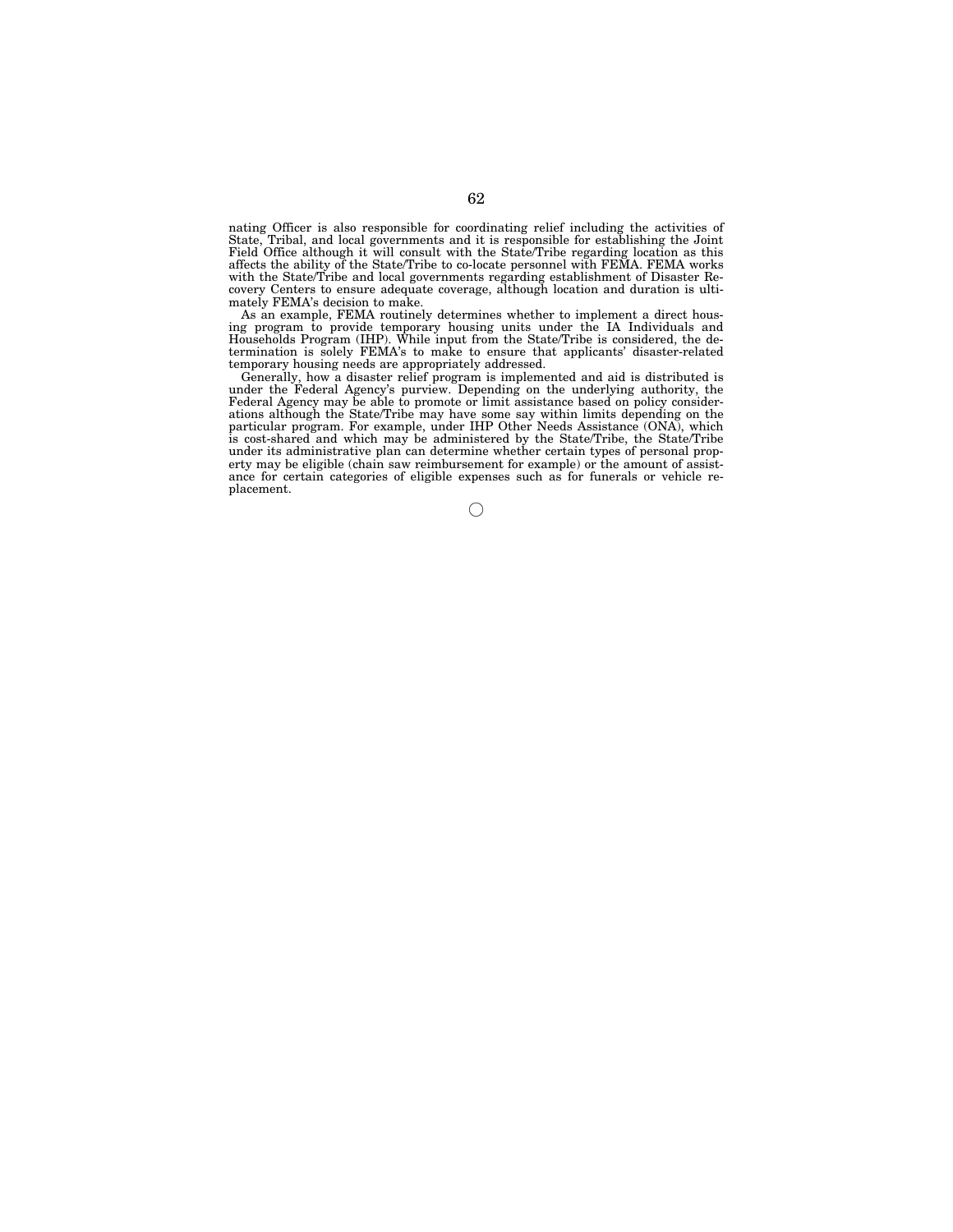nating Officer is also responsible for coordinating relief including the activities of State, Tribal, and local governments and it is responsible for establishing the Joint Field Office although it will consult with the State/Tribe regarding location as this affects the ability of the State/Tribe to co-locate personnel with FEMA. FEMA works with the State/Tribe and local governments regarding establishment of Disaster Recovery Centers to ensure adequate coverage, although location and duration is ultimately FEMA's decision to make.

As an example, FEMA routinely determines whether to implement a direct housing program to provide temporary housing units under the IA Individuals and Households Program (IHP). While input from the State/Tribe is considered, the determination is solely FEMA's to make to ensure that applicants' disaster-related temporary housing needs are appropriately addressed.

Generally, how a disaster relief program is implemented and aid is distributed is under the Federal Agency's purview. Depending on the underlying authority, the Federal Agency may be able to promote or limit assistance based on policy considerations although the State/Tribe may have some say within limits depending on the particular program. For example, under IHP Other Needs Assistance (ONA), which is cost-shared and which may be administered by the State/Tribe, the State/Tribe under its administrative plan can determine whether certain types of personal property may be eligible (chain saw reimbursement for example) or the amount of assistance for certain categories of eligible expenses such as for funerals or vehicle replacement.